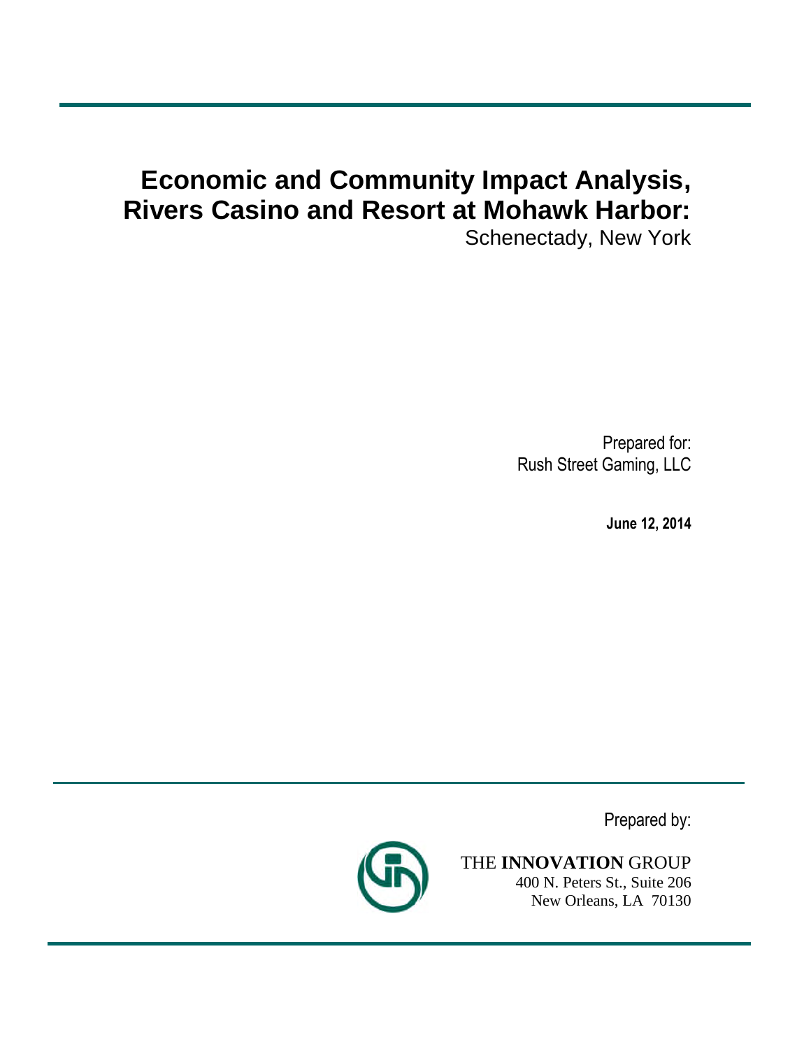# Economic and Community Impact Analysis, Rivers Casino and Resort at Mohawk Harbor:

Schenectady, New York

Prepared for:
Rush Street Gaming, LLC

**June 12, 2014**

Prepared by:

THE **INNOVATION** GROUP
400 N. Peters St., Suite 206
New Orleans, LA 70130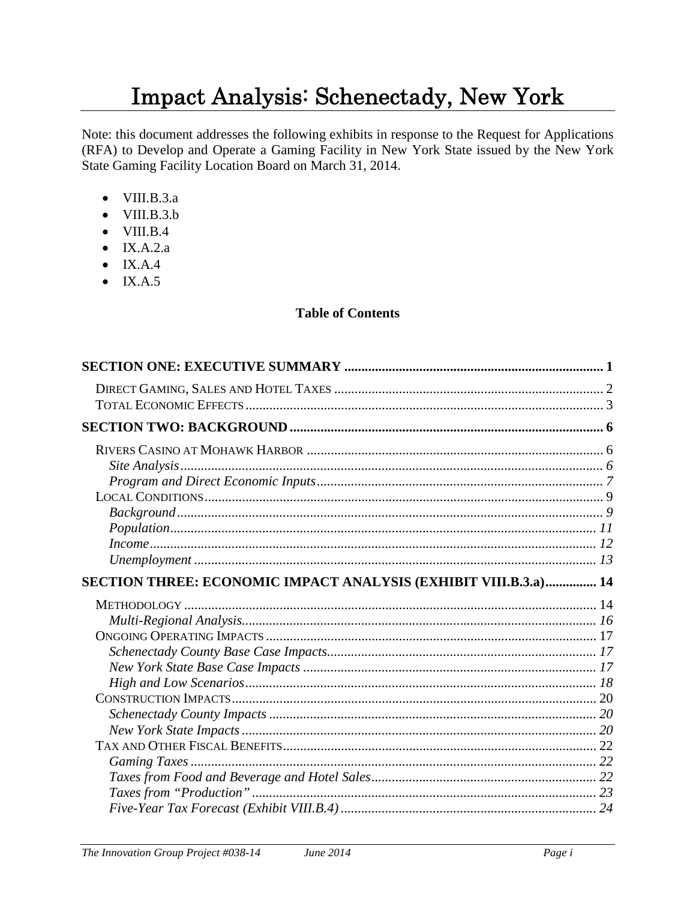# Impact Analysis: Schenectady, New York

Note: this document addresses the following exhibits in response to the Request for Applications (RFA) to Develop and Operate a Gaming Facility in New York State issued by the New York State Gaming Facility Location Board on March 31, 2014.

- VIII.B.3.a
- VIII.B.3.b
- VIII.B.4
- IX.A.2.a
- IX.A.4
- IX.A.5

**Table of Contents**

**SECTION ONE: EXECUTIVE SUMMARY** .......... 1

- DIRECT GAMING, SALES AND HOTEL TAXES .......... 2
- TOTAL ECONOMIC EFFECTS .......... 3

**SECTION TWO: BACKGROUND** .......... 6

- RIVERS CASINO AT MOHAWK HARBOR .......... 6
  - *Site Analysis* .......... 6
  - *Program and Direct Economic Inputs* .......... 7
- LOCAL CONDITIONS .......... 9
  - *Background* .......... 9
  - *Population* .......... 11
  - *Income* .......... 12
  - *Unemployment* .......... 13

**SECTION THREE: ECONOMIC IMPACT ANALYSIS (EXHIBIT VIII.B.3.a)** .......... 14

- METHODOLOGY .......... 14
  - *Multi-Regional Analysis* .......... 16
- ONGOING OPERATING IMPACTS .......... 17
  - *Schenectady County Base Case Impacts* .......... 17
  - *New York State Base Case Impacts* .......... 17
  - *High and Low Scenarios* .......... 18
- CONSTRUCTION IMPACTS .......... 20
  - *Schenectady County Impacts* .......... 20
  - *New York State Impacts* .......... 20
- TAX AND OTHER FISCAL BENEFITS .......... 22
  - *Gaming Taxes* .......... 22
  - *Taxes from Food and Beverage and Hotel Sales* .......... 22
  - *Taxes from "Production"* .......... 23
  - *Five-Year Tax Forecast (Exhibit VIII.B.4)* .......... 24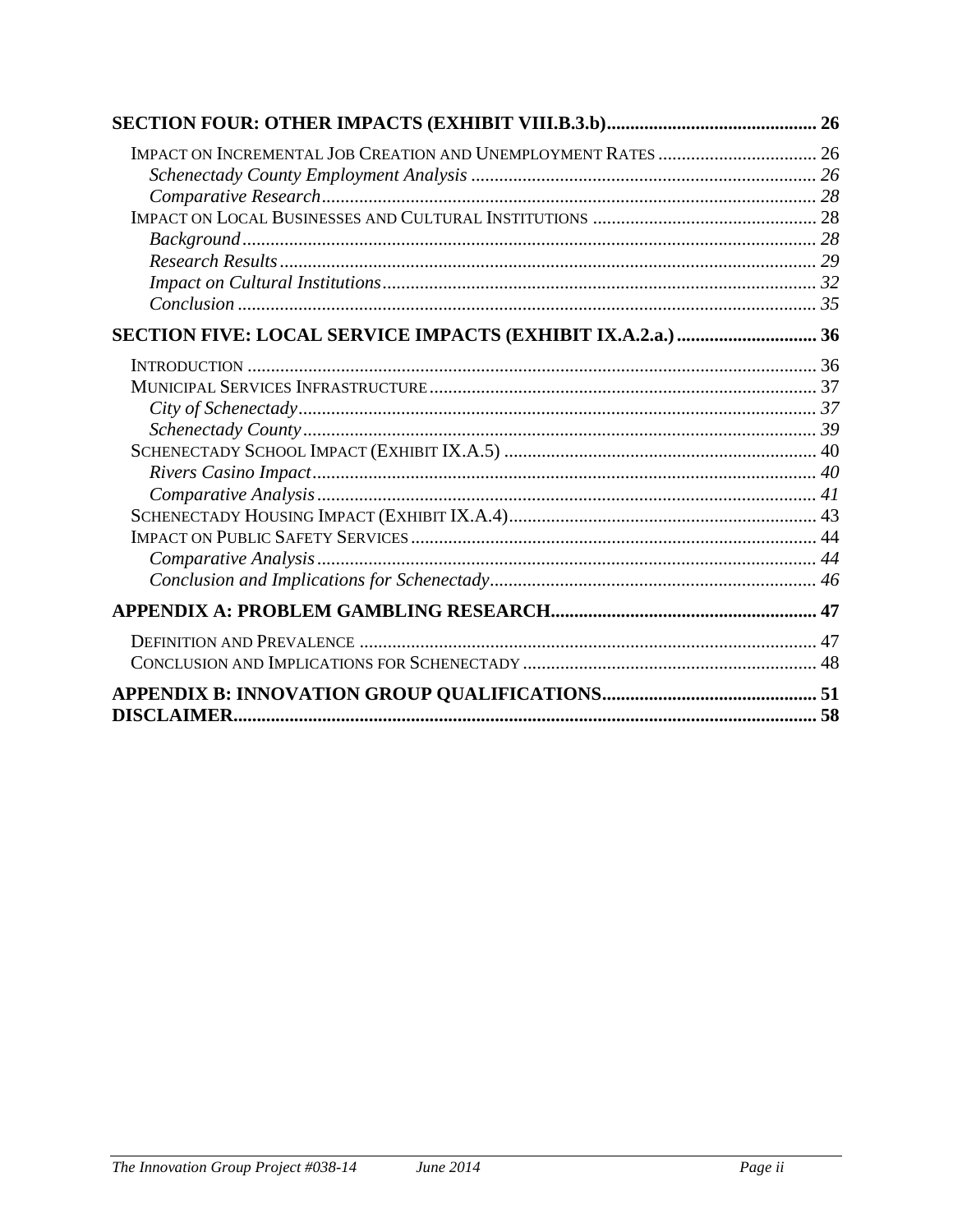**SECTION FOUR: OTHER IMPACTS (EXHIBIT VIII.B.3.b)............................................ 26**

IMPACT ON INCREMENTAL JOB CREATION AND UNEMPLOYMENT RATES .................................. 26

*Schenectady County Employment Analysis ......................................................................... 26*

*Comparative Research......................................................................................................... 28*

IMPACT ON LOCAL BUSINESSES AND CULTURAL INSTITUTIONS ............................................... 28

*Background......................................................................................................................... 28*

*Research Results.................................................................................................................. 29*

*Impact on Cultural Institutions............................................................................................ 32*

*Conclusion ........................................................................................................................... 35*

**SECTION FIVE: LOCAL SERVICE IMPACTS (EXHIBIT IX.A.2.a.) ............................. 36**

INTRODUCTION ........................................................................................................................ 36

MUNICIPAL SERVICES INFRASTRUCTURE.................................................................................. 37

*City of Schenectady.............................................................................................................. 37*

*Schenectady County............................................................................................................. 39*

SCHENECTADY SCHOOL IMPACT (EXHIBIT IX.A.5) .................................................................. 40

*Rivers Casino Impact........................................................................................................... 40*

*Comparative Analysis.......................................................................................................... 41*

SCHENECTADY HOUSING IMPACT (EXHIBIT IX.A.4).................................................................. 43

IMPACT ON PUBLIC SAFETY SERVICES...................................................................................... 44

*Comparative Analysis.......................................................................................................... 44*

*Conclusion and Implications for Schenectady..................................................................... 46*

**APPENDIX A: PROBLEM GAMBLING RESEARCH........................................................ 47**

DEFINITION AND PREVALENCE ................................................................................................. 47

CONCLUSION AND IMPLICATIONS FOR SCHENECTADY ............................................................... 48

**APPENDIX B: INNOVATION GROUP QUALIFICATIONS............................................. 51**

**DISCLAIMER............................................................................................................................ 58**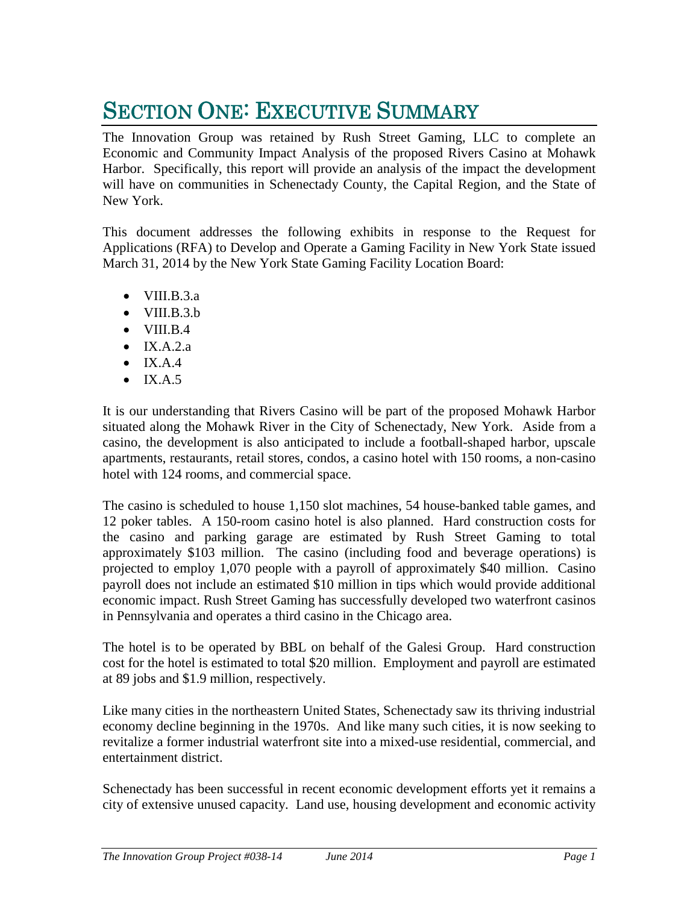# SECTION ONE: EXECUTIVE SUMMARY

The Innovation Group was retained by Rush Street Gaming, LLC to complete an Economic and Community Impact Analysis of the proposed Rivers Casino at Mohawk Harbor. Specifically, this report will provide an analysis of the impact the development will have on communities in Schenectady County, the Capital Region, and the State of New York.

This document addresses the following exhibits in response to the Request for Applications (RFA) to Develop and Operate a Gaming Facility in New York State issued March 31, 2014 by the New York State Gaming Facility Location Board:

- VIII.B.3.a
- VIII.B.3.b
- VIII.B.4
- IX.A.2.a
- IX.A.4
- IX.A.5

It is our understanding that Rivers Casino will be part of the proposed Mohawk Harbor situated along the Mohawk River in the City of Schenectady, New York. Aside from a casino, the development is also anticipated to include a football-shaped harbor, upscale apartments, restaurants, retail stores, condos, a casino hotel with 150 rooms, a non-casino hotel with 124 rooms, and commercial space.

The casino is scheduled to house 1,150 slot machines, 54 house-banked table games, and 12 poker tables. A 150-room casino hotel is also planned. Hard construction costs for the casino and parking garage are estimated by Rush Street Gaming to total approximately $103 million. The casino (including food and beverage operations) is projected to employ 1,070 people with a payroll of approximately $40 million. Casino payroll does not include an estimated $10 million in tips which would provide additional economic impact. Rush Street Gaming has successfully developed two waterfront casinos in Pennsylvania and operates a third casino in the Chicago area.

The hotel is to be operated by BBL on behalf of the Galesi Group. Hard construction cost for the hotel is estimated to total $20 million. Employment and payroll are estimated at 89 jobs and $1.9 million, respectively.

Like many cities in the northeastern United States, Schenectady saw its thriving industrial economy decline beginning in the 1970s. And like many such cities, it is now seeking to revitalize a former industrial waterfront site into a mixed-use residential, commercial, and entertainment district.

Schenectady has been successful in recent economic development efforts yet it remains a city of extensive unused capacity. Land use, housing development and economic activity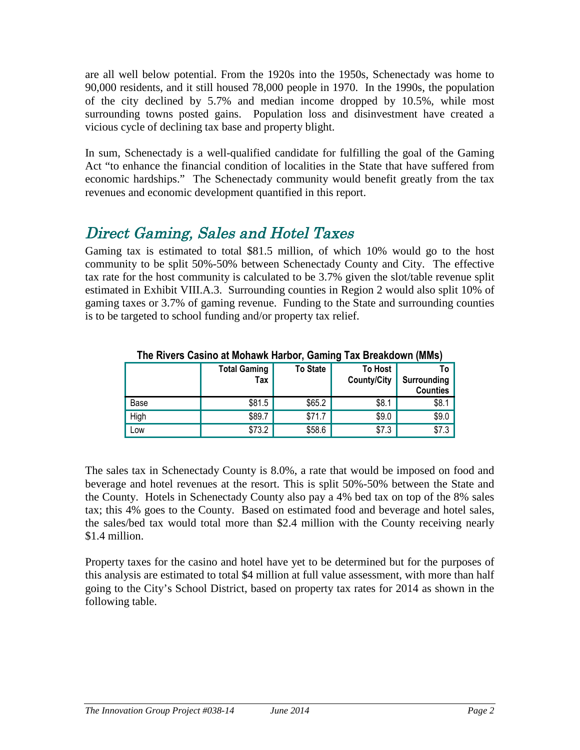are all well below potential. From the 1920s into the 1950s, Schenectady was home to 90,000 residents, and it still housed 78,000 people in 1970. In the 1990s, the population of the city declined by 5.7% and median income dropped by 10.5%, while most surrounding towns posted gains. Population loss and disinvestment have created a vicious cycle of declining tax base and property blight.

In sum, Schenectady is a well-qualified candidate for fulfilling the goal of the Gaming Act "to enhance the financial condition of localities in the State that have suffered from economic hardships." The Schenectady community would benefit greatly from the tax revenues and economic development quantified in this report.

## Direct Gaming, Sales and Hotel Taxes

Gaming tax is estimated to total $81.5 million, of which 10% would go to the host community to be split 50%-50% between Schenectady County and City. The effective tax rate for the host community is calculated to be 3.7% given the slot/table revenue split estimated in Exhibit VIII.A.3. Surrounding counties in Region 2 would also split 10% of gaming taxes or 3.7% of gaming revenue. Funding to the State and surrounding counties is to be targeted to school funding and/or property tax relief.

**The Rivers Casino at Mohawk Harbor, Gaming Tax Breakdown (MMs)**

| | Total Gaming Tax | To State | To Host County/City | To Surrounding Counties |
|---|---|---|---|---|
| Base | $81.5 | $65.2 | $8.1 | $8.1 |
| High | $89.7 | $71.7 | $9.0 | $9.0 |
| Low | $73.2 | $58.6 | $7.3 | $7.3 |

The sales tax in Schenectady County is 8.0%, a rate that would be imposed on food and beverage and hotel revenues at the resort. This is split 50%-50% between the State and the County. Hotels in Schenectady County also pay a 4% bed tax on top of the 8% sales tax; this 4% goes to the County. Based on estimated food and beverage and hotel sales, the sales/bed tax would total more than $2.4 million with the County receiving nearly $1.4 million.

Property taxes for the casino and hotel have yet to be determined but for the purposes of this analysis are estimated to total $4 million at full value assessment, with more than half going to the City's School District, based on property tax rates for 2014 as shown in the following table.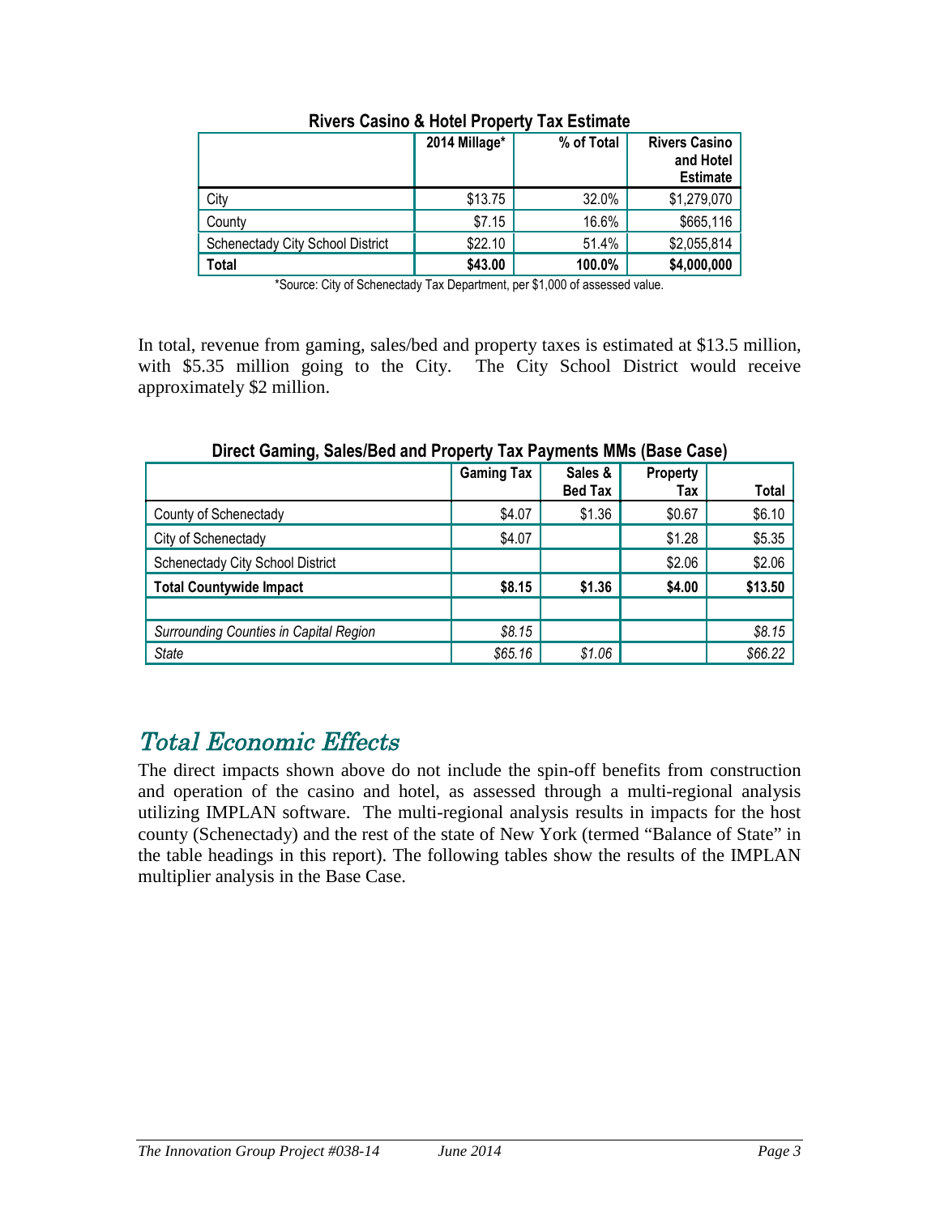**Rivers Casino & Hotel Property Tax Estimate**

| | 2014 Millage* | % of Total | Rivers Casino and Hotel Estimate |
|---|---|---|---|
| City | $13.75 | 32.0% | $1,279,070 |
| County | $7.15 | 16.6% | $665,116 |
| Schenectady City School District | $22.10 | 51.4% | $2,055,814 |
| **Total** | **$43.00** | **100.0%** | **$4,000,000** |

*Source: City of Schenectady Tax Department, per $1,000 of assessed value.

In total, revenue from gaming, sales/bed and property taxes is estimated at $13.5 million, with $5.35 million going to the City. The City School District would receive approximately $2 million.

**Direct Gaming, Sales/Bed and Property Tax Payments MMs (Base Case)**

| | Gaming Tax | Sales & Bed Tax | Property Tax | Total |
|---|---|---|---|---|
| County of Schenectady | $4.07 | $1.36 | $0.67 | $6.10 |
| City of Schenectady | $4.07 | | $1.28 | $5.35 |
| Schenectady City School District | | | $2.06 | $2.06 |
| **Total Countywide Impact** | **$8.15** | **$1.36** | **$4.00** | **$13.50** |
| | | | | |
| *Surrounding Counties in Capital Region* | *$8.15* | | | *$8.15* |
| *State* | *$65.16* | *$1.06* | | *$66.22* |

## *Total Economic Effects*

The direct impacts shown above do not include the spin-off benefits from construction and operation of the casino and hotel, as assessed through a multi-regional analysis utilizing IMPLAN software. The multi-regional analysis results in impacts for the host county (Schenectady) and the rest of the state of New York (termed "Balance of State" in the table headings in this report). The following tables show the results of the IMPLAN multiplier analysis in the Base Case.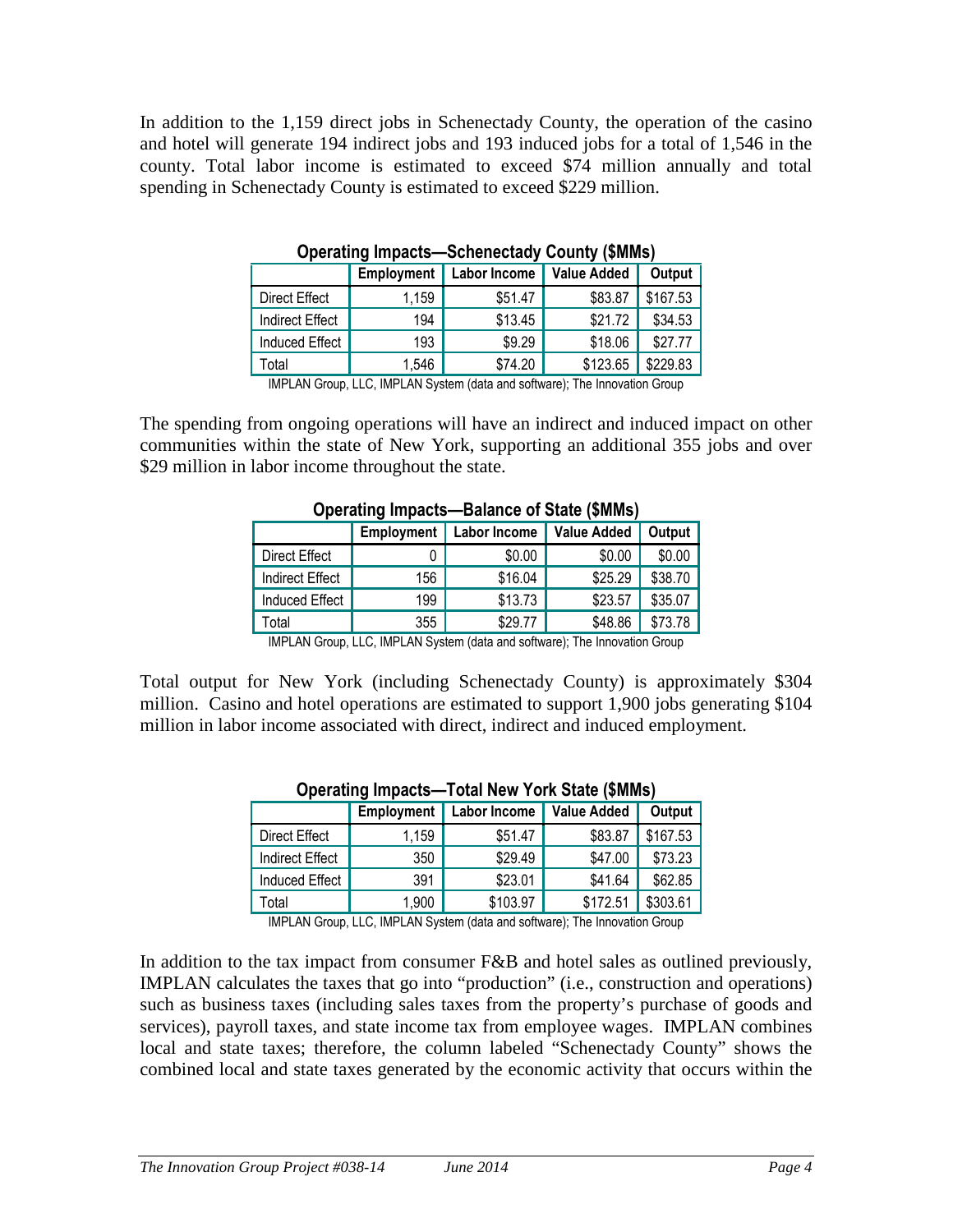In addition to the 1,159 direct jobs in Schenectady County, the operation of the casino and hotel will generate 194 indirect jobs and 193 induced jobs for a total of 1,546 in the county. Total labor income is estimated to exceed $74 million annually and total spending in Schenectady County is estimated to exceed $229 million.

**Operating Impacts—Schenectady County ($MMs)**

| | Employment | Labor Income | Value Added | Output |
|---|---|---|---|---|
| Direct Effect | 1,159 | $51.47 | $83.87 | $167.53 |
| Indirect Effect | 194 | $13.45 | $21.72 | $34.53 |
| Induced Effect | 193 | $9.29 | $18.06 | $27.77 |
| Total | 1,546 | $74.20 | $123.65 | $229.83 |

IMPLAN Group, LLC, IMPLAN System (data and software); The Innovation Group

The spending from ongoing operations will have an indirect and induced impact on other communities within the state of New York, supporting an additional 355 jobs and over $29 million in labor income throughout the state.

**Operating Impacts—Balance of State ($MMs)**

| | Employment | Labor Income | Value Added | Output |
|---|---|---|---|---|
| Direct Effect | 0 | $0.00 | $0.00 | $0.00 |
| Indirect Effect | 156 | $16.04 | $25.29 | $38.70 |
| Induced Effect | 199 | $13.73 | $23.57 | $35.07 |
| Total | 355 | $29.77 | $48.86 | $73.78 |

IMPLAN Group, LLC, IMPLAN System (data and software); The Innovation Group

Total output for New York (including Schenectady County) is approximately $304 million. Casino and hotel operations are estimated to support 1,900 jobs generating $104 million in labor income associated with direct, indirect and induced employment.

**Operating Impacts—Total New York State ($MMs)**

| | Employment | Labor Income | Value Added | Output |
|---|---|---|---|---|
| Direct Effect | 1,159 | $51.47 | $83.87 | $167.53 |
| Indirect Effect | 350 | $29.49 | $47.00 | $73.23 |
| Induced Effect | 391 | $23.01 | $41.64 | $62.85 |
| Total | 1,900 | $103.97 | $172.51 | $303.61 |

IMPLAN Group, LLC, IMPLAN System (data and software); The Innovation Group

In addition to the tax impact from consumer F&B and hotel sales as outlined previously, IMPLAN calculates the taxes that go into "production" (i.e., construction and operations) such as business taxes (including sales taxes from the property's purchase of goods and services), payroll taxes, and state income tax from employee wages. IMPLAN combines local and state taxes; therefore, the column labeled "Schenectady County" shows the combined local and state taxes generated by the economic activity that occurs within the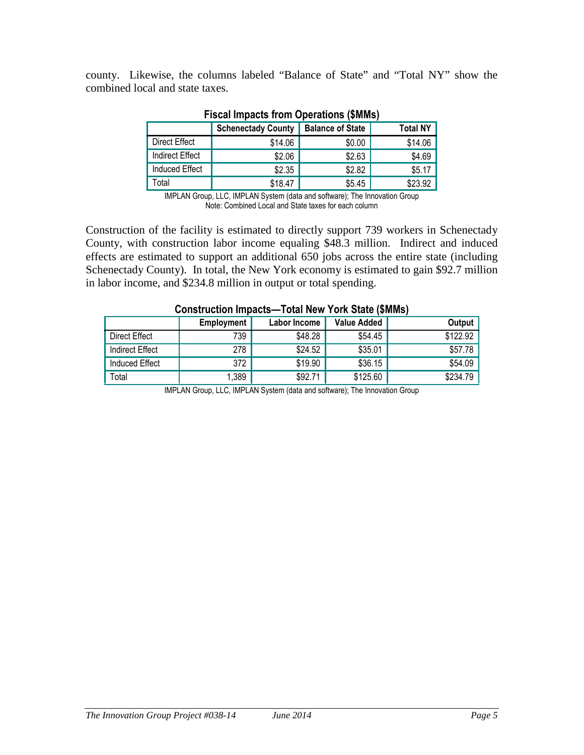county. Likewise, the columns labeled "Balance of State" and "Total NY" show the combined local and state taxes.

**Fiscal Impacts from Operations ($MMs)**

| | Schenectady County | Balance of State | Total NY |
|---|---|---|---|
| Direct Effect | $14.06 | $0.00 | $14.06 |
| Indirect Effect | $2.06 | $2.63 | $4.69 |
| Induced Effect | $2.35 | $2.82 | $5.17 |
| Total | $18.47 | $5.45 | $23.92 |

IMPLAN Group, LLC, IMPLAN System (data and software); The Innovation Group
Note: Combined Local and State taxes for each column

Construction of the facility is estimated to directly support 739 workers in Schenectady County, with construction labor income equaling $48.3 million. Indirect and induced effects are estimated to support an additional 650 jobs across the entire state (including Schenectady County). In total, the New York economy is estimated to gain $92.7 million in labor income, and $234.8 million in output or total spending.

**Construction Impacts—Total New York State ($MMs)**

| | Employment | Labor Income | Value Added | Output |
|---|---|---|---|---|
| Direct Effect | 739 | $48.28 | $54.45 | $122.92 |
| Indirect Effect | 278 | $24.52 | $35.01 | $57.78 |
| Induced Effect | 372 | $19.90 | $36.15 | $54.09 |
| Total | 1,389 | $92.71 | $125.60 | $234.79 |

IMPLAN Group, LLC, IMPLAN System (data and software); The Innovation Group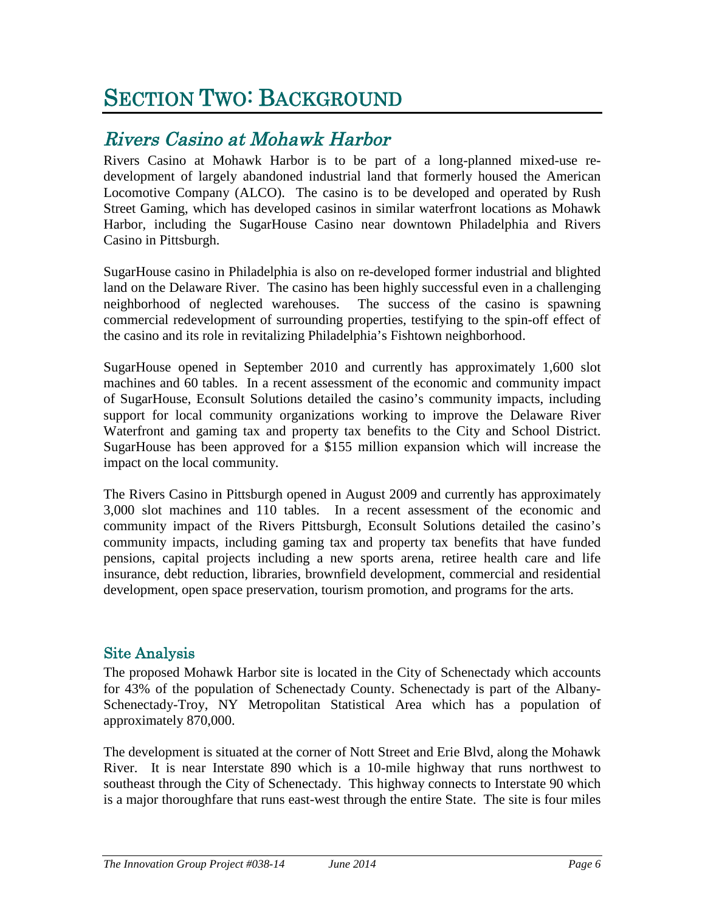# SECTION TWO: BACKGROUND

## *Rivers Casino at Mohawk Harbor*

Rivers Casino at Mohawk Harbor is to be part of a long-planned mixed-use re-development of largely abandoned industrial land that formerly housed the American Locomotive Company (ALCO). The casino is to be developed and operated by Rush Street Gaming, which has developed casinos in similar waterfront locations as Mohawk Harbor, including the SugarHouse Casino near downtown Philadelphia and Rivers Casino in Pittsburgh.

SugarHouse casino in Philadelphia is also on re-developed former industrial and blighted land on the Delaware River. The casino has been highly successful even in a challenging neighborhood of neglected warehouses. The success of the casino is spawning commercial redevelopment of surrounding properties, testifying to the spin-off effect of the casino and its role in revitalizing Philadelphia's Fishtown neighborhood.

SugarHouse opened in September 2010 and currently has approximately 1,600 slot machines and 60 tables. In a recent assessment of the economic and community impact of SugarHouse, Econsult Solutions detailed the casino's community impacts, including support for local community organizations working to improve the Delaware River Waterfront and gaming tax and property tax benefits to the City and School District. SugarHouse has been approved for a $155 million expansion which will increase the impact on the local community.

The Rivers Casino in Pittsburgh opened in August 2009 and currently has approximately 3,000 slot machines and 110 tables. In a recent assessment of the economic and community impact of the Rivers Pittsburgh, Econsult Solutions detailed the casino's community impacts, including gaming tax and property tax benefits that have funded pensions, capital projects including a new sports arena, retiree health care and life insurance, debt reduction, libraries, brownfield development, commercial and residential development, open space preservation, tourism promotion, and programs for the arts.

### Site Analysis

The proposed Mohawk Harbor site is located in the City of Schenectady which accounts for 43% of the population of Schenectady County. Schenectady is part of the Albany-Schenectady-Troy, NY Metropolitan Statistical Area which has a population of approximately 870,000.

The development is situated at the corner of Nott Street and Erie Blvd, along the Mohawk River. It is near Interstate 890 which is a 10-mile highway that runs northwest to southeast through the City of Schenectady. This highway connects to Interstate 90 which is a major thoroughfare that runs east-west through the entire State. The site is four miles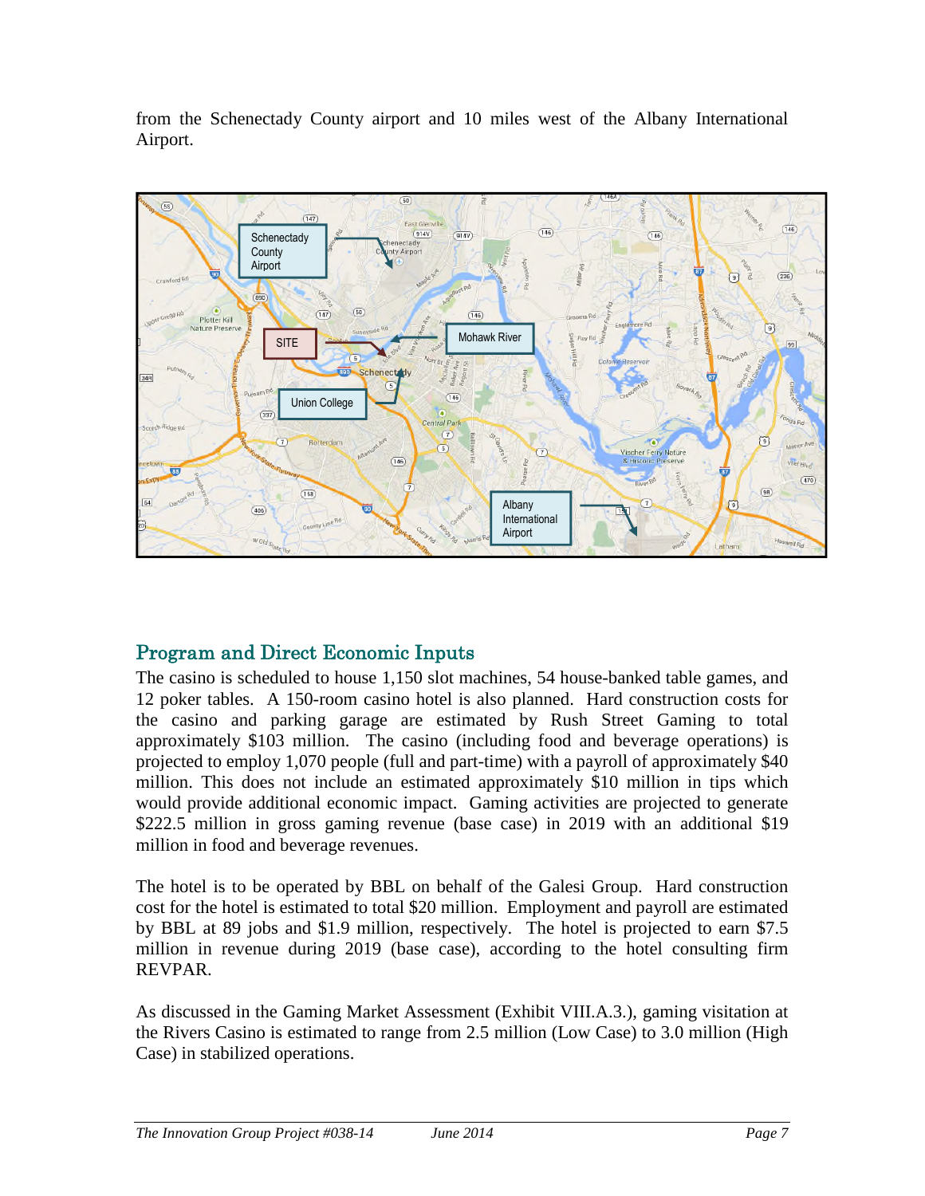from the Schenectady County airport and 10 miles west of the Albany International Airport.

## Program and Direct Economic Inputs

The casino is scheduled to house 1,150 slot machines, 54 house-banked table games, and 12 poker tables. A 150-room casino hotel is also planned. Hard construction costs for the casino and parking garage are estimated by Rush Street Gaming to total approximately $103 million. The casino (including food and beverage operations) is projected to employ 1,070 people (full and part-time) with a payroll of approximately $40 million. This does not include an estimated approximately $10 million in tips which would provide additional economic impact. Gaming activities are projected to generate $222.5 million in gross gaming revenue (base case) in 2019 with an additional $19 million in food and beverage revenues.

The hotel is to be operated by BBL on behalf of the Galesi Group. Hard construction cost for the hotel is estimated to total $20 million. Employment and payroll are estimated by BBL at 89 jobs and $1.9 million, respectively. The hotel is projected to earn $7.5 million in revenue during 2019 (base case), according to the hotel consulting firm REVPAR.

As discussed in the Gaming Market Assessment (Exhibit VIII.A.3.), gaming visitation at the Rivers Casino is estimated to range from 2.5 million (Low Case) to 3.0 million (High Case) in stabilized operations.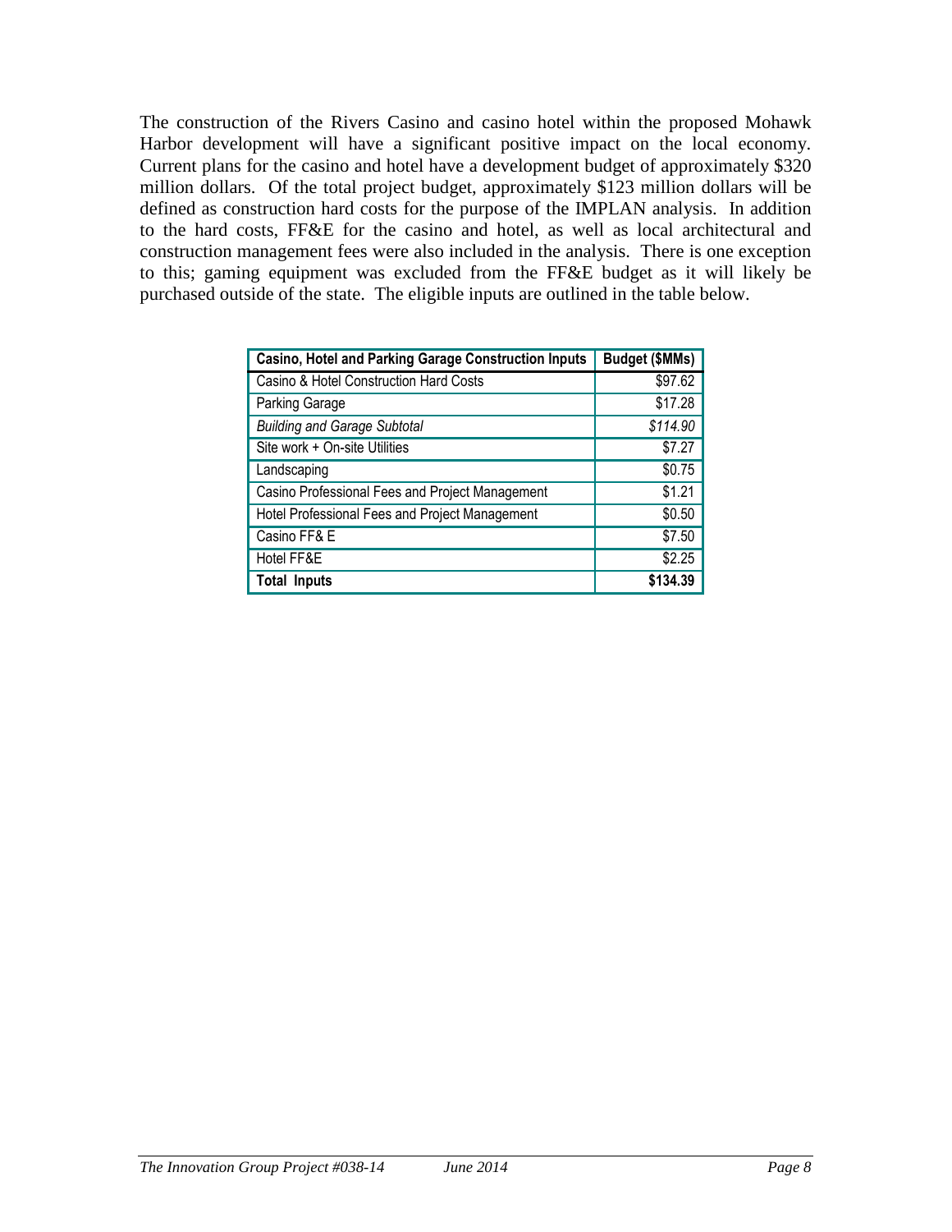The construction of the Rivers Casino and casino hotel within the proposed Mohawk Harbor development will have a significant positive impact on the local economy. Current plans for the casino and hotel have a development budget of approximately $320 million dollars. Of the total project budget, approximately $123 million dollars will be defined as construction hard costs for the purpose of the IMPLAN analysis. In addition to the hard costs, FF&E for the casino and hotel, as well as local architectural and construction management fees were also included in the analysis. There is one exception to this; gaming equipment was excluded from the FF&E budget as it will likely be purchased outside of the state. The eligible inputs are outlined in the table below.

| **Casino, Hotel and Parking Garage Construction Inputs** | **Budget ($MMs)** |
|---|---:|
| Casino & Hotel Construction Hard Costs | $97.62 |
| Parking Garage | $17.28 |
| *Building and Garage Subtotal* | *$114.90* |
| Site work + On-site Utilities | $7.27 |
| Landscaping | $0.75 |
| Casino Professional Fees and Project Management | $1.21 |
| Hotel Professional Fees and Project Management | $0.50 |
| Casino FF& E | $7.50 |
| Hotel FF&E | $2.25 |
| **Total Inputs** | **$134.39** |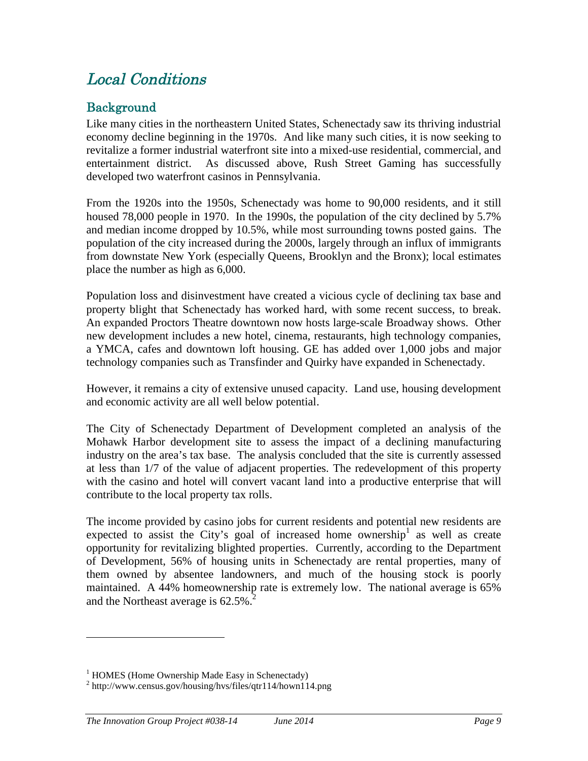# *Local Conditions*

## Background

Like many cities in the northeastern United States, Schenectady saw its thriving industrial economy decline beginning in the 1970s. And like many such cities, it is now seeking to revitalize a former industrial waterfront site into a mixed-use residential, commercial, and entertainment district. As discussed above, Rush Street Gaming has successfully developed two waterfront casinos in Pennsylvania.

From the 1920s into the 1950s, Schenectady was home to 90,000 residents, and it still housed 78,000 people in 1970. In the 1990s, the population of the city declined by 5.7% and median income dropped by 10.5%, while most surrounding towns posted gains. The population of the city increased during the 2000s, largely through an influx of immigrants from downstate New York (especially Queens, Brooklyn and the Bronx); local estimates place the number as high as 6,000.

Population loss and disinvestment have created a vicious cycle of declining tax base and property blight that Schenectady has worked hard, with some recent success, to break. An expanded Proctors Theatre downtown now hosts large-scale Broadway shows. Other new development includes a new hotel, cinema, restaurants, high technology companies, a YMCA, cafes and downtown loft housing. GE has added over 1,000 jobs and major technology companies such as Transfinder and Quirky have expanded in Schenectady.

However, it remains a city of extensive unused capacity. Land use, housing development and economic activity are all well below potential.

The City of Schenectady Department of Development completed an analysis of the Mohawk Harbor development site to assess the impact of a declining manufacturing industry on the area's tax base. The analysis concluded that the site is currently assessed at less than 1/7 of the value of adjacent properties. The redevelopment of this property with the casino and hotel will convert vacant land into a productive enterprise that will contribute to the local property tax rolls.

The income provided by casino jobs for current residents and potential new residents are expected to assist the City's goal of increased home ownership[1] as well as create opportunity for revitalizing blighted properties. Currently, according to the Department of Development, 56% of housing units in Schenectady are rental properties, many of them owned by absentee landowners, and much of the housing stock is poorly maintained. A 44% homeownership rate is extremely low. The national average is 65% and the Northeast average is 62.5%.[2]

---

[1] HOMES (Home Ownership Made Easy in Schenectady)

[2] http://www.census.gov/housing/hvs/files/qtr114/hown114.png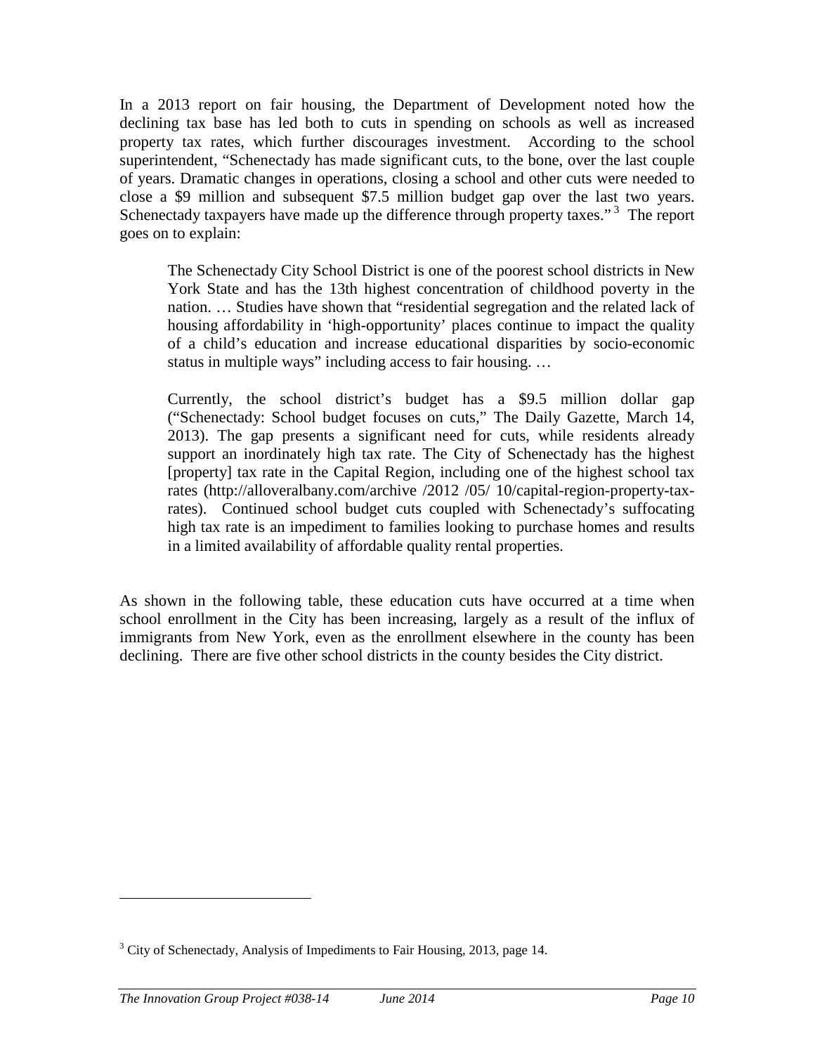In a 2013 report on fair housing, the Department of Development noted how the declining tax base has led both to cuts in spending on schools as well as increased property tax rates, which further discourages investment. According to the school superintendent, "Schenectady has made significant cuts, to the bone, over the last couple of years. Dramatic changes in operations, closing a school and other cuts were needed to close a $9 million and subsequent $7.5 million budget gap over the last two years. Schenectady taxpayers have made up the difference through property taxes."[3] The report goes on to explain:

> The Schenectady City School District is one of the poorest school districts in New York State and has the 13th highest concentration of childhood poverty in the nation. … Studies have shown that "residential segregation and the related lack of housing affordability in 'high-opportunity' places continue to impact the quality of a child's education and increase educational disparities by socio-economic status in multiple ways" including access to fair housing. …
>
> Currently, the school district's budget has a $9.5 million dollar gap ("Schenectady: School budget focuses on cuts," The Daily Gazette, March 14, 2013). The gap presents a significant need for cuts, while residents already support an inordinately high tax rate. The City of Schenectady has the highest [property] tax rate in the Capital Region, including one of the highest school tax rates (http://alloveralbany.com/archive /2012 /05/ 10/capital-region-property-tax-rates). Continued school budget cuts coupled with Schenectady's suffocating high tax rate is an impediment to families looking to purchase homes and results in a limited availability of affordable quality rental properties.

As shown in the following table, these education cuts have occurred at a time when school enrollment in the City has been increasing, largely as a result of the influx of immigrants from New York, even as the enrollment elsewhere in the county has been declining. There are five other school districts in the county besides the City district.

[3] City of Schenectady, Analysis of Impediments to Fair Housing, 2013, page 14.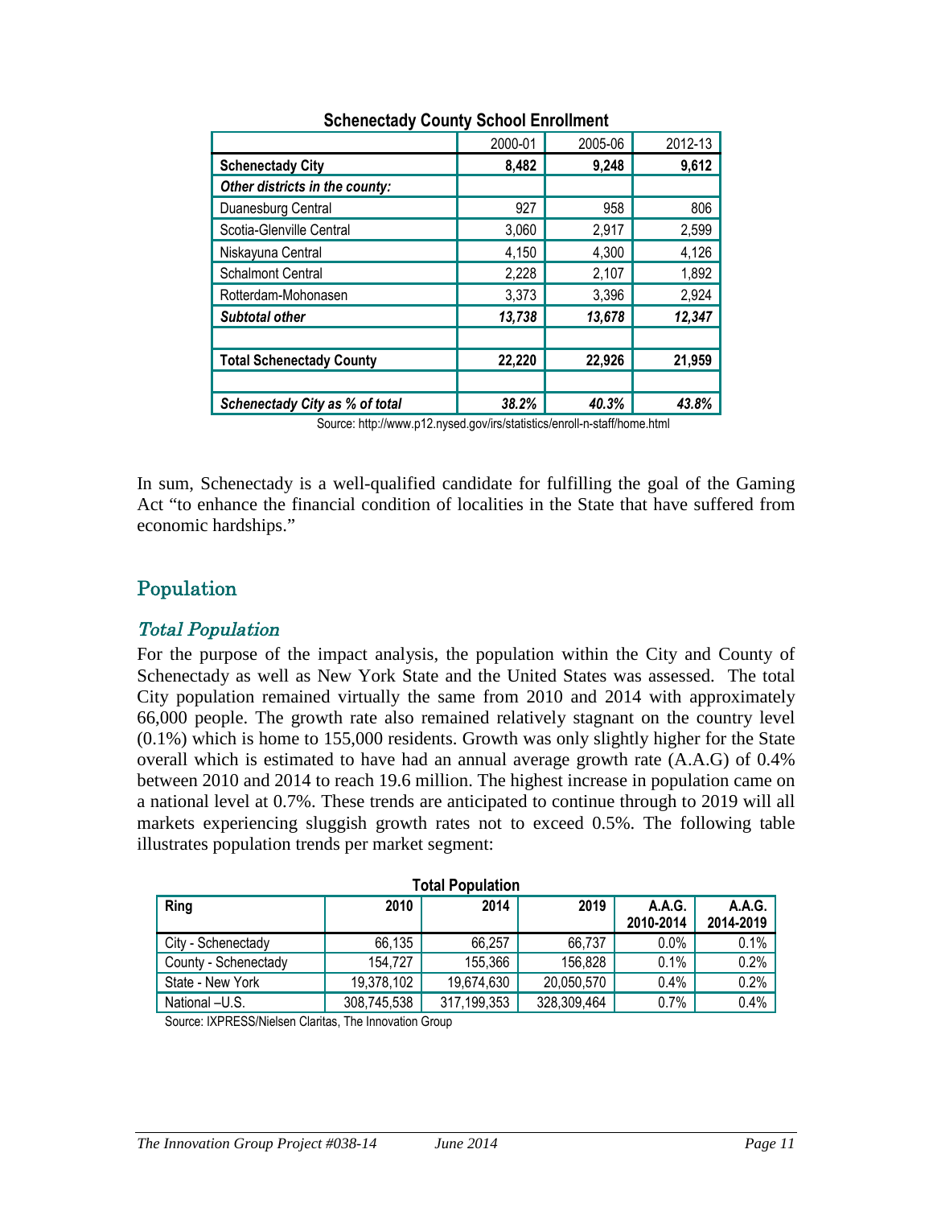**Schenectady County School Enrollment**

| | 2000-01 | 2005-06 | 2012-13 |
|---|---|---|---|
| **Schenectady City** | **8,482** | **9,248** | **9,612** |
| ***Other districts in the county:*** | | | |
| Duanesburg Central | 927 | 958 | 806 |
| Scotia-Glenville Central | 3,060 | 2,917 | 2,599 |
| Niskayuna Central | 4,150 | 4,300 | 4,126 |
| Schalmont Central | 2,228 | 2,107 | 1,892 |
| Rotterdam-Mohonasen | 3,373 | 3,396 | 2,924 |
| ***Subtotal other*** | ***13,738*** | ***13,678*** | ***12,347*** |
| | | | |
| **Total Schenectady County** | **22,220** | **22,926** | **21,959** |
| | | | |
| ***Schenectady City as % of total*** | ***38.2%*** | ***40.3%*** | ***43.8%*** |

Source: http://www.p12.nysed.gov/irs/statistics/enroll-n-staff/home.html

In sum, Schenectady is a well-qualified candidate for fulfilling the goal of the Gaming Act "to enhance the financial condition of localities in the State that have suffered from economic hardships."

## Population

### *Total Population*

For the purpose of the impact analysis, the population within the City and County of Schenectady as well as New York State and the United States was assessed. The total City population remained virtually the same from 2010 and 2014 with approximately 66,000 people. The growth rate also remained relatively stagnant on the country level (0.1%) which is home to 155,000 residents. Growth was only slightly higher for the State overall which is estimated to have had an annual average growth rate (A.A.G) of 0.4% between 2010 and 2014 to reach 19.6 million. The highest increase in population came on a national level at 0.7%. These trends are anticipated to continue through to 2019 will all markets experiencing sluggish growth rates not to exceed 0.5%. The following table illustrates population trends per market segment:

**Total Population**

| Ring | 2010 | 2014 | 2019 | A.A.G. 2010-2014 | A.A.G. 2014-2019 |
|---|---|---|---|---|---|
| City - Schenectady | 66,135 | 66,257 | 66,737 | 0.0% | 0.1% |
| County - Schenectady | 154,727 | 155,366 | 156,828 | 0.1% | 0.2% |
| State - New York | 19,378,102 | 19,674,630 | 20,050,570 | 0.4% | 0.2% |
| National –U.S. | 308,745,538 | 317,199,353 | 328,309,464 | 0.7% | 0.4% |

Source: IXPRESS/Nielsen Claritas, The Innovation Group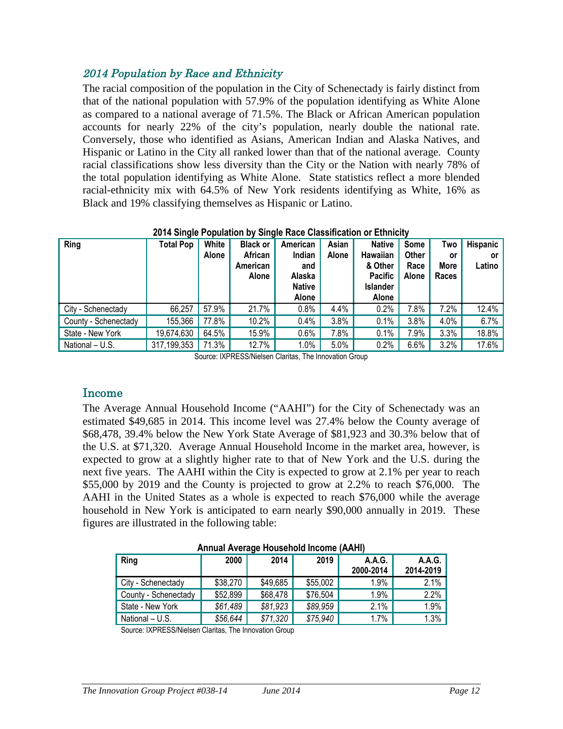## *2014 Population by Race and Ethnicity*

The racial composition of the population in the City of Schenectady is fairly distinct from that of the national population with 57.9% of the population identifying as White Alone as compared to a national average of 71.5%. The Black or African American population accounts for nearly 22% of the city's population, nearly double the national rate. Conversely, those who identified as Asians, American Indian and Alaska Natives, and Hispanic or Latino in the City all ranked lower than that of the national average. County racial classifications show less diversity than the City or the Nation with nearly 78% of the total population identifying as White Alone. State statistics reflect a more blended racial-ethnicity mix with 64.5% of New York residents identifying as White, 16% as Black and 19% classifying themselves as Hispanic or Latino.

**2014 Single Population by Single Race Classification or Ethnicity**

| Ring | Total Pop | White Alone | Black or African American Alone | American Indian and Alaska Native Alone | Asian Alone | Native Hawaiian & Other Pacific Islander Alone | Some Other Race Alone | Two or More Races | Hispanic or Latino |
|---|---|---|---|---|---|---|---|---|---|
| City - Schenectady | 66,257 | 57.9% | 21.7% | 0.8% | 4.4% | 0.2% | 7.8% | 7.2% | 12.4% |
| County - Schenectady | 155,366 | 77.8% | 10.2% | 0.4% | 3.8% | 0.1% | 3.8% | 4.0% | 6.7% |
| State - New York | 19,674,630 | 64.5% | 15.9% | 0.6% | 7.8% | 0.1% | 7.9% | 3.3% | 18.8% |
| National – U.S. | 317,199,353 | 71.3% | 12.7% | 1.0% | 5.0% | 0.2% | 6.6% | 3.2% | 17.6% |

Source: IXPRESS/Nielsen Claritas, The Innovation Group

## Income

The Average Annual Household Income ("AAHI") for the City of Schenectady was an estimated $49,685 in 2014. This income level was 27.4% below the County average of $68,478, 39.4% below the New York State Average of $81,923 and 30.3% below that of the U.S. at $71,320. Average Annual Household Income in the market area, however, is expected to grow at a slightly higher rate to that of New York and the U.S. during the next five years. The AAHI within the City is expected to grow at 2.1% per year to reach $55,000 by 2019 and the County is projected to grow at 2.2% to reach $76,000. The AAHI in the United States as a whole is expected to reach $76,000 while the average household in New York is anticipated to earn nearly $90,000 annually in 2019. These figures are illustrated in the following table:

**Annual Average Household Income (AAHI)**

| Ring | 2000 | 2014 | 2019 | A.A.G. 2000-2014 | A.A.G. 2014-2019 |
|---|---|---|---|---|---|
| City - Schenectady | $38,270 | $49,685 | $55,002 | 1.9% | 2.1% |
| County - Schenectady | $52,899 | $68,478 | $76,504 | 1.9% | 2.2% |
| State - New York | *$61,489* | *$81,923* | *$89,959* | 2.1% | 1.9% |
| National – U.S. | *$56,644* | *$71,320* | *$75,940* | 1.7% | 1.3% |

Source: IXPRESS/Nielsen Claritas, The Innovation Group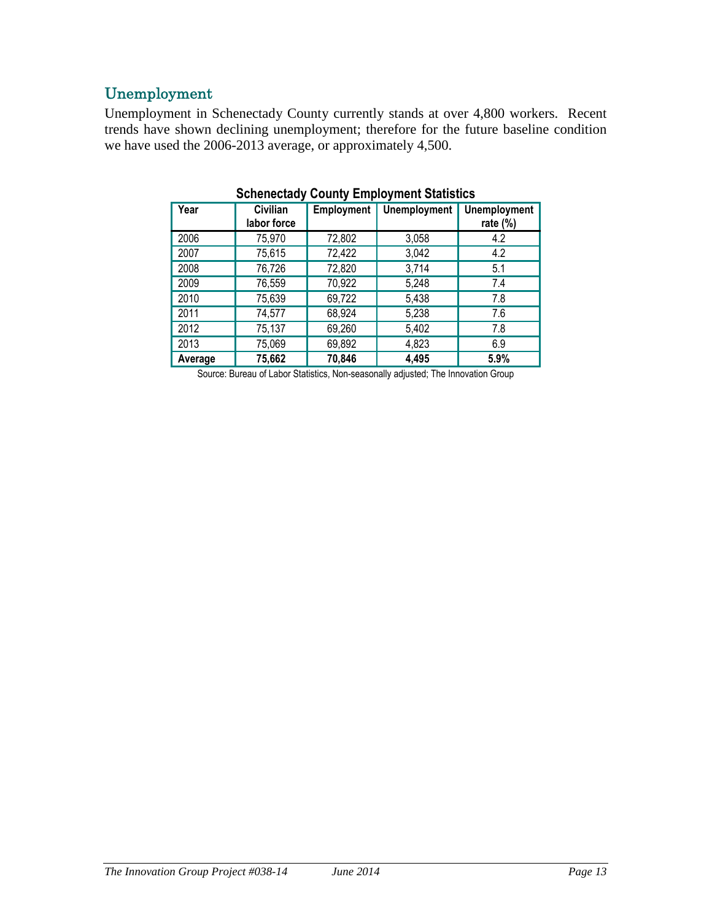## Unemployment

Unemployment in Schenectady County currently stands at over 4,800 workers. Recent trends have shown declining unemployment; therefore for the future baseline condition we have used the 2006-2013 average, or approximately 4,500.

**Schenectady County Employment Statistics**

| Year | Civilian labor force | Employment | Unemployment | Unemployment rate (%) |
|---|---|---|---|---|
| 2006 | 75,970 | 72,802 | 3,058 | 4.2 |
| 2007 | 75,615 | 72,422 | 3,042 | 4.2 |
| 2008 | 76,726 | 72,820 | 3,714 | 5.1 |
| 2009 | 76,559 | 70,922 | 5,248 | 7.4 |
| 2010 | 75,639 | 69,722 | 5,438 | 7.8 |
| 2011 | 74,577 | 68,924 | 5,238 | 7.6 |
| 2012 | 75,137 | 69,260 | 5,402 | 7.8 |
| 2013 | 75,069 | 69,892 | 4,823 | 6.9 |
| **Average** | **75,662** | **70,846** | **4,495** | **5.9%** |

Source: Bureau of Labor Statistics, Non-seasonally adjusted; The Innovation Group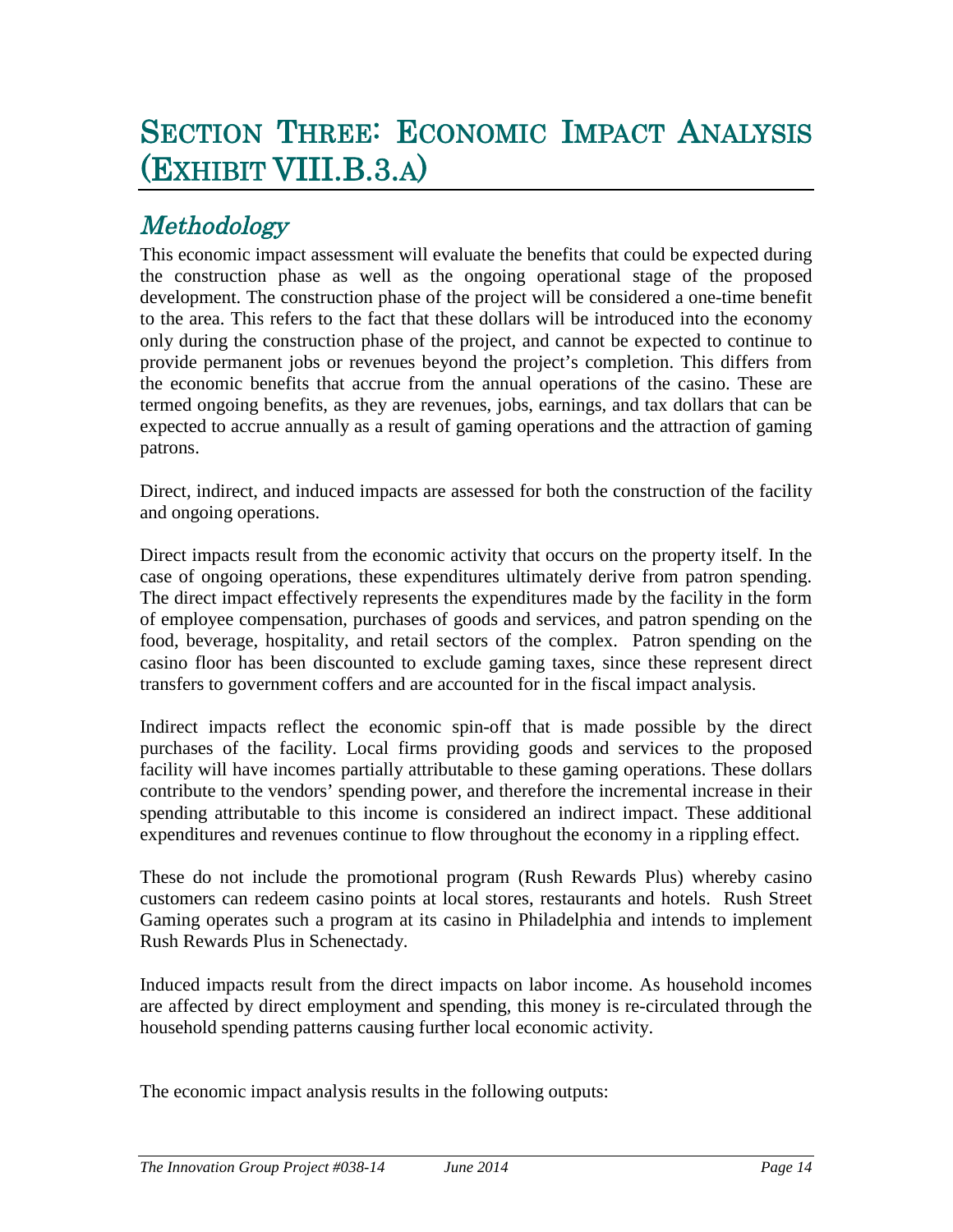# Section Three: Economic Impact Analysis (Exhibit VIII.B.3.a)

## *Methodology*

This economic impact assessment will evaluate the benefits that could be expected during the construction phase as well as the ongoing operational stage of the proposed development. The construction phase of the project will be considered a one-time benefit to the area. This refers to the fact that these dollars will be introduced into the economy only during the construction phase of the project, and cannot be expected to continue to provide permanent jobs or revenues beyond the project's completion. This differs from the economic benefits that accrue from the annual operations of the casino. These are termed ongoing benefits, as they are revenues, jobs, earnings, and tax dollars that can be expected to accrue annually as a result of gaming operations and the attraction of gaming patrons.

Direct, indirect, and induced impacts are assessed for both the construction of the facility and ongoing operations.

Direct impacts result from the economic activity that occurs on the property itself. In the case of ongoing operations, these expenditures ultimately derive from patron spending. The direct impact effectively represents the expenditures made by the facility in the form of employee compensation, purchases of goods and services, and patron spending on the food, beverage, hospitality, and retail sectors of the complex. Patron spending on the casino floor has been discounted to exclude gaming taxes, since these represent direct transfers to government coffers and are accounted for in the fiscal impact analysis.

Indirect impacts reflect the economic spin-off that is made possible by the direct purchases of the facility. Local firms providing goods and services to the proposed facility will have incomes partially attributable to these gaming operations. These dollars contribute to the vendors' spending power, and therefore the incremental increase in their spending attributable to this income is considered an indirect impact. These additional expenditures and revenues continue to flow throughout the economy in a rippling effect.

These do not include the promotional program (Rush Rewards Plus) whereby casino customers can redeem casino points at local stores, restaurants and hotels. Rush Street Gaming operates such a program at its casino in Philadelphia and intends to implement Rush Rewards Plus in Schenectady.

Induced impacts result from the direct impacts on labor income. As household incomes are affected by direct employment and spending, this money is re-circulated through the household spending patterns causing further local economic activity.

The economic impact analysis results in the following outputs: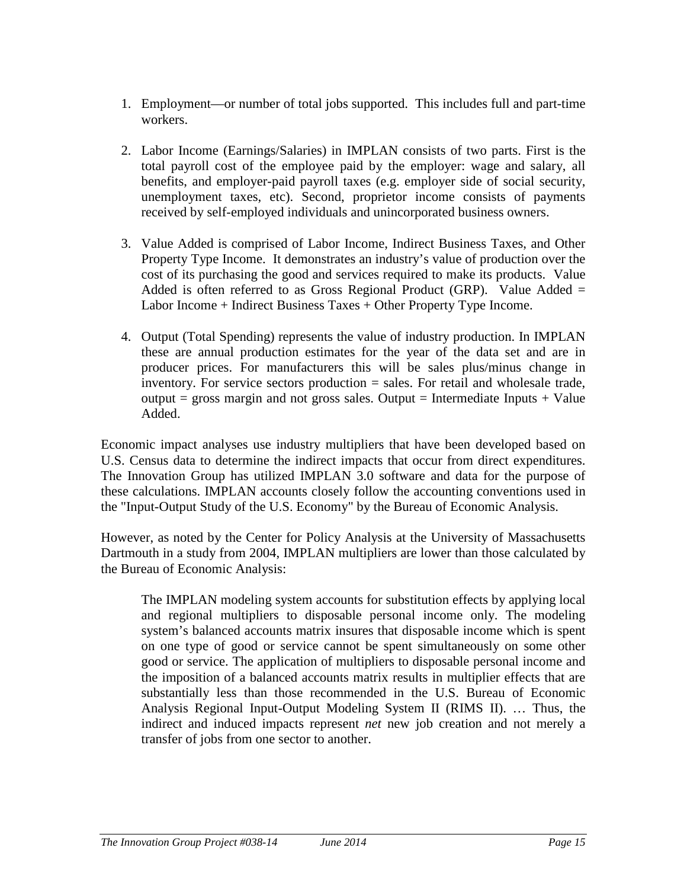1. Employment—or number of total jobs supported. This includes full and part-time workers.

2. Labor Income (Earnings/Salaries) in IMPLAN consists of two parts. First is the total payroll cost of the employee paid by the employer: wage and salary, all benefits, and employer-paid payroll taxes (e.g. employer side of social security, unemployment taxes, etc). Second, proprietor income consists of payments received by self-employed individuals and unincorporated business owners.

3. Value Added is comprised of Labor Income, Indirect Business Taxes, and Other Property Type Income. It demonstrates an industry's value of production over the cost of its purchasing the good and services required to make its products. Value Added is often referred to as Gross Regional Product (GRP). Value Added = Labor Income + Indirect Business Taxes + Other Property Type Income.

4. Output (Total Spending) represents the value of industry production. In IMPLAN these are annual production estimates for the year of the data set and are in producer prices. For manufacturers this will be sales plus/minus change in inventory. For service sectors production = sales. For retail and wholesale trade, output = gross margin and not gross sales. Output = Intermediate Inputs + Value Added.

Economic impact analyses use industry multipliers that have been developed based on U.S. Census data to determine the indirect impacts that occur from direct expenditures. The Innovation Group has utilized IMPLAN 3.0 software and data for the purpose of these calculations. IMPLAN accounts closely follow the accounting conventions used in the "Input-Output Study of the U.S. Economy" by the Bureau of Economic Analysis.

However, as noted by the Center for Policy Analysis at the University of Massachusetts Dartmouth in a study from 2004, IMPLAN multipliers are lower than those calculated by the Bureau of Economic Analysis:

> The IMPLAN modeling system accounts for substitution effects by applying local and regional multipliers to disposable personal income only. The modeling system's balanced accounts matrix insures that disposable income which is spent on one type of good or service cannot be spent simultaneously on some other good or service. The application of multipliers to disposable personal income and the imposition of a balanced accounts matrix results in multiplier effects that are substantially less than those recommended in the U.S. Bureau of Economic Analysis Regional Input-Output Modeling System II (RIMS II). … Thus, the indirect and induced impacts represent *net* new job creation and not merely a transfer of jobs from one sector to another.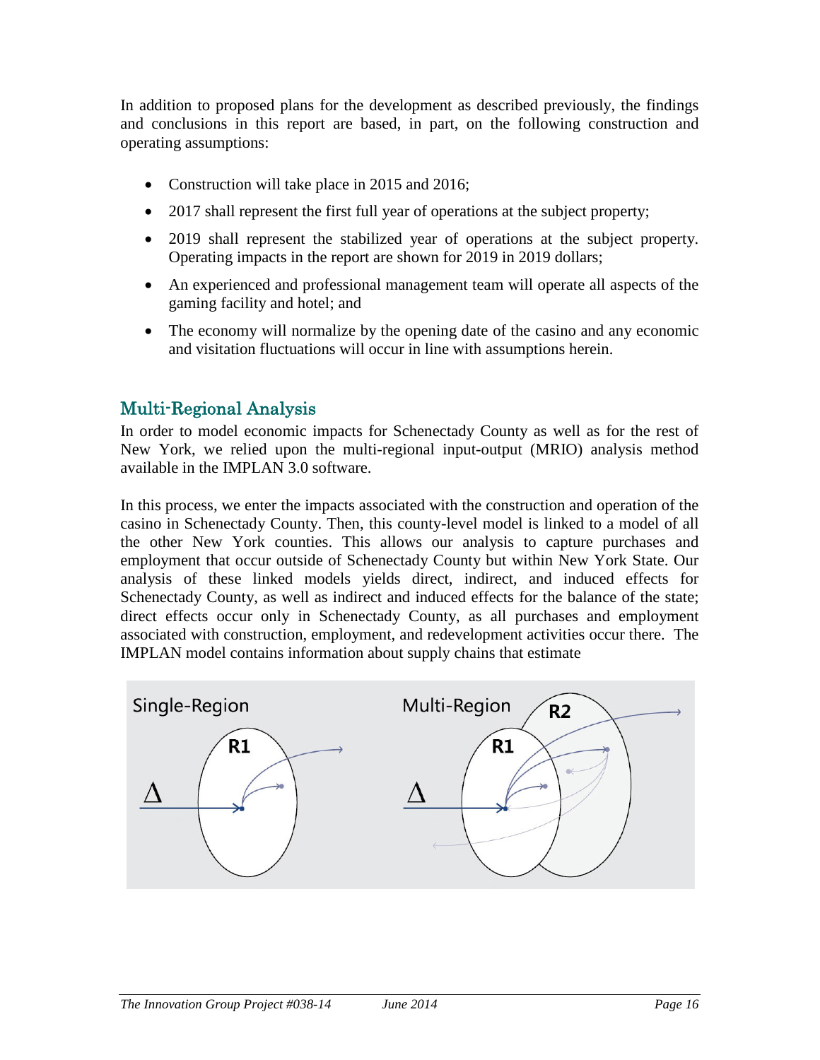In addition to proposed plans for the development as described previously, the findings and conclusions in this report are based, in part, on the following construction and operating assumptions:

- Construction will take place in 2015 and 2016;
- 2017 shall represent the first full year of operations at the subject property;
- 2019 shall represent the stabilized year of operations at the subject property. Operating impacts in the report are shown for 2019 in 2019 dollars;
- An experienced and professional management team will operate all aspects of the gaming facility and hotel; and
- The economy will normalize by the opening date of the casino and any economic and visitation fluctuations will occur in line with assumptions herein.

## Multi-Regional Analysis

In order to model economic impacts for Schenectady County as well as for the rest of New York, we relied upon the multi-regional input-output (MRIO) analysis method available in the IMPLAN 3.0 software.

In this process, we enter the impacts associated with the construction and operation of the casino in Schenectady County. Then, this county-level model is linked to a model of all the other New York counties. This allows our analysis to capture purchases and employment that occur outside of Schenectady County but within New York State. Our analysis of these linked models yields direct, indirect, and induced effects for Schenectady County, as well as indirect and induced effects for the balance of the state; direct effects occur only in Schenectady County, as all purchases and employment associated with construction, employment, and redevelopment activities occur there. The IMPLAN model contains information about supply chains that estimate

Single-Region | Multi-Region

R1 | R1 R2

$\Delta$ | $\Delta$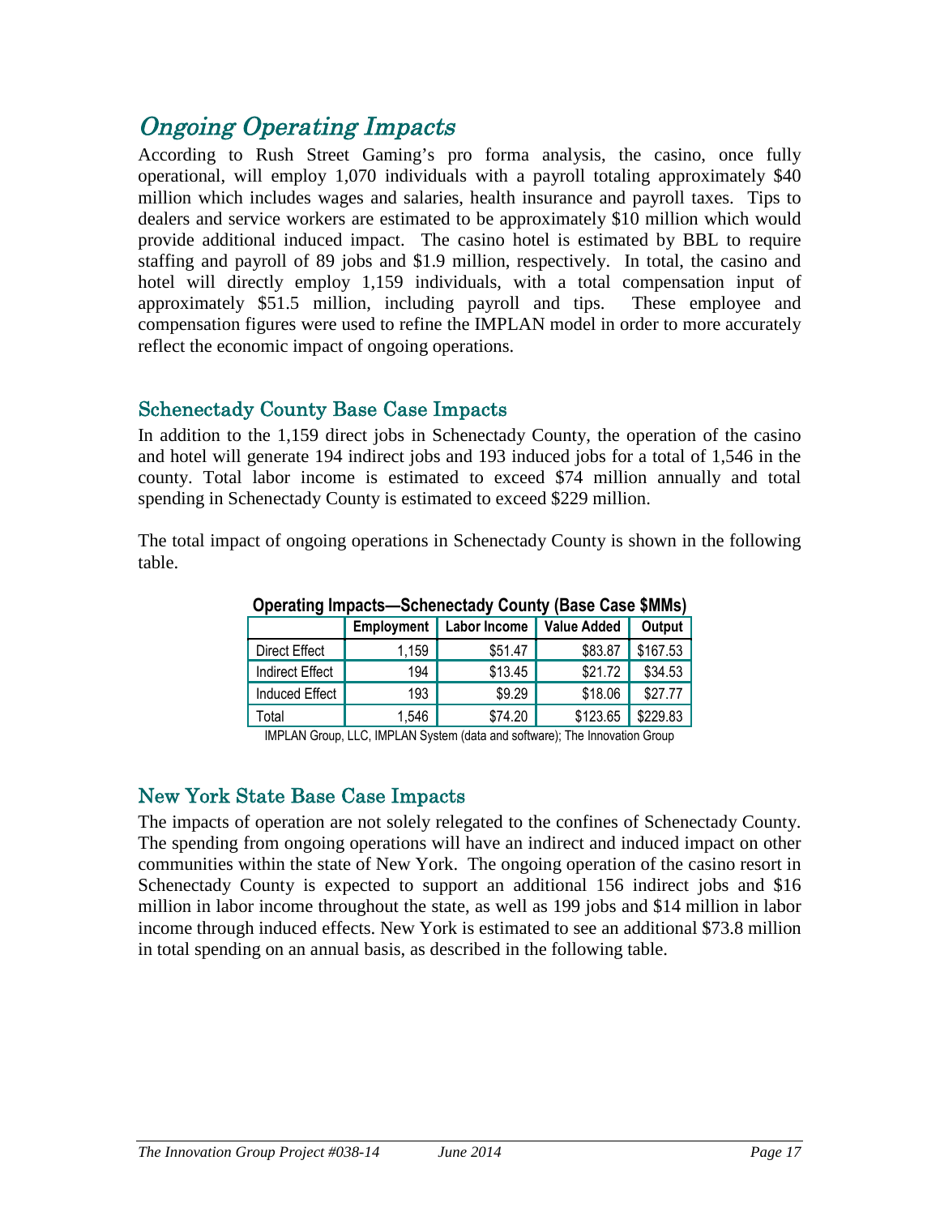# Ongoing Operating Impacts

According to Rush Street Gaming's pro forma analysis, the casino, once fully operational, will employ 1,070 individuals with a payroll totaling approximately $40 million which includes wages and salaries, health insurance and payroll taxes. Tips to dealers and service workers are estimated to be approximately $10 million which would provide additional induced impact. The casino hotel is estimated by BBL to require staffing and payroll of 89 jobs and $1.9 million, respectively. In total, the casino and hotel will directly employ 1,159 individuals, with a total compensation input of approximately $51.5 million, including payroll and tips. These employee and compensation figures were used to refine the IMPLAN model in order to more accurately reflect the economic impact of ongoing operations.

## Schenectady County Base Case Impacts

In addition to the 1,159 direct jobs in Schenectady County, the operation of the casino and hotel will generate 194 indirect jobs and 193 induced jobs for a total of 1,546 in the county. Total labor income is estimated to exceed $74 million annually and total spending in Schenectady County is estimated to exceed $229 million.

The total impact of ongoing operations in Schenectady County is shown in the following table.

**Operating Impacts—Schenectady County (Base Case $MMs)**

| | Employment | Labor Income | Value Added | Output |
|---|---|---|---|---|
| Direct Effect | 1,159 | $51.47 | $83.87 | $167.53 |
| Indirect Effect | 194 | $13.45 | $21.72 | $34.53 |
| Induced Effect | 193 | $9.29 | $18.06 | $27.77 |
| Total | 1,546 | $74.20 | $123.65 | $229.83 |

IMPLAN Group, LLC, IMPLAN System (data and software); The Innovation Group

## New York State Base Case Impacts

The impacts of operation are not solely relegated to the confines of Schenectady County. The spending from ongoing operations will have an indirect and induced impact on other communities within the state of New York. The ongoing operation of the casino resort in Schenectady County is expected to support an additional 156 indirect jobs and $16 million in labor income throughout the state, as well as 199 jobs and $14 million in labor income through induced effects. New York is estimated to see an additional $73.8 million in total spending on an annual basis, as described in the following table.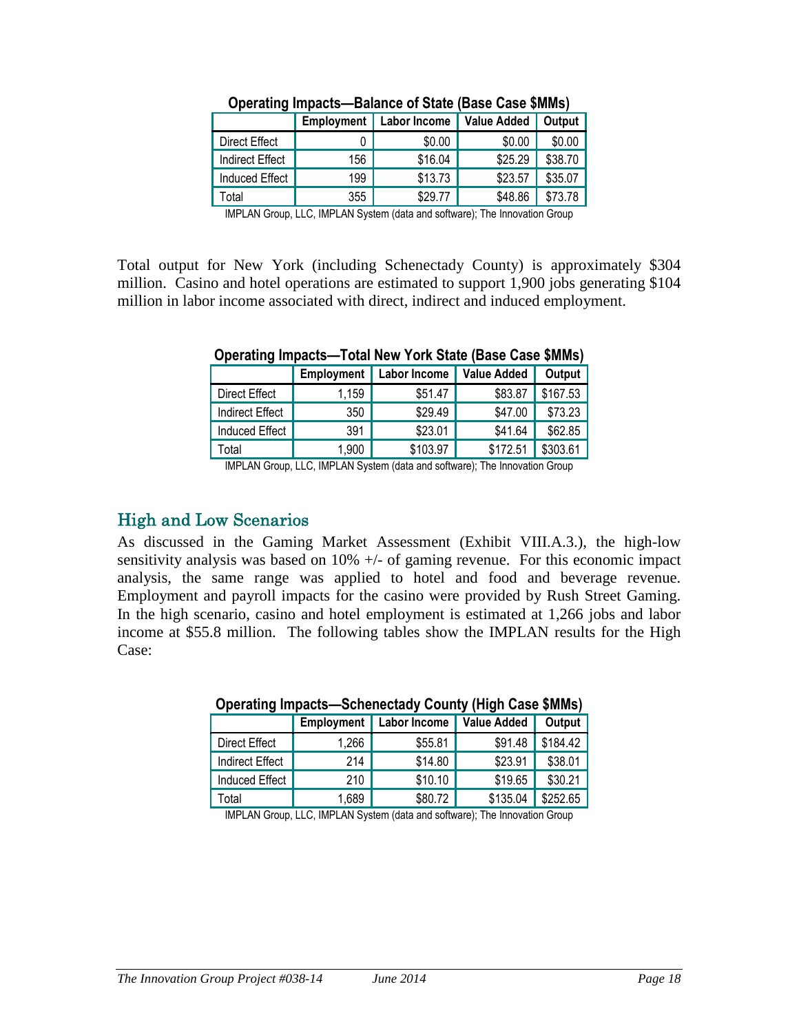**Operating Impacts—Balance of State (Base Case $MMs)**

| | Employment | Labor Income | Value Added | Output |
|---|---|---|---|---|
| Direct Effect | 0 | $0.00 | $0.00 | $0.00 |
| Indirect Effect | 156 | $16.04 | $25.29 | $38.70 |
| Induced Effect | 199 | $13.73 | $23.57 | $35.07 |
| Total | 355 | $29.77 | $48.86 | $73.78 |

IMPLAN Group, LLC, IMPLAN System (data and software); The Innovation Group

Total output for New York (including Schenectady County) is approximately $304 million. Casino and hotel operations are estimated to support 1,900 jobs generating $104 million in labor income associated with direct, indirect and induced employment.

**Operating Impacts—Total New York State (Base Case $MMs)**

| | Employment | Labor Income | Value Added | Output |
|---|---|---|---|---|
| Direct Effect | 1,159 | $51.47 | $83.87 | $167.53 |
| Indirect Effect | 350 | $29.49 | $47.00 | $73.23 |
| Induced Effect | 391 | $23.01 | $41.64 | $62.85 |
| Total | 1,900 | $103.97 | $172.51 | $303.61 |

IMPLAN Group, LLC, IMPLAN System (data and software); The Innovation Group

## High and Low Scenarios

As discussed in the Gaming Market Assessment (Exhibit VIII.A.3.), the high-low sensitivity analysis was based on 10% +/- of gaming revenue. For this economic impact analysis, the same range was applied to hotel and food and beverage revenue. Employment and payroll impacts for the casino were provided by Rush Street Gaming. In the high scenario, casino and hotel employment is estimated at 1,266 jobs and labor income at $55.8 million. The following tables show the IMPLAN results for the High Case:

**Operating Impacts—Schenectady County (High Case $MMs)**

| | Employment | Labor Income | Value Added | Output |
|---|---|---|---|---|
| Direct Effect | 1,266 | $55.81 | $91.48 | $184.42 |
| Indirect Effect | 214 | $14.80 | $23.91 | $38.01 |
| Induced Effect | 210 | $10.10 | $19.65 | $30.21 |
| Total | 1,689 | $80.72 | $135.04 | $252.65 |

IMPLAN Group, LLC, IMPLAN System (data and software); The Innovation Group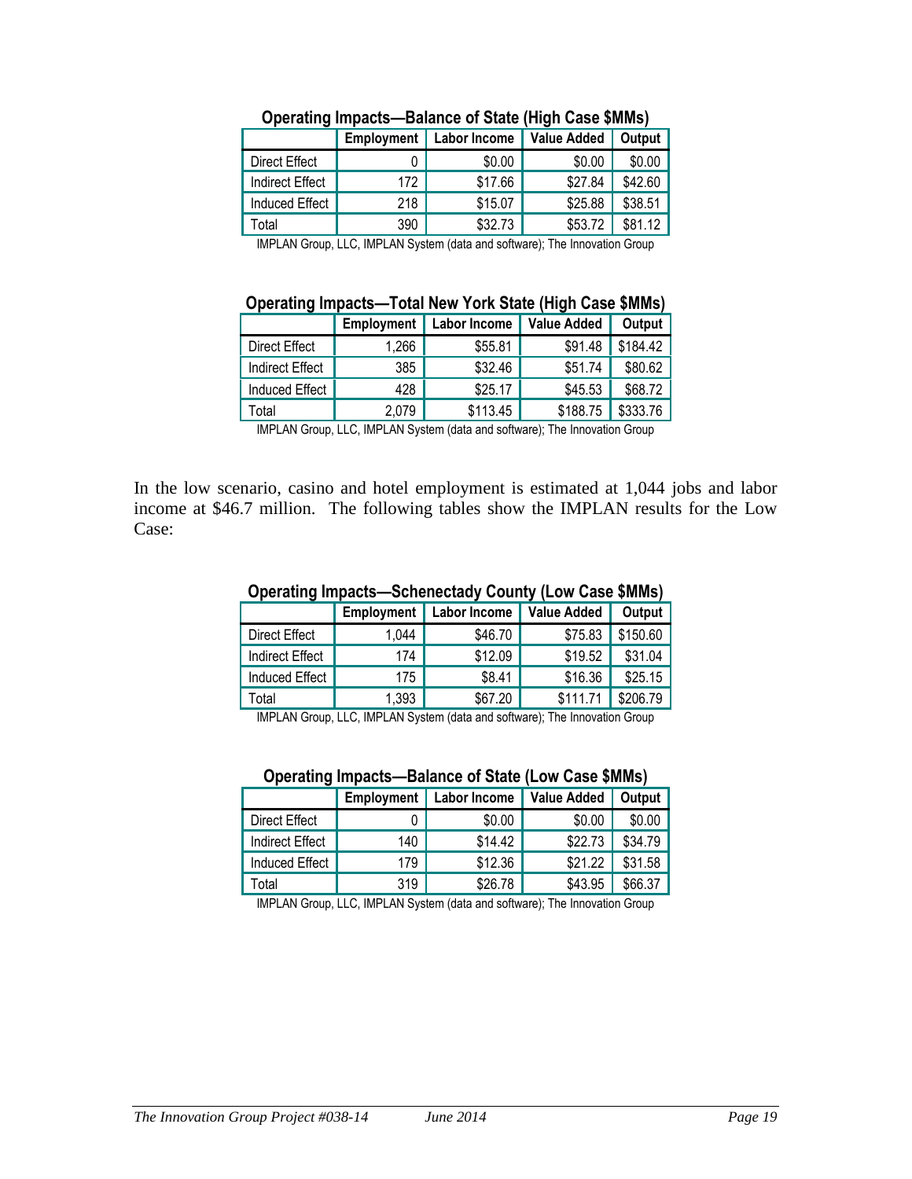**Operating Impacts—Balance of State (High Case $MMs)**

| | Employment | Labor Income | Value Added | Output |
|---|---|---|---|---|
| Direct Effect | 0 | $0.00 | $0.00 | $0.00 |
| Indirect Effect | 172 | $17.66 | $27.84 | $42.60 |
| Induced Effect | 218 | $15.07 | $25.88 | $38.51 |
| Total | 390 | $32.73 | $53.72 | $81.12 |

IMPLAN Group, LLC, IMPLAN System (data and software); The Innovation Group

**Operating Impacts—Total New York State (High Case $MMs)**

| | Employment | Labor Income | Value Added | Output |
|---|---|---|---|---|
| Direct Effect | 1,266 | $55.81 | $91.48 | $184.42 |
| Indirect Effect | 385 | $32.46 | $51.74 | $80.62 |
| Induced Effect | 428 | $25.17 | $45.53 | $68.72 |
| Total | 2,079 | $113.45 | $188.75 | $333.76 |

IMPLAN Group, LLC, IMPLAN System (data and software); The Innovation Group

In the low scenario, casino and hotel employment is estimated at 1,044 jobs and labor income at $46.7 million. The following tables show the IMPLAN results for the Low Case:

**Operating Impacts—Schenectady County (Low Case $MMs)**

| | Employment | Labor Income | Value Added | Output |
|---|---|---|---|---|
| Direct Effect | 1,044 | $46.70 | $75.83 | $150.60 |
| Indirect Effect | 174 | $12.09 | $19.52 | $31.04 |
| Induced Effect | 175 | $8.41 | $16.36 | $25.15 |
| Total | 1,393 | $67.20 | $111.71 | $206.79 |

IMPLAN Group, LLC, IMPLAN System (data and software); The Innovation Group

**Operating Impacts—Balance of State (Low Case $MMs)**

| | Employment | Labor Income | Value Added | Output |
|---|---|---|---|---|
| Direct Effect | 0 | $0.00 | $0.00 | $0.00 |
| Indirect Effect | 140 | $14.42 | $22.73 | $34.79 |
| Induced Effect | 179 | $12.36 | $21.22 | $31.58 |
| Total | 319 | $26.78 | $43.95 | $66.37 |

IMPLAN Group, LLC, IMPLAN System (data and software); The Innovation Group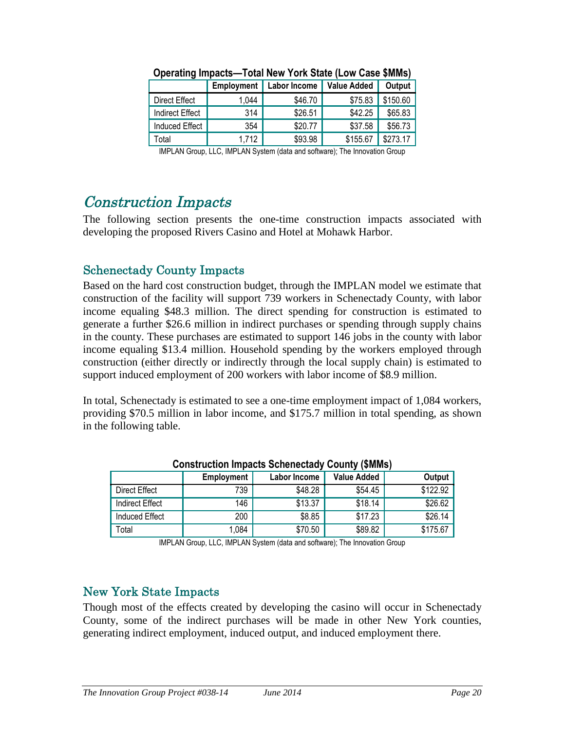**Operating Impacts—Total New York State (Low Case $MMs)**

| | Employment | Labor Income | Value Added | Output |
|---|---|---|---|---|
| Direct Effect | 1,044 | $46.70 | $75.83 | $150.60 |
| Indirect Effect | 314 | $26.51 | $42.25 | $65.83 |
| Induced Effect | 354 | $20.77 | $37.58 | $56.73 |
| Total | 1,712 | $93.98 | $155.67 | $273.17 |

IMPLAN Group, LLC, IMPLAN System (data and software); The Innovation Group

# *Construction Impacts*

The following section presents the one-time construction impacts associated with developing the proposed Rivers Casino and Hotel at Mohawk Harbor.

## Schenectady County Impacts

Based on the hard cost construction budget, through the IMPLAN model we estimate that construction of the facility will support 739 workers in Schenectady County, with labor income equaling $48.3 million. The direct spending for construction is estimated to generate a further $26.6 million in indirect purchases or spending through supply chains in the county. These purchases are estimated to support 146 jobs in the county with labor income equaling $13.4 million. Household spending by the workers employed through construction (either directly or indirectly through the local supply chain) is estimated to support induced employment of 200 workers with labor income of $8.9 million.

In total, Schenectady is estimated to see a one-time employment impact of 1,084 workers, providing $70.5 million in labor income, and $175.7 million in total spending, as shown in the following table.

**Construction Impacts Schenectady County ($MMs)**

| | Employment | Labor Income | Value Added | Output |
|---|---|---|---|---|
| Direct Effect | 739 | $48.28 | $54.45 | $122.92 |
| Indirect Effect | 146 | $13.37 | $18.14 | $26.62 |
| Induced Effect | 200 | $8.85 | $17.23 | $26.14 |
| Total | 1,084 | $70.50 | $89.82 | $175.67 |

IMPLAN Group, LLC, IMPLAN System (data and software); The Innovation Group

## New York State Impacts

Though most of the effects created by developing the casino will occur in Schenectady County, some of the indirect purchases will be made in other New York counties, generating indirect employment, induced output, and induced employment there.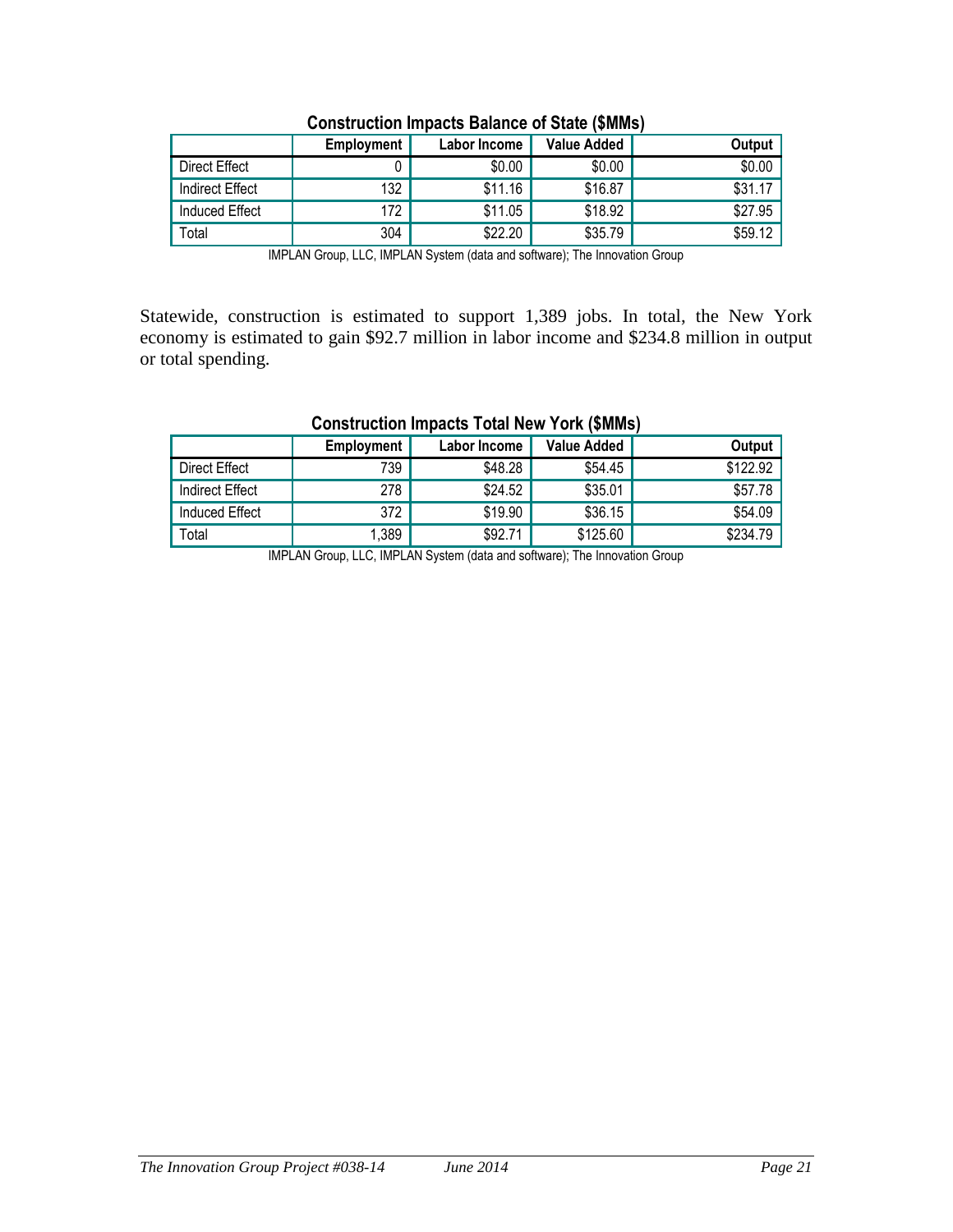**Construction Impacts Balance of State ($MMs)**

| | Employment | Labor Income | Value Added | Output |
|---|---|---|---|---|
| Direct Effect | 0 | $0.00 | $0.00 | $0.00 |
| Indirect Effect | 132 | $11.16 | $16.87 | $31.17 |
| Induced Effect | 172 | $11.05 | $18.92 | $27.95 |
| Total | 304 | $22.20 | $35.79 | $59.12 |

IMPLAN Group, LLC, IMPLAN System (data and software); The Innovation Group

Statewide, construction is estimated to support 1,389 jobs. In total, the New York economy is estimated to gain $92.7 million in labor income and $234.8 million in output or total spending.

**Construction Impacts Total New York ($MMs)**

| | Employment | Labor Income | Value Added | Output |
|---|---|---|---|---|
| Direct Effect | 739 | $48.28 | $54.45 | $122.92 |
| Indirect Effect | 278 | $24.52 | $35.01 | $57.78 |
| Induced Effect | 372 | $19.90 | $36.15 | $54.09 |
| Total | 1,389 | $92.71 | $125.60 | $234.79 |

IMPLAN Group, LLC, IMPLAN System (data and software); The Innovation Group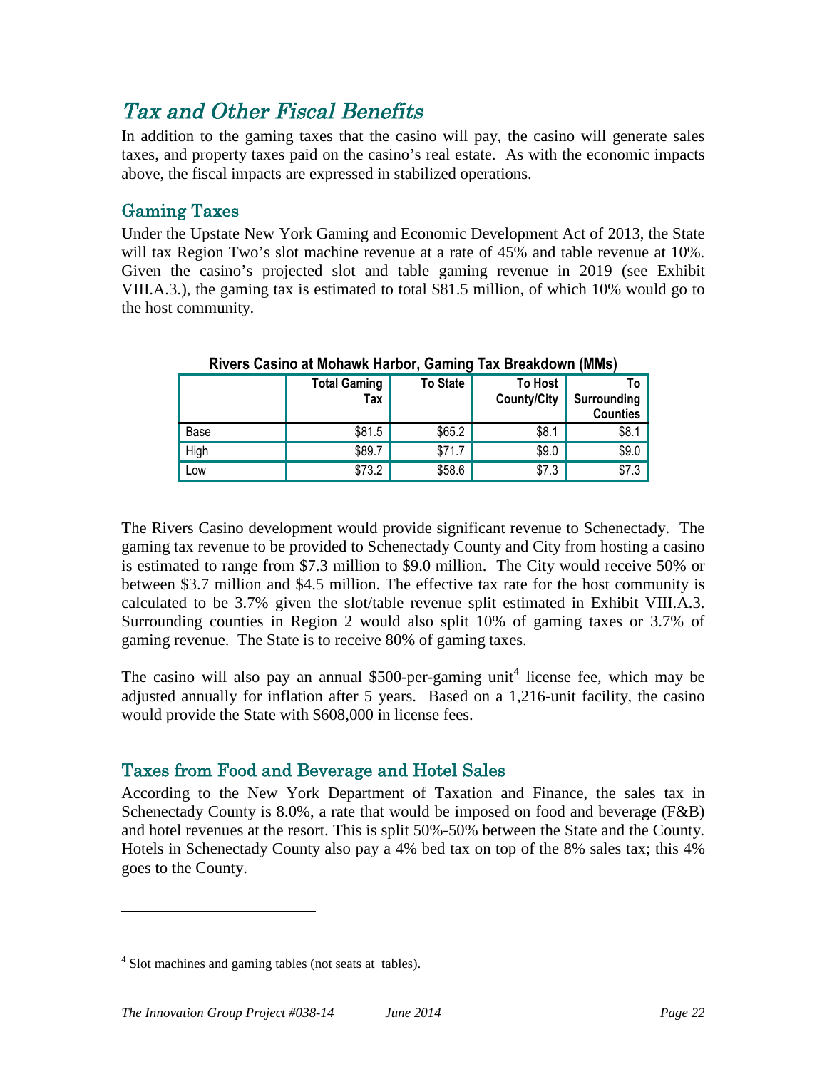# *Tax and Other Fiscal Benefits*

In addition to the gaming taxes that the casino will pay, the casino will generate sales taxes, and property taxes paid on the casino's real estate. As with the economic impacts above, the fiscal impacts are expressed in stabilized operations.

## Gaming Taxes

Under the Upstate New York Gaming and Economic Development Act of 2013, the State will tax Region Two's slot machine revenue at a rate of 45% and table revenue at 10%. Given the casino's projected slot and table gaming revenue in 2019 (see Exhibit VIII.A.3.), the gaming tax is estimated to total $81.5 million, of which 10% would go to the host community.

**Rivers Casino at Mohawk Harbor, Gaming Tax Breakdown (MMs)**

| | Total Gaming Tax | To State | To Host County/City | To Surrounding Counties |
|---|---|---|---|---|
| Base | $81.5 | $65.2 | $8.1 | $8.1 |
| High | $89.7 | $71.7 | $9.0 | $9.0 |
| Low | $73.2 | $58.6 | $7.3 | $7.3 |

The Rivers Casino development would provide significant revenue to Schenectady. The gaming tax revenue to be provided to Schenectady County and City from hosting a casino is estimated to range from $7.3 million to $9.0 million. The City would receive 50% or between $3.7 million and $4.5 million. The effective tax rate for the host community is calculated to be 3.7% given the slot/table revenue split estimated in Exhibit VIII.A.3. Surrounding counties in Region 2 would also split 10% of gaming taxes or 3.7% of gaming revenue. The State is to receive 80% of gaming taxes.

The casino will also pay an annual $500-per-gaming unit[4] license fee, which may be adjusted annually for inflation after 5 years. Based on a 1,216-unit facility, the casino would provide the State with $608,000 in license fees.

## Taxes from Food and Beverage and Hotel Sales

According to the New York Department of Taxation and Finance, the sales tax in Schenectady County is 8.0%, a rate that would be imposed on food and beverage (F&B) and hotel revenues at the resort. This is split 50%-50% between the State and the County. Hotels in Schenectady County also pay a 4% bed tax on top of the 8% sales tax; this 4% goes to the County.

[4] Slot machines and gaming tables (not seats at tables).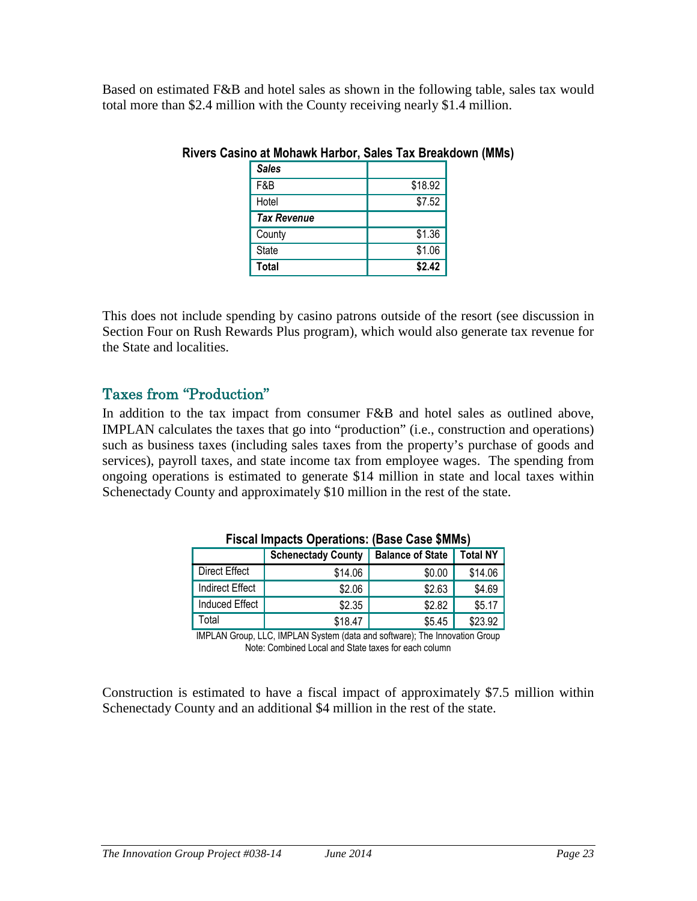Based on estimated F&B and hotel sales as shown in the following table, sales tax would total more than $2.4 million with the County receiving nearly $1.4 million.

**Rivers Casino at Mohawk Harbor, Sales Tax Breakdown (MMs)**

| *Sales* | |
|---|---|
| F&B | $18.92 |
| Hotel | $7.52 |
| ***Tax Revenue*** | |
| County | $1.36 |
| State | $1.06 |
| **Total** | **$2.42** |

This does not include spending by casino patrons outside of the resort (see discussion in Section Four on Rush Rewards Plus program), which would also generate tax revenue for the State and localities.

## Taxes from "Production"

In addition to the tax impact from consumer F&B and hotel sales as outlined above, IMPLAN calculates the taxes that go into "production" (i.e., construction and operations) such as business taxes (including sales taxes from the property's purchase of goods and services), payroll taxes, and state income tax from employee wages. The spending from ongoing operations is estimated to generate $14 million in state and local taxes within Schenectady County and approximately $10 million in the rest of the state.

**Fiscal Impacts Operations: (Base Case $MMs)**

| | Schenectady County | Balance of State | Total NY |
|---|---|---|---|
| Direct Effect | $14.06 | $0.00 | $14.06 |
| Indirect Effect | $2.06 | $2.63 | $4.69 |
| Induced Effect | $2.35 | $2.82 | $5.17 |
| Total | $18.47 | $5.45 | $23.92 |

IMPLAN Group, LLC, IMPLAN System (data and software); The Innovation Group
Note: Combined Local and State taxes for each column

Construction is estimated to have a fiscal impact of approximately $7.5 million within Schenectady County and an additional $4 million in the rest of the state.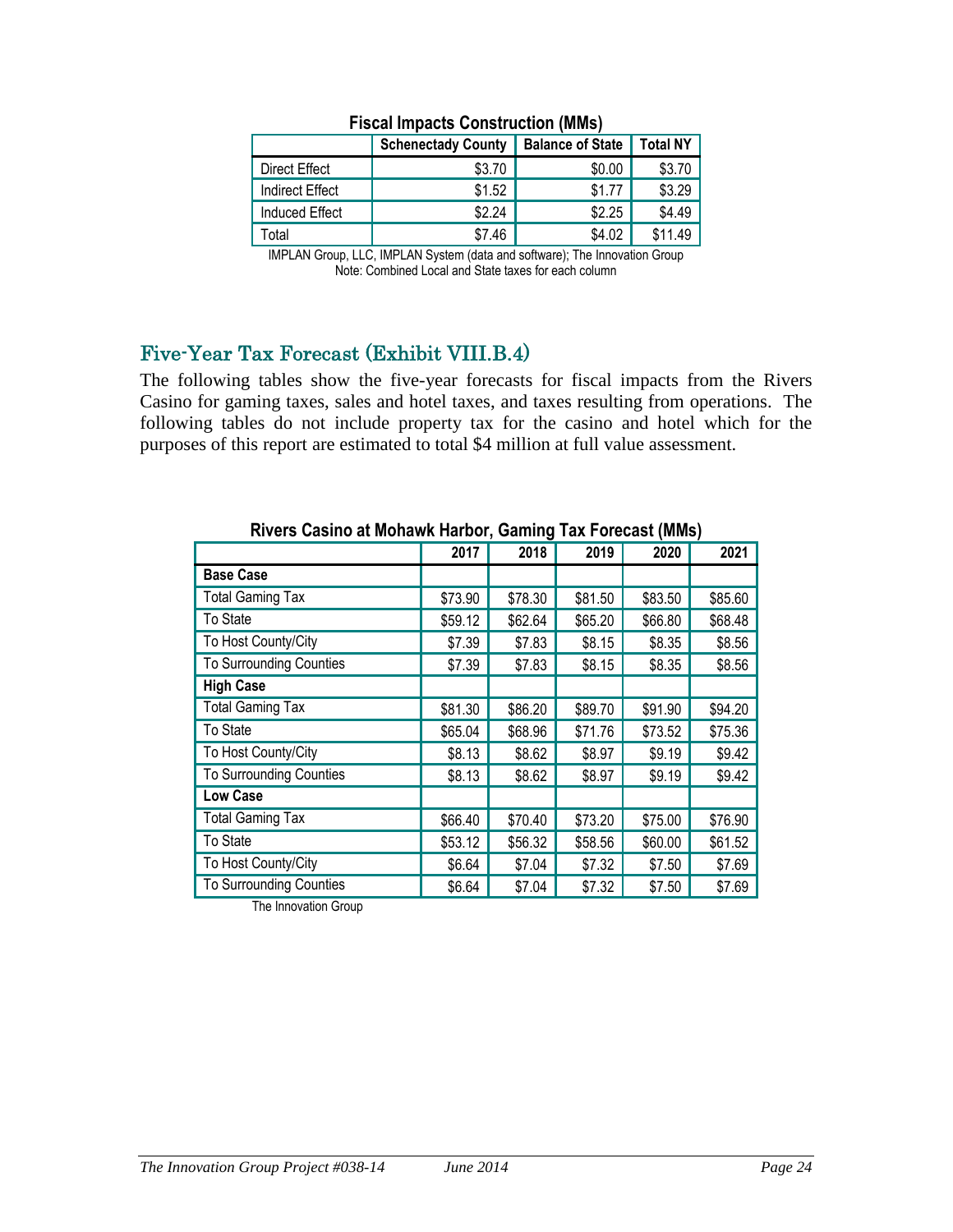**Fiscal Impacts Construction (MMs)**

| | Schenectady County | Balance of State | Total NY |
|---|---|---|---|
| Direct Effect | $3.70 | $0.00 | $3.70 |
| Indirect Effect | $1.52 | $1.77 | $3.29 |
| Induced Effect | $2.24 | $2.25 | $4.49 |
| Total | $7.46 | $4.02 | $11.49 |

IMPLAN Group, LLC, IMPLAN System (data and software); The Innovation Group
Note: Combined Local and State taxes for each column

## Five-Year Tax Forecast (Exhibit VIII.B.4)

The following tables show the five-year forecasts for fiscal impacts from the Rivers Casino for gaming taxes, sales and hotel taxes, and taxes resulting from operations. The following tables do not include property tax for the casino and hotel which for the purposes of this report are estimated to total $4 million at full value assessment.

**Rivers Casino at Mohawk Harbor, Gaming Tax Forecast (MMs)**

| | 2017 | 2018 | 2019 | 2020 | 2021 |
|---|---|---|---|---|---|
| **Base Case** | | | | | |
| Total Gaming Tax | $73.90 | $78.30 | $81.50 | $83.50 | $85.60 |
| To State | $59.12 | $62.64 | $65.20 | $66.80 | $68.48 |
| To Host County/City | $7.39 | $7.83 | $8.15 | $8.35 | $8.56 |
| To Surrounding Counties | $7.39 | $7.83 | $8.15 | $8.35 | $8.56 |
| **High Case** | | | | | |
| Total Gaming Tax | $81.30 | $86.20 | $89.70 | $91.90 | $94.20 |
| To State | $65.04 | $68.96 | $71.76 | $73.52 | $75.36 |
| To Host County/City | $8.13 | $8.62 | $8.97 | $9.19 | $9.42 |
| To Surrounding Counties | $8.13 | $8.62 | $8.97 | $9.19 | $9.42 |
| **Low Case** | | | | | |
| Total Gaming Tax | $66.40 | $70.40 | $73.20 | $75.00 | $76.90 |
| To State | $53.12 | $56.32 | $58.56 | $60.00 | $61.52 |
| To Host County/City | $6.64 | $7.04 | $7.32 | $7.50 | $7.69 |
| To Surrounding Counties | $6.64 | $7.04 | $7.32 | $7.50 | $7.69 |

The Innovation Group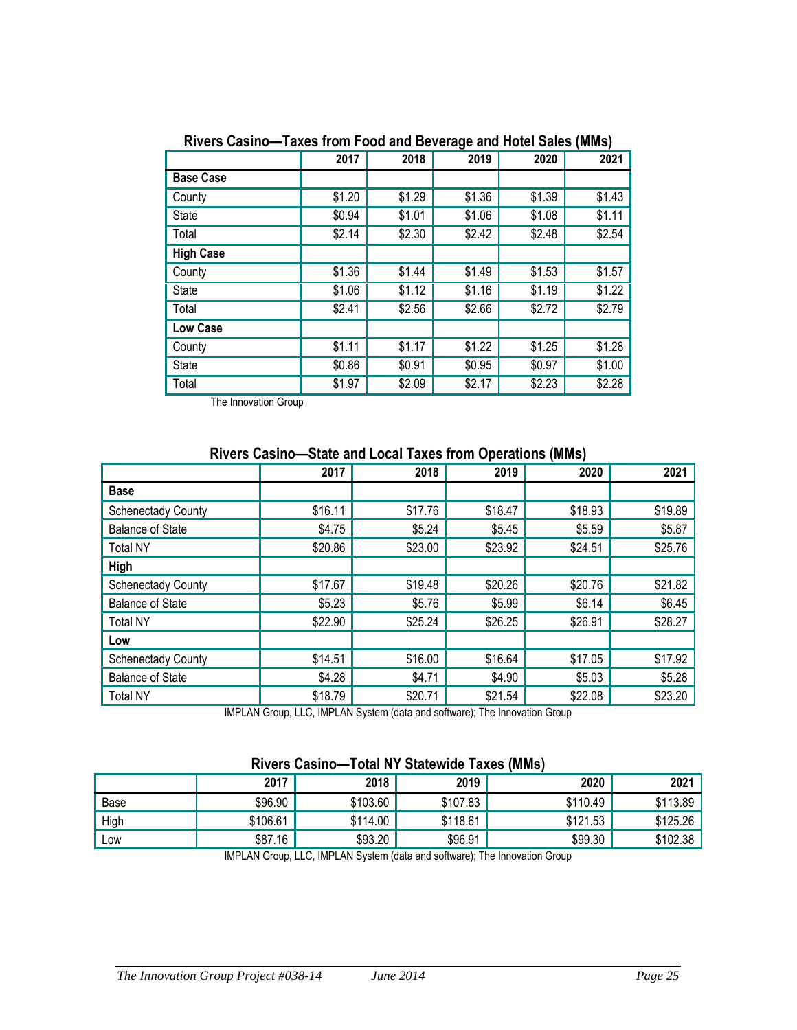**Rivers Casino—Taxes from Food and Beverage and Hotel Sales (MMs)**

| | 2017 | 2018 | 2019 | 2020 | 2021 |
|---|---|---|---|---|---|
| **Base Case** | | | | | |
| County | $1.20 | $1.29 | $1.36 | $1.39 | $1.43 |
| State | $0.94 | $1.01 | $1.06 | $1.08 | $1.11 |
| Total | $2.14 | $2.30 | $2.42 | $2.48 | $2.54 |
| **High Case** | | | | | |
| County | $1.36 | $1.44 | $1.49 | $1.53 | $1.57 |
| State | $1.06 | $1.12 | $1.16 | $1.19 | $1.22 |
| Total | $2.41 | $2.56 | $2.66 | $2.72 | $2.79 |
| **Low Case** | | | | | |
| County | $1.11 | $1.17 | $1.22 | $1.25 | $1.28 |
| State | $0.86 | $0.91 | $0.95 | $0.97 | $1.00 |
| Total | $1.97 | $2.09 | $2.17 | $2.23 | $2.28 |

The Innovation Group

**Rivers Casino—State and Local Taxes from Operations (MMs)**

| | 2017 | 2018 | 2019 | 2020 | 2021 |
|---|---|---|---|---|---|
| **Base** | | | | | |
| Schenectady County | $16.11 | $17.76 | $18.47 | $18.93 | $19.89 |
| Balance of State | $4.75 | $5.24 | $5.45 | $5.59 | $5.87 |
| Total NY | $20.86 | $23.00 | $23.92 | $24.51 | $25.76 |
| **High** | | | | | |
| Schenectady County | $17.67 | $19.48 | $20.26 | $20.76 | $21.82 |
| Balance of State | $5.23 | $5.76 | $5.99 | $6.14 | $6.45 |
| Total NY | $22.90 | $25.24 | $26.25 | $26.91 | $28.27 |
| **Low** | | | | | |
| Schenectady County | $14.51 | $16.00 | $16.64 | $17.05 | $17.92 |
| Balance of State | $4.28 | $4.71 | $4.90 | $5.03 | $5.28 |
| Total NY | $18.79 | $20.71 | $21.54 | $22.08 | $23.20 |

IMPLAN Group, LLC, IMPLAN System (data and software); The Innovation Group

**Rivers Casino—Total NY Statewide Taxes (MMs)**

| | 2017 | 2018 | 2019 | 2020 | 2021 |
|---|---|---|---|---|---|
| Base | $96.90 | $103.60 | $107.83 | $110.49 | $113.89 |
| High | $106.61 | $114.00 | $118.61 | $121.53 | $125.26 |
| Low | $87.16 | $93.20 | $96.91 | $99.30 | $102.38 |

IMPLAN Group, LLC, IMPLAN System (data and software); The Innovation Group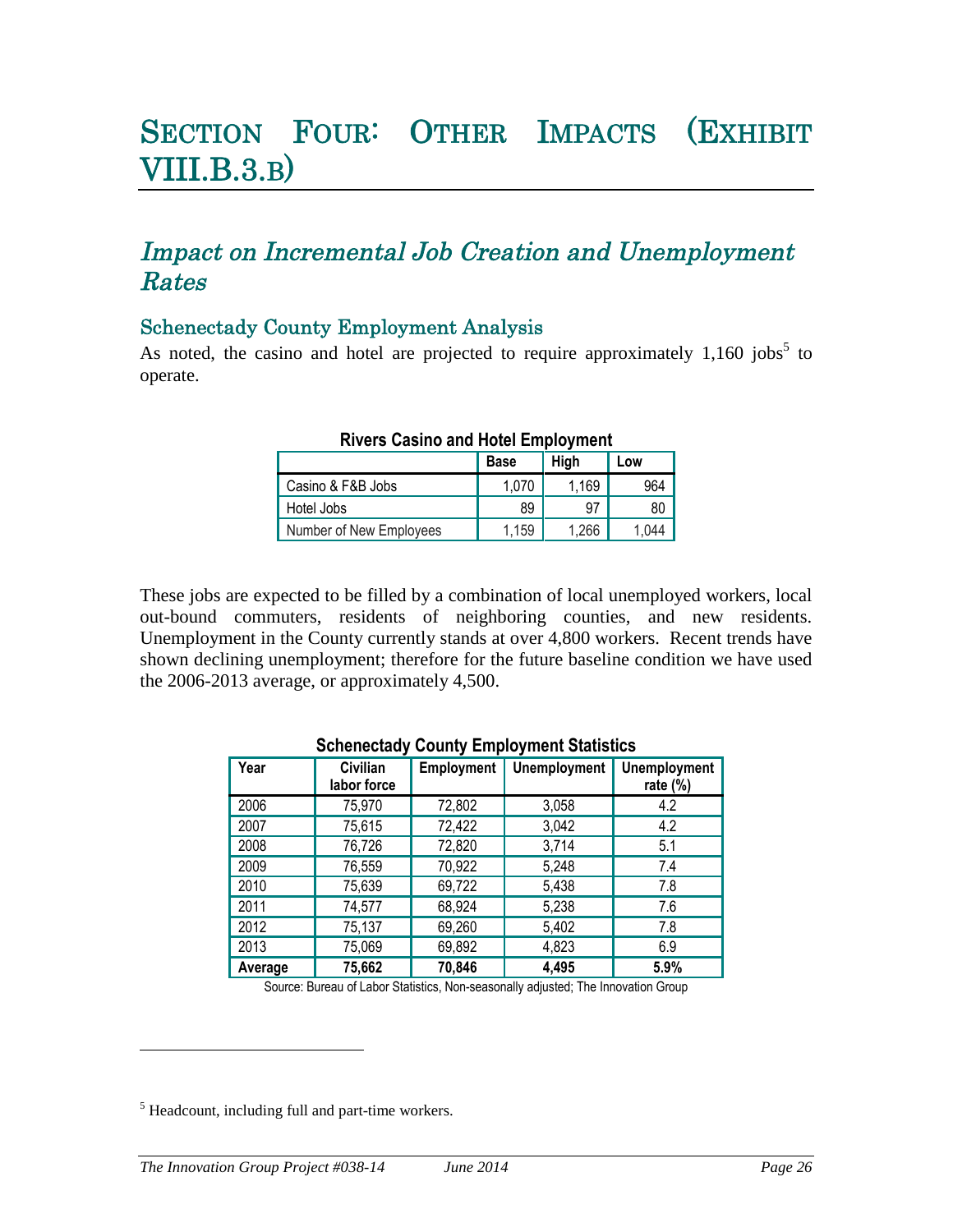# Section Four: Other Impacts (Exhibit VIII.B.3.b)

## *Impact on Incremental Job Creation and Unemployment Rates*

### Schenectady County Employment Analysis

As noted, the casino and hotel are projected to require approximately 1,160 jobs[5] to operate.

**Rivers Casino and Hotel Employment**

| | Base | High | Low |
|---|---|---|---|
| Casino & F&B Jobs | 1,070 | 1,169 | 964 |
| Hotel Jobs | 89 | 97 | 80 |
| Number of New Employees | 1,159 | 1,266 | 1,044 |

These jobs are expected to be filled by a combination of local unemployed workers, local out-bound commuters, residents of neighboring counties, and new residents. Unemployment in the County currently stands at over 4,800 workers. Recent trends have shown declining unemployment; therefore for the future baseline condition we have used the 2006-2013 average, or approximately 4,500.

**Schenectady County Employment Statistics**

| Year | Civilian labor force | Employment | Unemployment | Unemployment rate (%) |
|---|---|---|---|---|
| 2006 | 75,970 | 72,802 | 3,058 | 4.2 |
| 2007 | 75,615 | 72,422 | 3,042 | 4.2 |
| 2008 | 76,726 | 72,820 | 3,714 | 5.1 |
| 2009 | 76,559 | 70,922 | 5,248 | 7.4 |
| 2010 | 75,639 | 69,722 | 5,438 | 7.8 |
| 2011 | 74,577 | 68,924 | 5,238 | 7.6 |
| 2012 | 75,137 | 69,260 | 5,402 | 7.8 |
| 2013 | 75,069 | 69,892 | 4,823 | 6.9 |
| **Average** | **75,662** | **70,846** | **4,495** | **5.9%** |

Source: Bureau of Labor Statistics, Non-seasonally adjusted; The Innovation Group

[5] Headcount, including full and part-time workers.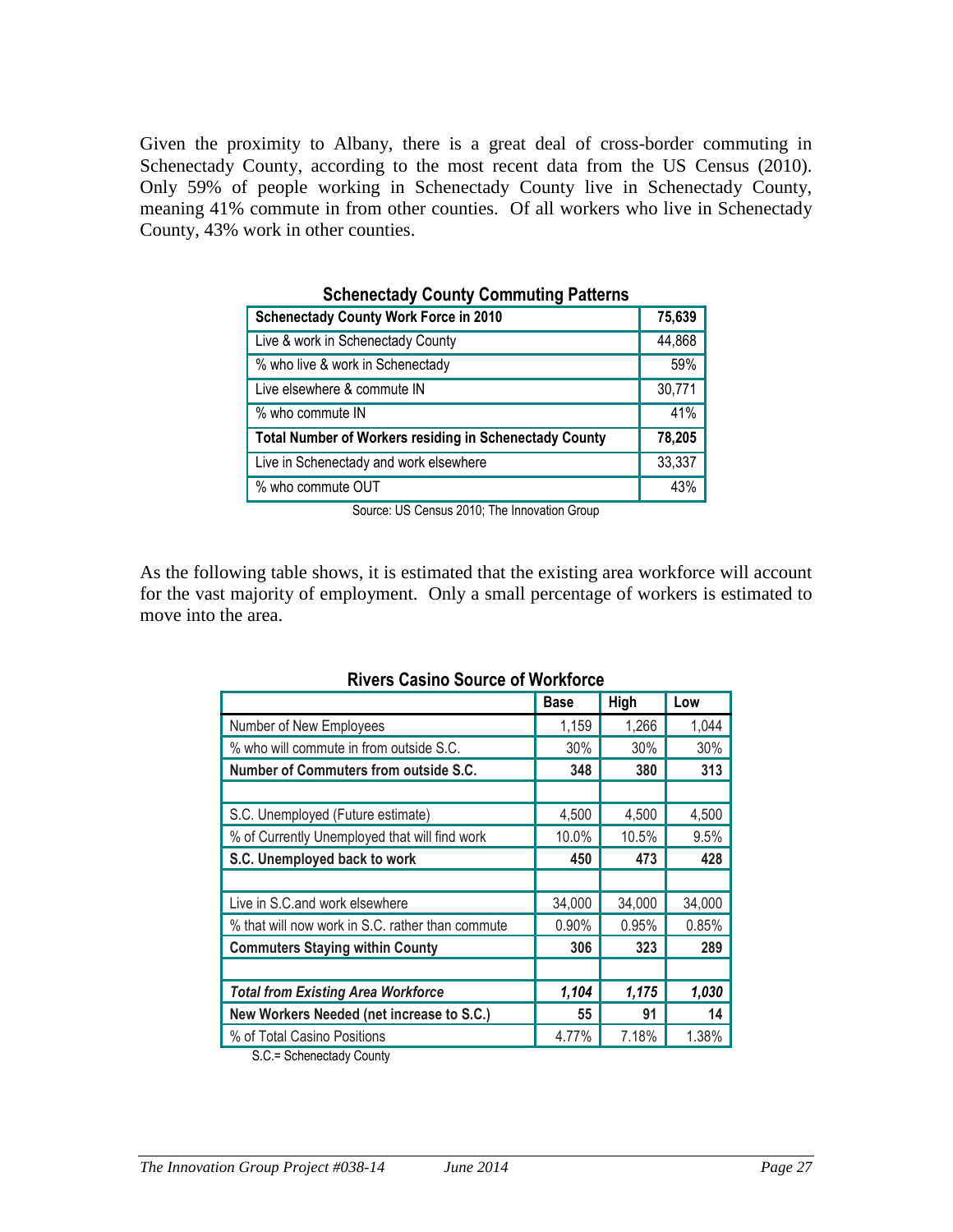Given the proximity to Albany, there is a great deal of cross-border commuting in Schenectady County, according to the most recent data from the US Census (2010). Only 59% of people working in Schenectady County live in Schenectady County, meaning 41% commute in from other counties. Of all workers who live in Schenectady County, 43% work in other counties.

**Schenectady County Commuting Patterns**

| **Schenectady County Work Force in 2010** | **75,639** |
|---|---|
| Live & work in Schenectady County | 44,868 |
| % who live & work in Schenectady | 59% |
| Live elsewhere & commute IN | 30,771 |
| % who commute IN | 41% |
| **Total Number of Workers residing in Schenectady County** | **78,205** |
| Live in Schenectady and work elsewhere | 33,337 |
| % who commute OUT | 43% |

Source: US Census 2010; The Innovation Group

As the following table shows, it is estimated that the existing area workforce will account for the vast majority of employment. Only a small percentage of workers is estimated to move into the area.

**Rivers Casino Source of Workforce**

| | **Base** | **High** | **Low** |
|---|---|---|---|
| Number of New Employees | 1,159 | 1,266 | 1,044 |
| % who will commute in from outside S.C. | 30% | 30% | 30% |
| **Number of Commuters from outside S.C.** | **348** | **380** | **313** |
| | | | |
| S.C. Unemployed (Future estimate) | 4,500 | 4,500 | 4,500 |
| % of Currently Unemployed that will find work | 10.0% | 10.5% | 9.5% |
| **S.C. Unemployed back to work** | **450** | **473** | **428** |
| | | | |
| Live in S.C.and work elsewhere | 34,000 | 34,000 | 34,000 |
| % that will now work in S.C. rather than commute | 0.90% | 0.95% | 0.85% |
| **Commuters Staying within County** | **306** | **323** | **289** |
| | | | |
| ***Total from Existing Area Workforce*** | ***1,104*** | ***1,175*** | ***1,030*** |
| **New Workers Needed (net increase to S.C.)** | **55** | **91** | **14** |
| % of Total Casino Positions | 4.77% | 7.18% | 1.38% |

S.C.= Schenectady County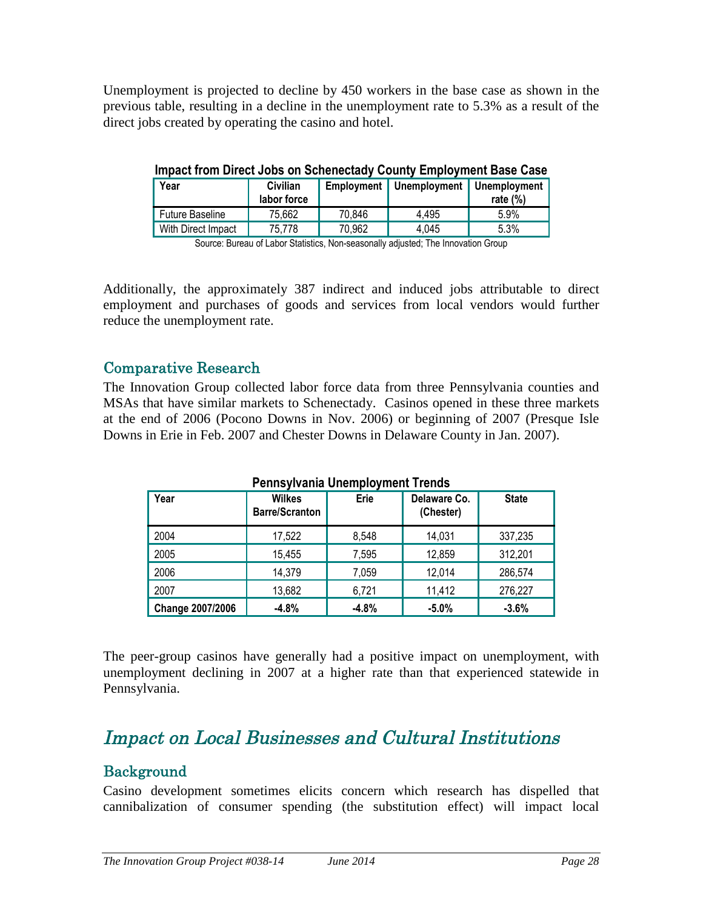Unemployment is projected to decline by 450 workers in the base case as shown in the previous table, resulting in a decline in the unemployment rate to 5.3% as a result of the direct jobs created by operating the casino and hotel.

**Impact from Direct Jobs on Schenectady County Employment Base Case**

| Year | Civilian labor force | Employment | Unemployment | Unemployment rate (%) |
|---|---|---|---|---|
| Future Baseline | 75,662 | 70,846 | 4,495 | 5.9% |
| With Direct Impact | 75,778 | 70,962 | 4,045 | 5.3% |

Source: Bureau of Labor Statistics, Non-seasonally adjusted; The Innovation Group

Additionally, the approximately 387 indirect and induced jobs attributable to direct employment and purchases of goods and services from local vendors would further reduce the unemployment rate.

## Comparative Research

The Innovation Group collected labor force data from three Pennsylvania counties and MSAs that have similar markets to Schenectady. Casinos opened in these three markets at the end of 2006 (Pocono Downs in Nov. 2006) or beginning of 2007 (Presque Isle Downs in Erie in Feb. 2007 and Chester Downs in Delaware County in Jan. 2007).

**Pennsylvania Unemployment Trends**

| Year | Wilkes Barre/Scranton | Erie | Delaware Co. (Chester) | State |
|---|---|---|---|---|
| 2004 | 17,522 | 8,548 | 14,031 | 337,235 |
| 2005 | 15,455 | 7,595 | 12,859 | 312,201 |
| 2006 | 14,379 | 7,059 | 12,014 | 286,574 |
| 2007 | 13,682 | 6,721 | 11,412 | 276,227 |
| **Change 2007/2006** | **-4.8%** | **-4.8%** | **-5.0%** | **-3.6%** |

The peer-group casinos have generally had a positive impact on unemployment, with unemployment declining in 2007 at a higher rate than that experienced statewide in Pennsylvania.

# *Impact on Local Businesses and Cultural Institutions*

## Background

Casino development sometimes elicits concern which research has dispelled that cannibalization of consumer spending (the substitution effect) will impact local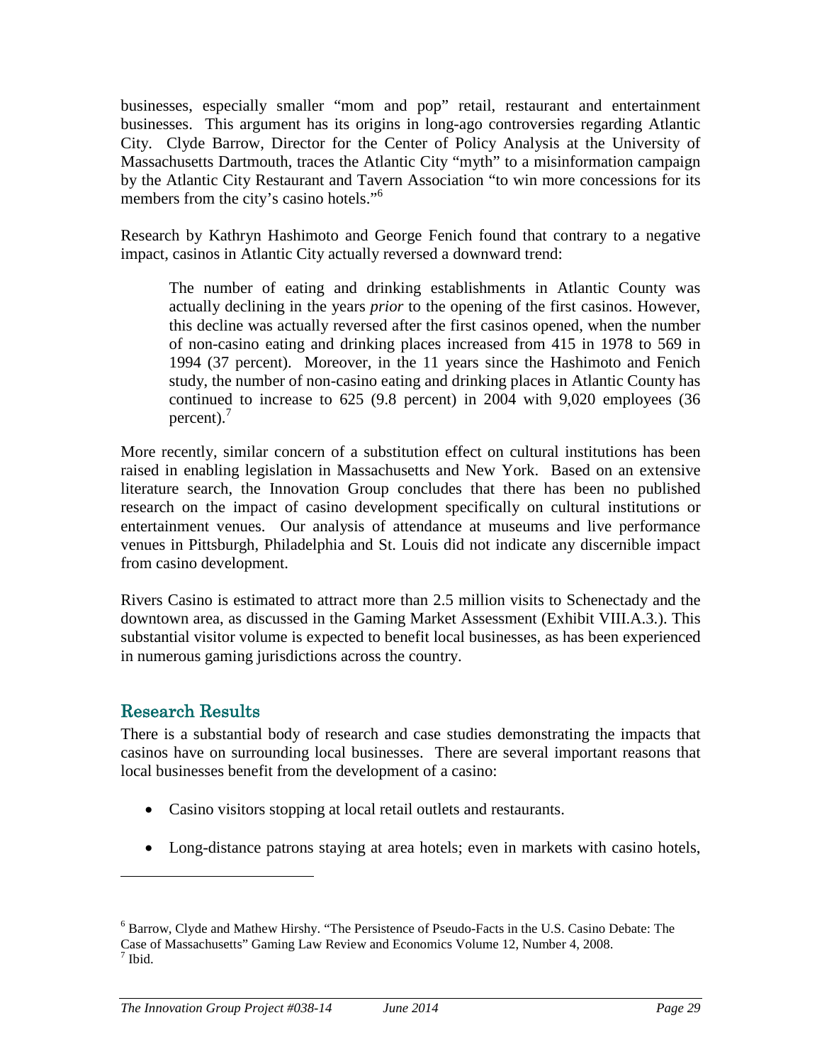businesses, especially smaller "mom and pop" retail, restaurant and entertainment businesses. This argument has its origins in long-ago controversies regarding Atlantic City. Clyde Barrow, Director for the Center of Policy Analysis at the University of Massachusetts Dartmouth, traces the Atlantic City "myth" to a misinformation campaign by the Atlantic City Restaurant and Tavern Association "to win more concessions for its members from the city's casino hotels."[6]

Research by Kathryn Hashimoto and George Fenich found that contrary to a negative impact, casinos in Atlantic City actually reversed a downward trend:

> The number of eating and drinking establishments in Atlantic County was actually declining in the years *prior* to the opening of the first casinos. However, this decline was actually reversed after the first casinos opened, when the number of non-casino eating and drinking places increased from 415 in 1978 to 569 in 1994 (37 percent). Moreover, in the 11 years since the Hashimoto and Fenich study, the number of non-casino eating and drinking places in Atlantic County has continued to increase to 625 (9.8 percent) in 2004 with 9,020 employees (36 percent).[7]

More recently, similar concern of a substitution effect on cultural institutions has been raised in enabling legislation in Massachusetts and New York. Based on an extensive literature search, the Innovation Group concludes that there has been no published research on the impact of casino development specifically on cultural institutions or entertainment venues. Our analysis of attendance at museums and live performance venues in Pittsburgh, Philadelphia and St. Louis did not indicate any discernible impact from casino development.

Rivers Casino is estimated to attract more than 2.5 million visits to Schenectady and the downtown area, as discussed in the Gaming Market Assessment (Exhibit VIII.A.3.). This substantial visitor volume is expected to benefit local businesses, as has been experienced in numerous gaming jurisdictions across the country.

## Research Results

There is a substantial body of research and case studies demonstrating the impacts that casinos have on surrounding local businesses. There are several important reasons that local businesses benefit from the development of a casino:

- Casino visitors stopping at local retail outlets and restaurants.
- Long-distance patrons staying at area hotels; even in markets with casino hotels,

[6] Barrow, Clyde and Mathew Hirshy. "The Persistence of Pseudo-Facts in the U.S. Casino Debate: The Case of Massachusetts" Gaming Law Review and Economics Volume 12, Number 4, 2008.
[7] Ibid.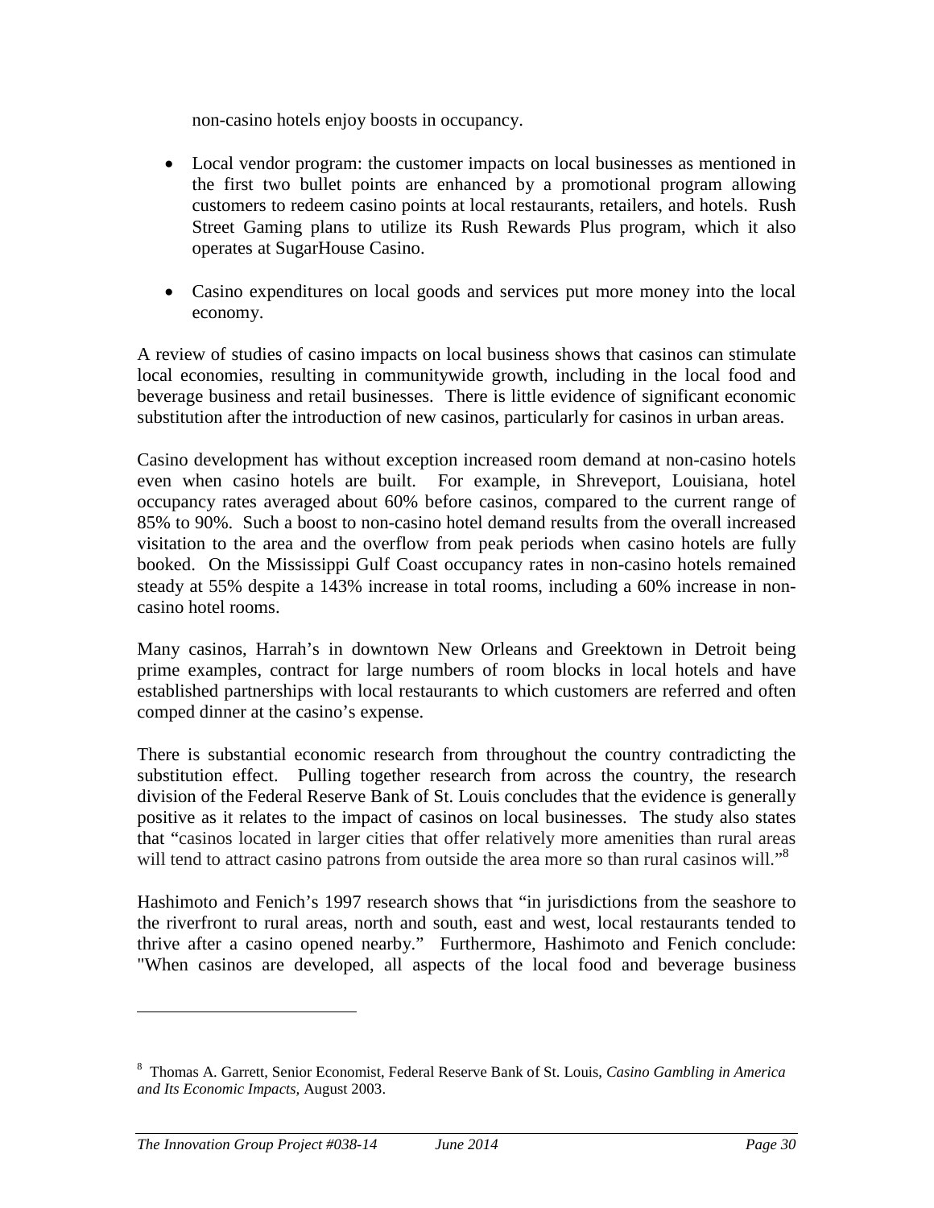non-casino hotels enjoy boosts in occupancy.

- Local vendor program: the customer impacts on local businesses as mentioned in the first two bullet points are enhanced by a promotional program allowing customers to redeem casino points at local restaurants, retailers, and hotels. Rush Street Gaming plans to utilize its Rush Rewards Plus program, which it also operates at SugarHouse Casino.

- Casino expenditures on local goods and services put more money into the local economy.

A review of studies of casino impacts on local business shows that casinos can stimulate local economies, resulting in communitywide growth, including in the local food and beverage business and retail businesses. There is little evidence of significant economic substitution after the introduction of new casinos, particularly for casinos in urban areas.

Casino development has without exception increased room demand at non-casino hotels even when casino hotels are built. For example, in Shreveport, Louisiana, hotel occupancy rates averaged about 60% before casinos, compared to the current range of 85% to 90%. Such a boost to non-casino hotel demand results from the overall increased visitation to the area and the overflow from peak periods when casino hotels are fully booked. On the Mississippi Gulf Coast occupancy rates in non-casino hotels remained steady at 55% despite a 143% increase in total rooms, including a 60% increase in non-casino hotel rooms.

Many casinos, Harrah's in downtown New Orleans and Greektown in Detroit being prime examples, contract for large numbers of room blocks in local hotels and have established partnerships with local restaurants to which customers are referred and often comped dinner at the casino's expense.

There is substantial economic research from throughout the country contradicting the substitution effect. Pulling together research from across the country, the research division of the Federal Reserve Bank of St. Louis concludes that the evidence is generally positive as it relates to the impact of casinos on local businesses. The study also states that "casinos located in larger cities that offer relatively more amenities than rural areas will tend to attract casino patrons from outside the area more so than rural casinos will."[8]

Hashimoto and Fenich's 1997 research shows that "in jurisdictions from the seashore to the riverfront to rural areas, north and south, east and west, local restaurants tended to thrive after a casino opened nearby." Furthermore, Hashimoto and Fenich conclude: "When casinos are developed, all aspects of the local food and beverage business

---

[8] Thomas A. Garrett, Senior Economist, Federal Reserve Bank of St. Louis, *Casino Gambling in America and Its Economic Impacts,* August 2003.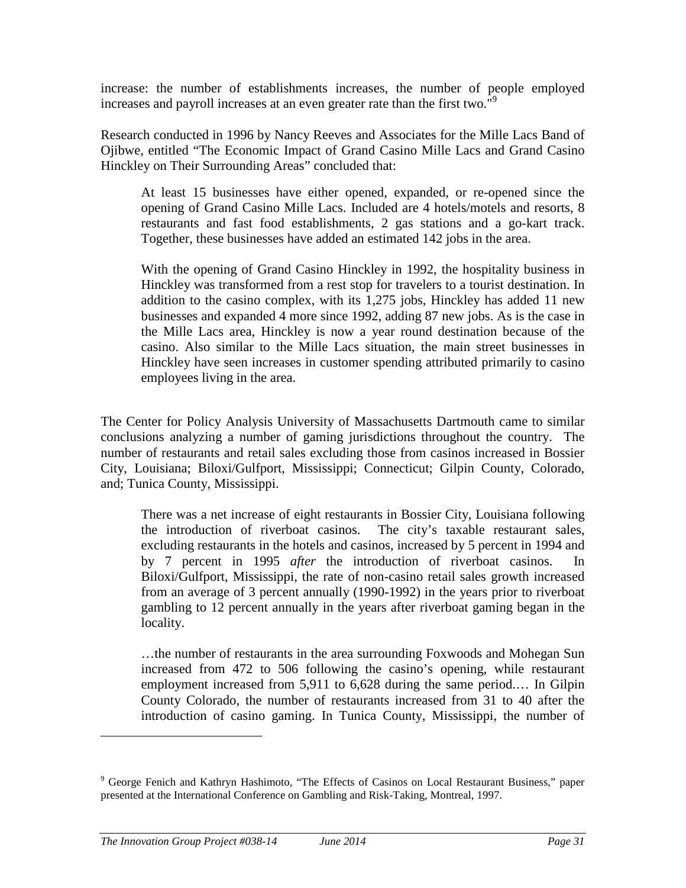increase: the number of establishments increases, the number of people employed increases and payroll increases at an even greater rate than the first two."[9]

Research conducted in 1996 by Nancy Reeves and Associates for the Mille Lacs Band of Ojibwe, entitled "The Economic Impact of Grand Casino Mille Lacs and Grand Casino Hinckley on Their Surrounding Areas" concluded that:

> At least 15 businesses have either opened, expanded, or re-opened since the opening of Grand Casino Mille Lacs. Included are 4 hotels/motels and resorts, 8 restaurants and fast food establishments, 2 gas stations and a go-kart track. Together, these businesses have added an estimated 142 jobs in the area.
>
> With the opening of Grand Casino Hinckley in 1992, the hospitality business in Hinckley was transformed from a rest stop for travelers to a tourist destination. In addition to the casino complex, with its 1,275 jobs, Hinckley has added 11 new businesses and expanded 4 more since 1992, adding 87 new jobs. As is the case in the Mille Lacs area, Hinckley is now a year round destination because of the casino. Also similar to the Mille Lacs situation, the main street businesses in Hinckley have seen increases in customer spending attributed primarily to casino employees living in the area.

The Center for Policy Analysis University of Massachusetts Dartmouth came to similar conclusions analyzing a number of gaming jurisdictions throughout the country. The number of restaurants and retail sales excluding those from casinos increased in Bossier City, Louisiana; Biloxi/Gulfport, Mississippi; Connecticut; Gilpin County, Colorado, and; Tunica County, Mississippi.

> There was a net increase of eight restaurants in Bossier City, Louisiana following the introduction of riverboat casinos. The city's taxable restaurant sales, excluding restaurants in the hotels and casinos, increased by 5 percent in 1994 and by 7 percent in 1995 *after* the introduction of riverboat casinos. In Biloxi/Gulfport, Mississippi, the rate of non-casino retail sales growth increased from an average of 3 percent annually (1990-1992) in the years prior to riverboat gambling to 12 percent annually in the years after riverboat gaming began in the locality.
>
> …the number of restaurants in the area surrounding Foxwoods and Mohegan Sun increased from 472 to 506 following the casino's opening, while restaurant employment increased from 5,911 to 6,628 during the same period.… In Gilpin County Colorado, the number of restaurants increased from 31 to 40 after the introduction of casino gaming. In Tunica County, Mississippi, the number of

[9] George Fenich and Kathryn Hashimoto, "The Effects of Casinos on Local Restaurant Business," paper presented at the International Conference on Gambling and Risk-Taking, Montreal, 1997.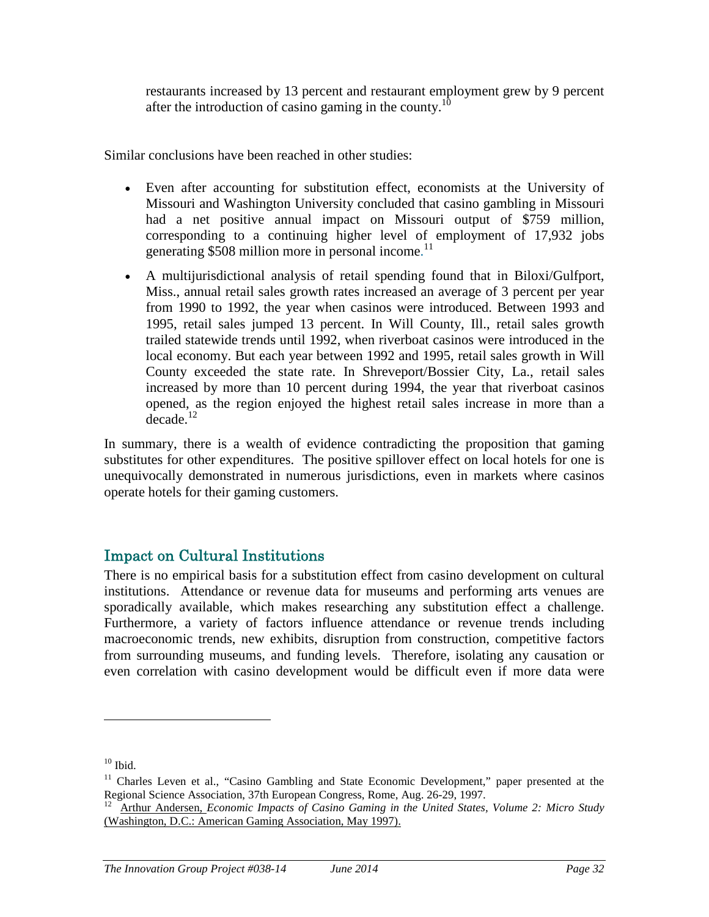restaurants increased by 13 percent and restaurant employment grew by 9 percent after the introduction of casino gaming in the county.[10]

Similar conclusions have been reached in other studies:

- Even after accounting for substitution effect, economists at the University of Missouri and Washington University concluded that casino gambling in Missouri had a net positive annual impact on Missouri output of $759 million, corresponding to a continuing higher level of employment of 17,932 jobs generating $508 million more in personal income.[11]
- A multijurisdictional analysis of retail spending found that in Biloxi/Gulfport, Miss., annual retail sales growth rates increased an average of 3 percent per year from 1990 to 1992, the year when casinos were introduced. Between 1993 and 1995, retail sales jumped 13 percent. In Will County, Ill., retail sales growth trailed statewide trends until 1992, when riverboat casinos were introduced in the local economy. But each year between 1992 and 1995, retail sales growth in Will County exceeded the state rate. In Shreveport/Bossier City, La., retail sales increased by more than 10 percent during 1994, the year that riverboat casinos opened, as the region enjoyed the highest retail sales increase in more than a decade.[12]

In summary, there is a wealth of evidence contradicting the proposition that gaming substitutes for other expenditures. The positive spillover effect on local hotels for one is unequivocally demonstrated in numerous jurisdictions, even in markets where casinos operate hotels for their gaming customers.

## Impact on Cultural Institutions

There is no empirical basis for a substitution effect from casino development on cultural institutions. Attendance or revenue data for museums and performing arts venues are sporadically available, which makes researching any substitution effect a challenge. Furthermore, a variety of factors influence attendance or revenue trends including macroeconomic trends, new exhibits, disruption from construction, competitive factors from surrounding museums, and funding levels. Therefore, isolating any causation or even correlation with casino development would be difficult even if more data were

---

[10] Ibid.

[11] Charles Leven et al., "Casino Gambling and State Economic Development," paper presented at the Regional Science Association, 37th European Congress, Rome, Aug. 26-29, 1997.

[12] Arthur Andersen, *Economic Impacts of Casino Gaming in the United States, Volume 2: Micro Study* (Washington, D.C.: American Gaming Association, May 1997).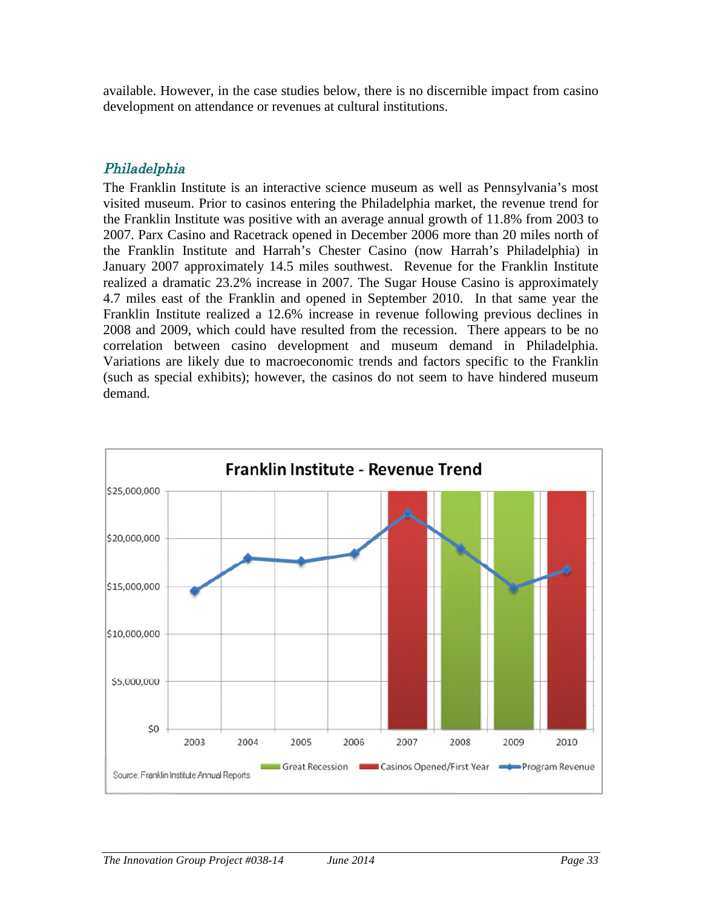available. However, in the case studies below, there is no discernible impact from casino development on attendance or revenues at cultural institutions.

### *Philadelphia*

The Franklin Institute is an interactive science museum as well as Pennsylvania's most visited museum. Prior to casinos entering the Philadelphia market, the revenue trend for the Franklin Institute was positive with an average annual growth of 11.8% from 2003 to 2007. Parx Casino and Racetrack opened in December 2006 more than 20 miles north of the Franklin Institute and Harrah's Chester Casino (now Harrah's Philadelphia) in January 2007 approximately 14.5 miles southwest. Revenue for the Franklin Institute realized a dramatic 23.2% increase in 2007. The Sugar House Casino is approximately 4.7 miles east of the Franklin and opened in September 2010. In that same year the Franklin Institute realized a 12.6% increase in revenue following previous declines in 2008 and 2009, which could have resulted from the recession. There appears to be no correlation between casino development and museum demand in Philadelphia. Variations are likely due to macroeconomic trends and factors specific to the Franklin (such as special exhibits); however, the casinos do not seem to have hindered museum demand.

**Franklin Institute - Revenue Trend**

$25,000,000
$20,000,000
$15,000,000
$10,000,000
$5,000,000
$0

2003 2004 2005 2006 2007 2008 2009 2010

Great Recession | Casinos Opened/First Year | Program Revenue

Source: Franklin Institute Annual Reports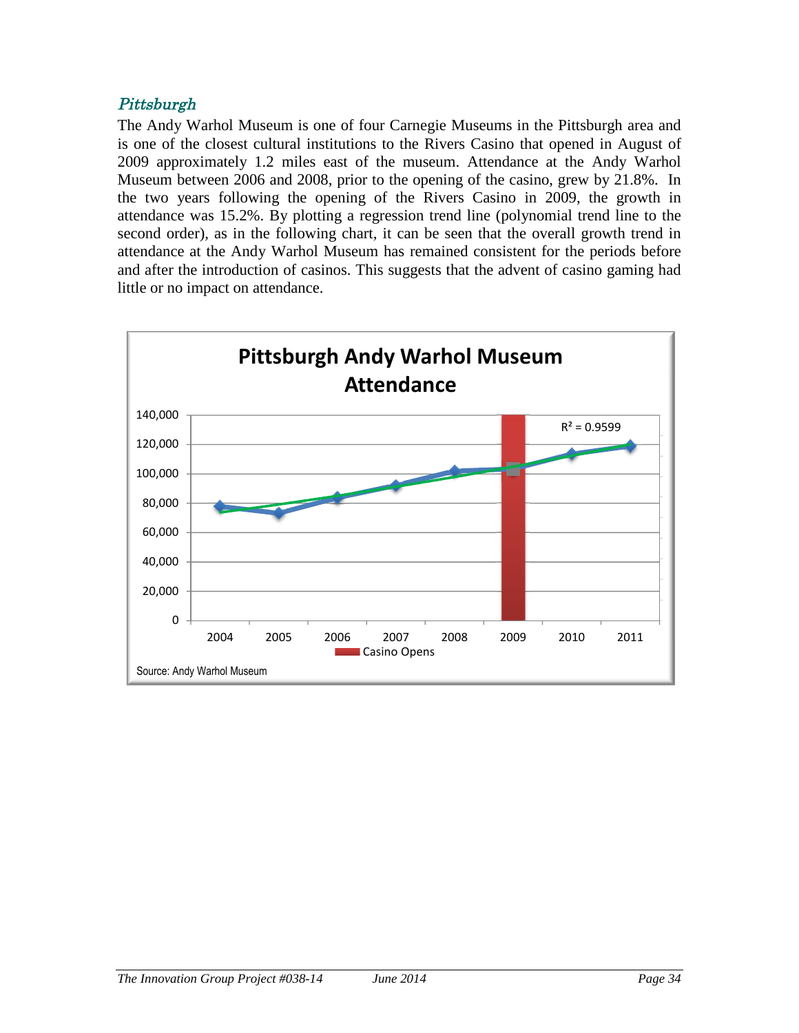### *Pittsburgh*

The Andy Warhol Museum is one of four Carnegie Museums in the Pittsburgh area and is one of the closest cultural institutions to the Rivers Casino that opened in August of 2009 approximately 1.2 miles east of the museum. Attendance at the Andy Warhol Museum between 2006 and 2008, prior to the opening of the casino, grew by 21.8%. In the two years following the opening of the Rivers Casino in 2009, the growth in attendance was 15.2%. By plotting a regression trend line (polynomial trend line to the second order), as in the following chart, it can be seen that the overall growth trend in attendance at the Andy Warhol Museum has remained consistent for the periods before and after the introduction of casinos. This suggests that the advent of casino gaming had little or no impact on attendance.

**Pittsburgh Andy Warhol Museum Attendance**

$R^2 = 0.9599$

Casino Opens

Source: Andy Warhol Museum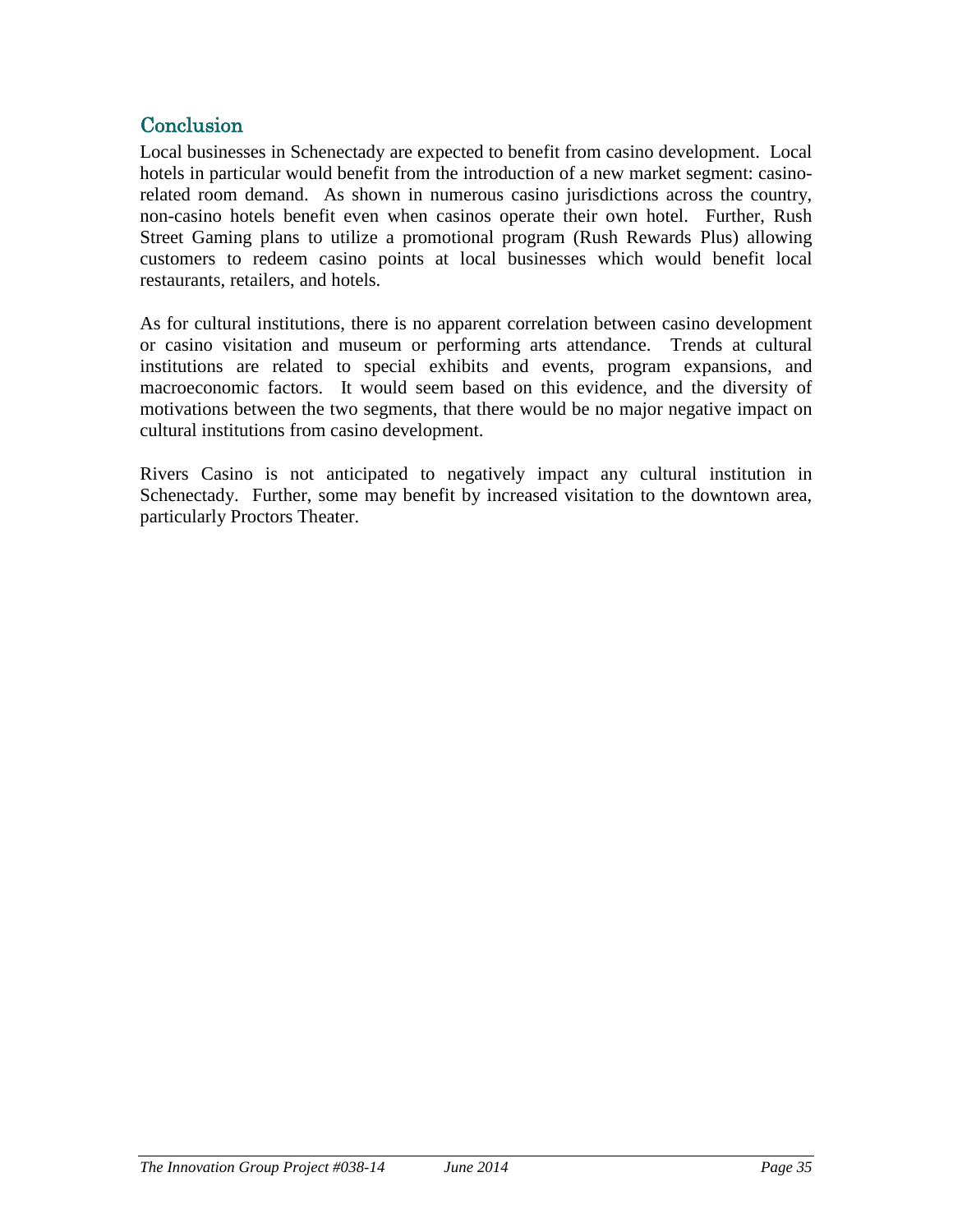## Conclusion

Local businesses in Schenectady are expected to benefit from casino development. Local hotels in particular would benefit from the introduction of a new market segment: casino-related room demand. As shown in numerous casino jurisdictions across the country, non-casino hotels benefit even when casinos operate their own hotel. Further, Rush Street Gaming plans to utilize a promotional program (Rush Rewards Plus) allowing customers to redeem casino points at local businesses which would benefit local restaurants, retailers, and hotels.

As for cultural institutions, there is no apparent correlation between casino development or casino visitation and museum or performing arts attendance. Trends at cultural institutions are related to special exhibits and events, program expansions, and macroeconomic factors. It would seem based on this evidence, and the diversity of motivations between the two segments, that there would be no major negative impact on cultural institutions from casino development.

Rivers Casino is not anticipated to negatively impact any cultural institution in Schenectady. Further, some may benefit by increased visitation to the downtown area, particularly Proctors Theater.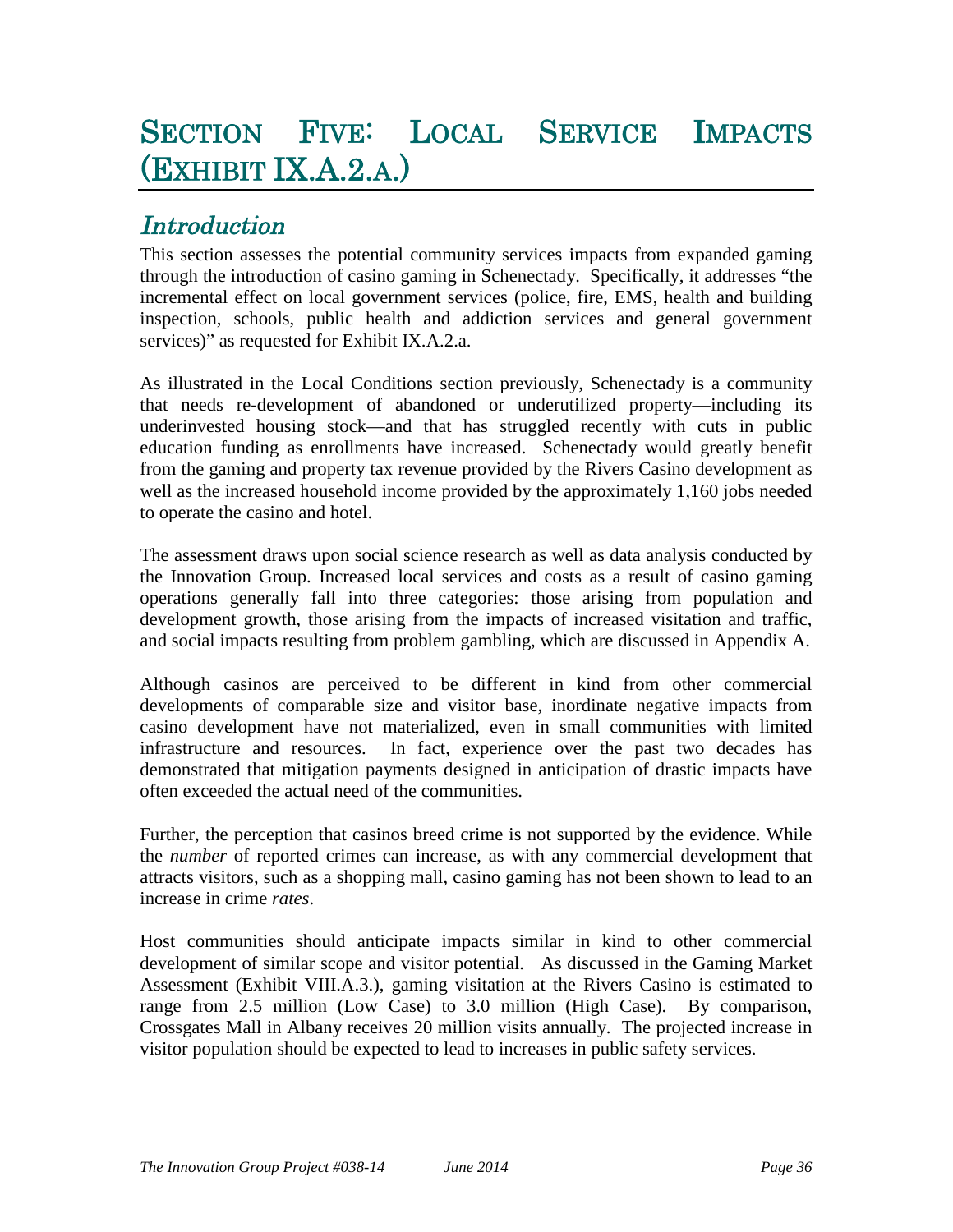# Section Five: Local Service Impacts (Exhibit IX.A.2.a.)

## *Introduction*

This section assesses the potential community services impacts from expanded gaming through the introduction of casino gaming in Schenectady. Specifically, it addresses "the incremental effect on local government services (police, fire, EMS, health and building inspection, schools, public health and addiction services and general government services)" as requested for Exhibit IX.A.2.a.

As illustrated in the Local Conditions section previously, Schenectady is a community that needs re-development of abandoned or underutilized property—including its underinvested housing stock—and that has struggled recently with cuts in public education funding as enrollments have increased. Schenectady would greatly benefit from the gaming and property tax revenue provided by the Rivers Casino development as well as the increased household income provided by the approximately 1,160 jobs needed to operate the casino and hotel.

The assessment draws upon social science research as well as data analysis conducted by the Innovation Group. Increased local services and costs as a result of casino gaming operations generally fall into three categories: those arising from population and development growth, those arising from the impacts of increased visitation and traffic, and social impacts resulting from problem gambling, which are discussed in Appendix A.

Although casinos are perceived to be different in kind from other commercial developments of comparable size and visitor base, inordinate negative impacts from casino development have not materialized, even in small communities with limited infrastructure and resources. In fact, experience over the past two decades has demonstrated that mitigation payments designed in anticipation of drastic impacts have often exceeded the actual need of the communities.

Further, the perception that casinos breed crime is not supported by the evidence. While the *number* of reported crimes can increase, as with any commercial development that attracts visitors, such as a shopping mall, casino gaming has not been shown to lead to an increase in crime *rates*.

Host communities should anticipate impacts similar in kind to other commercial development of similar scope and visitor potential. As discussed in the Gaming Market Assessment (Exhibit VIII.A.3.), gaming visitation at the Rivers Casino is estimated to range from 2.5 million (Low Case) to 3.0 million (High Case). By comparison, Crossgates Mall in Albany receives 20 million visits annually. The projected increase in visitor population should be expected to lead to increases in public safety services.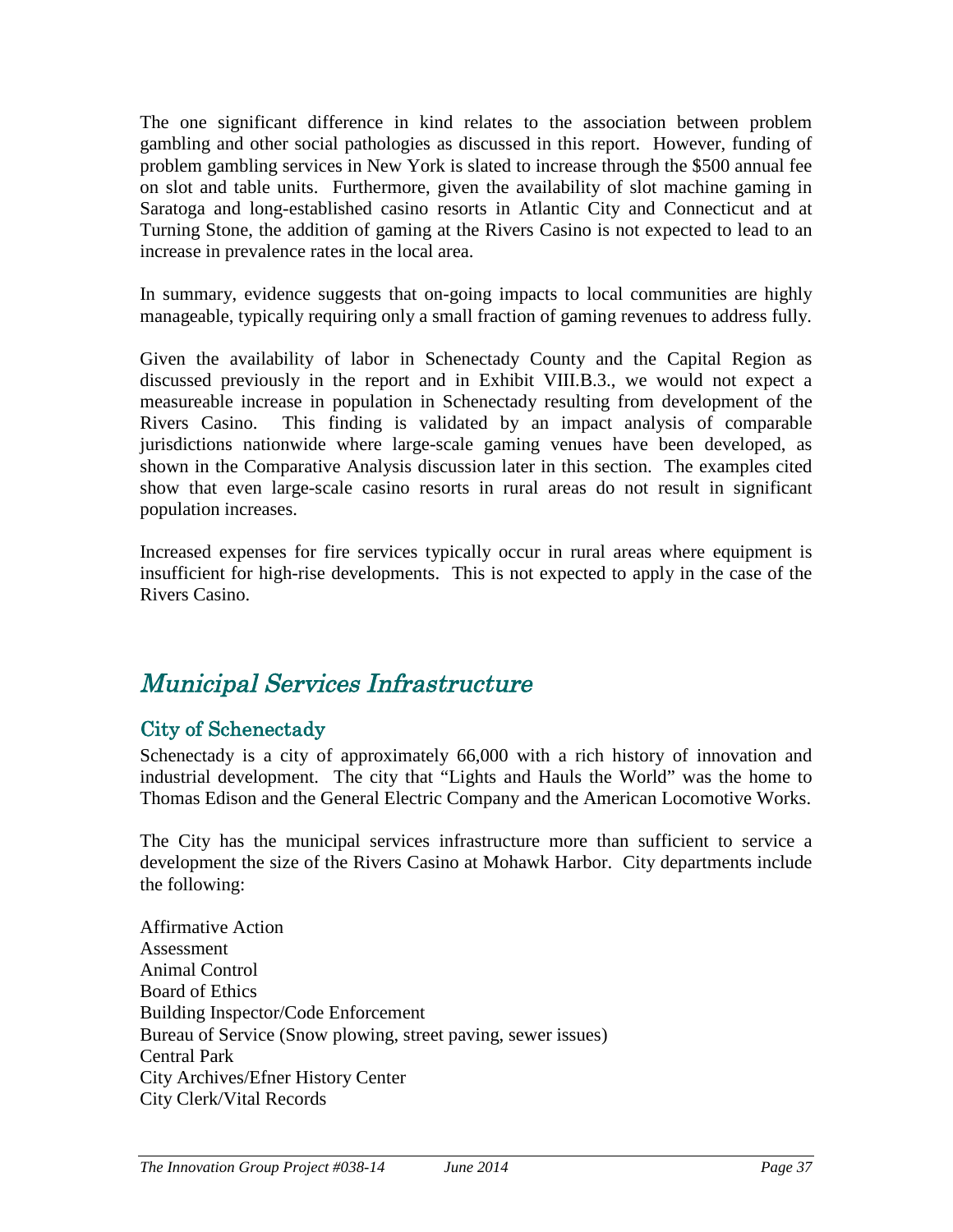The one significant difference in kind relates to the association between problem gambling and other social pathologies as discussed in this report. However, funding of problem gambling services in New York is slated to increase through the $500 annual fee on slot and table units. Furthermore, given the availability of slot machine gaming in Saratoga and long-established casino resorts in Atlantic City and Connecticut and at Turning Stone, the addition of gaming at the Rivers Casino is not expected to lead to an increase in prevalence rates in the local area.

In summary, evidence suggests that on-going impacts to local communities are highly manageable, typically requiring only a small fraction of gaming revenues to address fully.

Given the availability of labor in Schenectady County and the Capital Region as discussed previously in the report and in Exhibit VIII.B.3., we would not expect a measureable increase in population in Schenectady resulting from development of the Rivers Casino. This finding is validated by an impact analysis of comparable jurisdictions nationwide where large-scale gaming venues have been developed, as shown in the Comparative Analysis discussion later in this section. The examples cited show that even large-scale casino resorts in rural areas do not result in significant population increases.

Increased expenses for fire services typically occur in rural areas where equipment is insufficient for high-rise developments. This is not expected to apply in the case of the Rivers Casino.

## *Municipal Services Infrastructure*

### City of Schenectady

Schenectady is a city of approximately 66,000 with a rich history of innovation and industrial development. The city that "Lights and Hauls the World" was the home to Thomas Edison and the General Electric Company and the American Locomotive Works.

The City has the municipal services infrastructure more than sufficient to service a development the size of the Rivers Casino at Mohawk Harbor. City departments include the following:

Affirmative Action
Assessment
Animal Control
Board of Ethics
Building Inspector/Code Enforcement
Bureau of Service (Snow plowing, street paving, sewer issues)
Central Park
City Archives/Efner History Center
City Clerk/Vital Records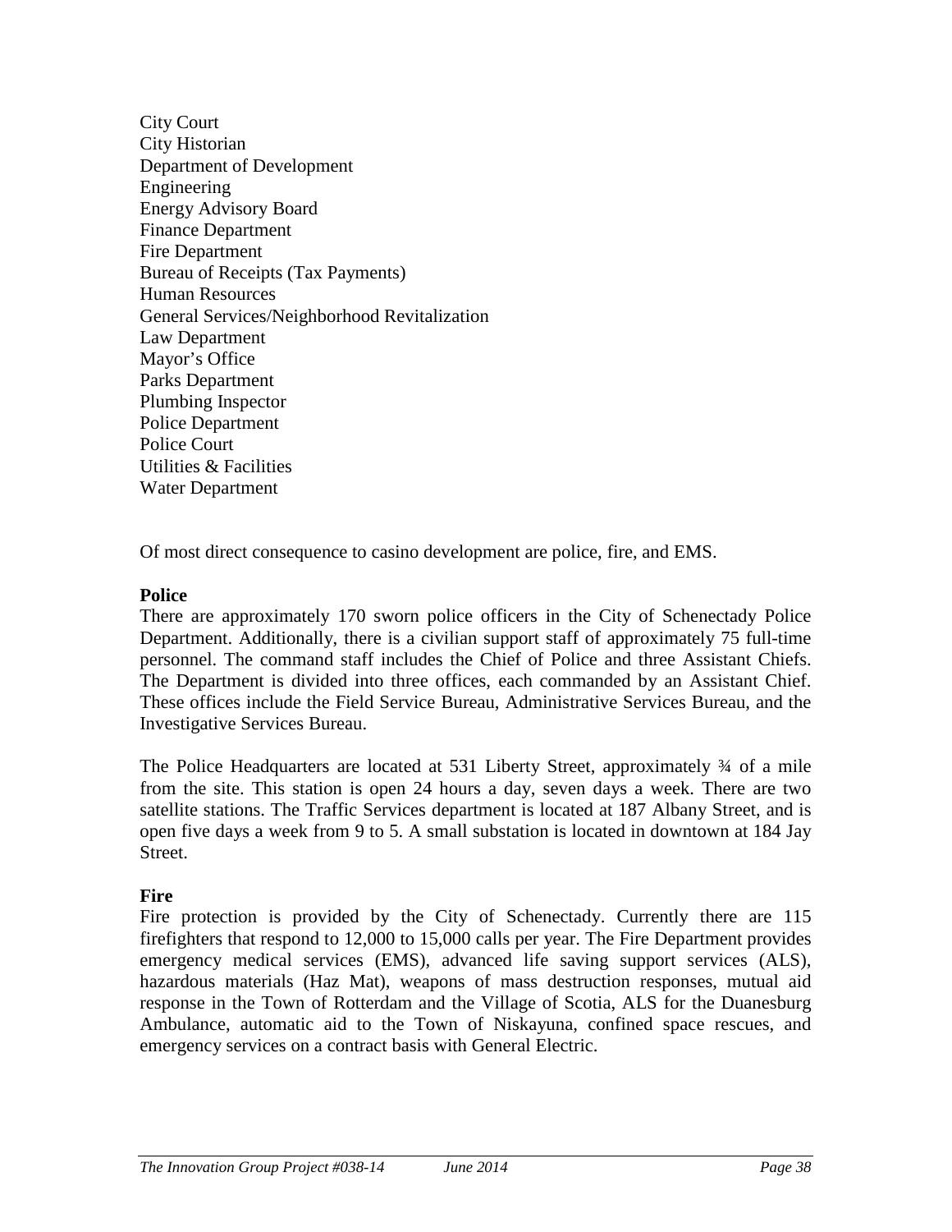City Court
City Historian
Department of Development
Engineering
Energy Advisory Board
Finance Department
Fire Department
Bureau of Receipts (Tax Payments)
Human Resources
General Services/Neighborhood Revitalization
Law Department
Mayor's Office
Parks Department
Plumbing Inspector
Police Department
Police Court
Utilities & Facilities
Water Department

Of most direct consequence to casino development are police, fire, and EMS.

**Police**

There are approximately 170 sworn police officers in the City of Schenectady Police Department. Additionally, there is a civilian support staff of approximately 75 full-time personnel. The command staff includes the Chief of Police and three Assistant Chiefs. The Department is divided into three offices, each commanded by an Assistant Chief. These offices include the Field Service Bureau, Administrative Services Bureau, and the Investigative Services Bureau.

The Police Headquarters are located at 531 Liberty Street, approximately ¾ of a mile from the site. This station is open 24 hours a day, seven days a week. There are two satellite stations. The Traffic Services department is located at 187 Albany Street, and is open five days a week from 9 to 5. A small substation is located in downtown at 184 Jay Street.

**Fire**

Fire protection is provided by the City of Schenectady. Currently there are 115 firefighters that respond to 12,000 to 15,000 calls per year. The Fire Department provides emergency medical services (EMS), advanced life saving support services (ALS), hazardous materials (Haz Mat), weapons of mass destruction responses, mutual aid response in the Town of Rotterdam and the Village of Scotia, ALS for the Duanesburg Ambulance, automatic aid to the Town of Niskayuna, confined space rescues, and emergency services on a contract basis with General Electric.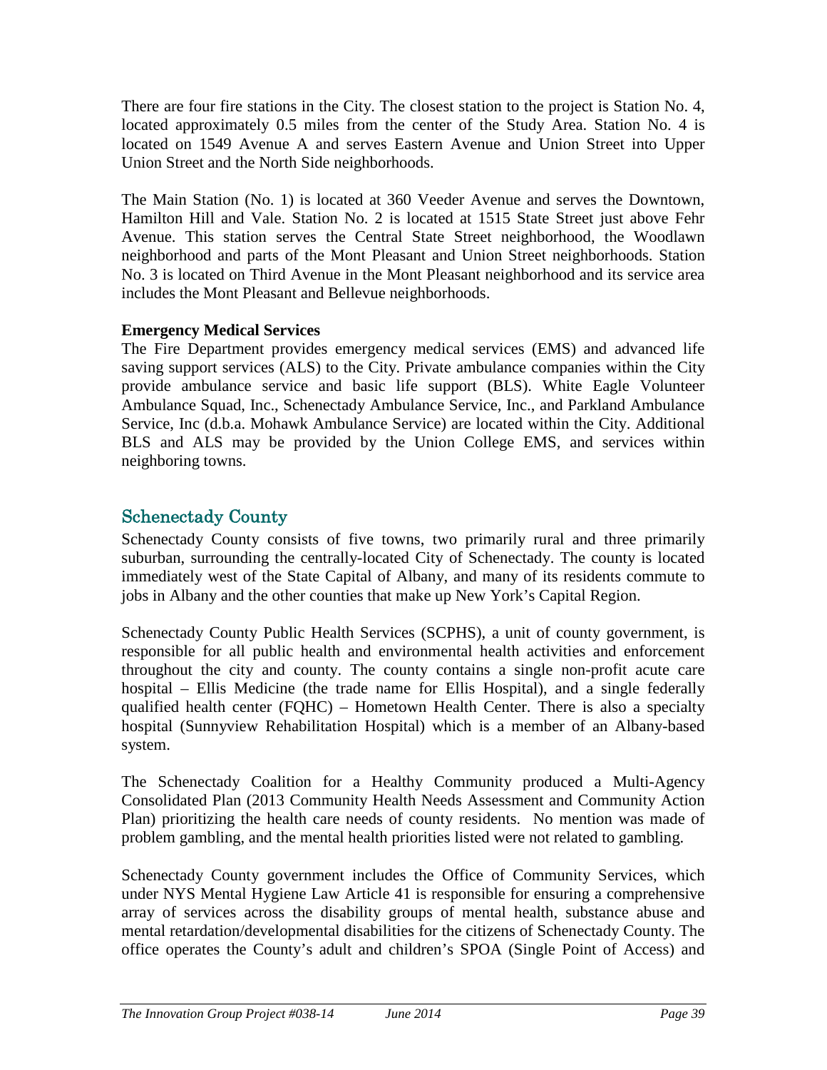There are four fire stations in the City. The closest station to the project is Station No. 4, located approximately 0.5 miles from the center of the Study Area. Station No. 4 is located on 1549 Avenue A and serves Eastern Avenue and Union Street into Upper Union Street and the North Side neighborhoods.

The Main Station (No. 1) is located at 360 Veeder Avenue and serves the Downtown, Hamilton Hill and Vale. Station No. 2 is located at 1515 State Street just above Fehr Avenue. This station serves the Central State Street neighborhood, the Woodlawn neighborhood and parts of the Mont Pleasant and Union Street neighborhoods. Station No. 3 is located on Third Avenue in the Mont Pleasant neighborhood and its service area includes the Mont Pleasant and Bellevue neighborhoods.

**Emergency Medical Services**

The Fire Department provides emergency medical services (EMS) and advanced life saving support services (ALS) to the City. Private ambulance companies within the City provide ambulance service and basic life support (BLS). White Eagle Volunteer Ambulance Squad, Inc., Schenectady Ambulance Service, Inc., and Parkland Ambulance Service, Inc (d.b.a. Mohawk Ambulance Service) are located within the City. Additional BLS and ALS may be provided by the Union College EMS, and services within neighboring towns.

## Schenectady County

Schenectady County consists of five towns, two primarily rural and three primarily suburban, surrounding the centrally-located City of Schenectady. The county is located immediately west of the State Capital of Albany, and many of its residents commute to jobs in Albany and the other counties that make up New York's Capital Region.

Schenectady County Public Health Services (SCPHS), a unit of county government, is responsible for all public health and environmental health activities and enforcement throughout the city and county. The county contains a single non-profit acute care hospital – Ellis Medicine (the trade name for Ellis Hospital), and a single federally qualified health center (FQHC) – Hometown Health Center. There is also a specialty hospital (Sunnyview Rehabilitation Hospital) which is a member of an Albany-based system.

The Schenectady Coalition for a Healthy Community produced a Multi-Agency Consolidated Plan (2013 Community Health Needs Assessment and Community Action Plan) prioritizing the health care needs of county residents. No mention was made of problem gambling, and the mental health priorities listed were not related to gambling.

Schenectady County government includes the Office of Community Services, which under NYS Mental Hygiene Law Article 41 is responsible for ensuring a comprehensive array of services across the disability groups of mental health, substance abuse and mental retardation/developmental disabilities for the citizens of Schenectady County. The office operates the County's adult and children's SPOA (Single Point of Access) and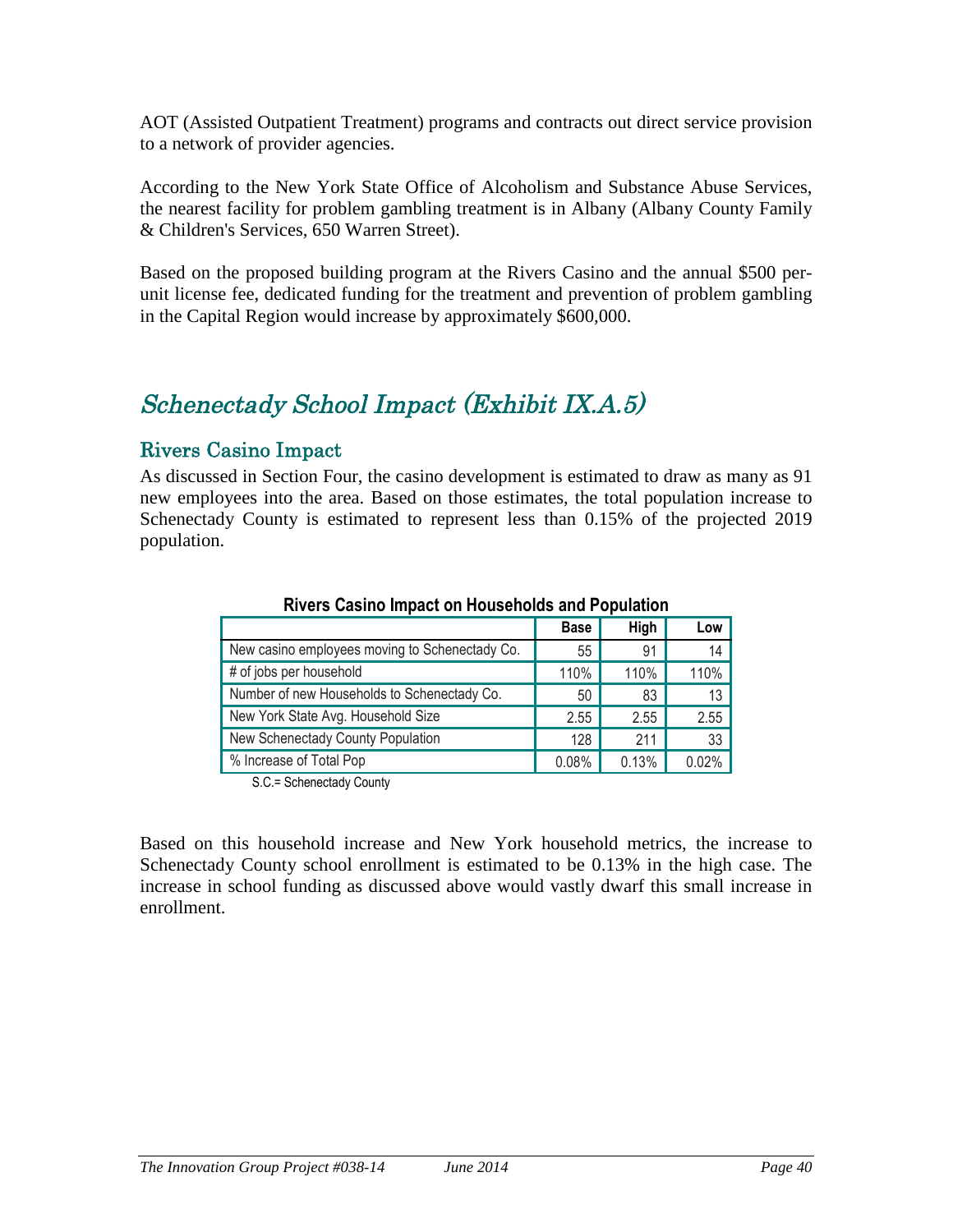AOT (Assisted Outpatient Treatment) programs and contracts out direct service provision to a network of provider agencies.

According to the New York State Office of Alcoholism and Substance Abuse Services, the nearest facility for problem gambling treatment is in Albany (Albany County Family & Children's Services, 650 Warren Street).

Based on the proposed building program at the Rivers Casino and the annual $500 per-unit license fee, dedicated funding for the treatment and prevention of problem gambling in the Capital Region would increase by approximately $600,000.

## *Schenectady School Impact (Exhibit IX.A.5)*

### Rivers Casino Impact

As discussed in Section Four, the casino development is estimated to draw as many as 91 new employees into the area. Based on those estimates, the total population increase to Schenectady County is estimated to represent less than 0.15% of the projected 2019 population.

**Rivers Casino Impact on Households and Population**

| | Base | High | Low |
|---|---|---|---|
| New casino employees moving to Schenectady Co. | 55 | 91 | 14 |
| # of jobs per household | 110% | 110% | 110% |
| Number of new Households to Schenectady Co. | 50 | 83 | 13 |
| New York State Avg. Household Size | 2.55 | 2.55 | 2.55 |
| New Schenectady County Population | 128 | 211 | 33 |
| % Increase of Total Pop | 0.08% | 0.13% | 0.02% |

S.C.= Schenectady County

Based on this household increase and New York household metrics, the increase to Schenectady County school enrollment is estimated to be 0.13% in the high case. The increase in school funding as discussed above would vastly dwarf this small increase in enrollment.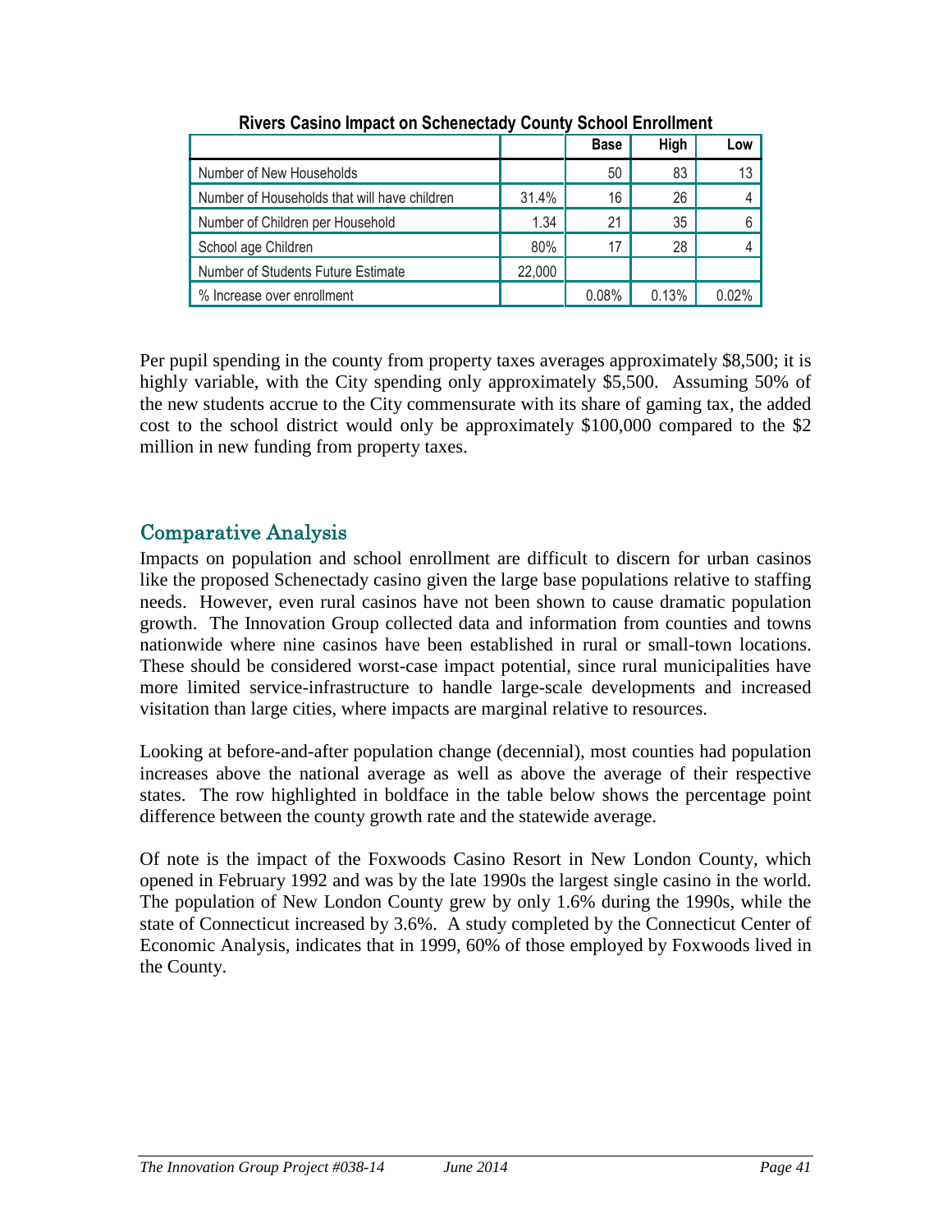**Rivers Casino Impact on Schenectady County School Enrollment**

| | | Base | High | Low |
|---|---|---|---|---|
| Number of New Households | | 50 | 83 | 13 |
| Number of Households that will have children | 31.4% | 16 | 26 | 4 |
| Number of Children per Household | 1.34 | 21 | 35 | 6 |
| School age Children | 80% | 17 | 28 | 4 |
| Number of Students Future Estimate | 22,000 | | | |
| % Increase over enrollment | | 0.08% | 0.13% | 0.02% |

Per pupil spending in the county from property taxes averages approximately $8,500; it is highly variable, with the City spending only approximately $5,500. Assuming 50% of the new students accrue to the City commensurate with its share of gaming tax, the added cost to the school district would only be approximately $100,000 compared to the $2 million in new funding from property taxes.

## Comparative Analysis

Impacts on population and school enrollment are difficult to discern for urban casinos like the proposed Schenectady casino given the large base populations relative to staffing needs. However, even rural casinos have not been shown to cause dramatic population growth. The Innovation Group collected data and information from counties and towns nationwide where nine casinos have been established in rural or small-town locations. These should be considered worst-case impact potential, since rural municipalities have more limited service-infrastructure to handle large-scale developments and increased visitation than large cities, where impacts are marginal relative to resources.

Looking at before-and-after population change (decennial), most counties had population increases above the national average as well as above the average of their respective states. The row highlighted in boldface in the table below shows the percentage point difference between the county growth rate and the statewide average.

Of note is the impact of the Foxwoods Casino Resort in New London County, which opened in February 1992 and was by the late 1990s the largest single casino in the world. The population of New London County grew by only 1.6% during the 1990s, while the state of Connecticut increased by 3.6%. A study completed by the Connecticut Center of Economic Analysis, indicates that in 1999, 60% of those employed by Foxwoods lived in the County.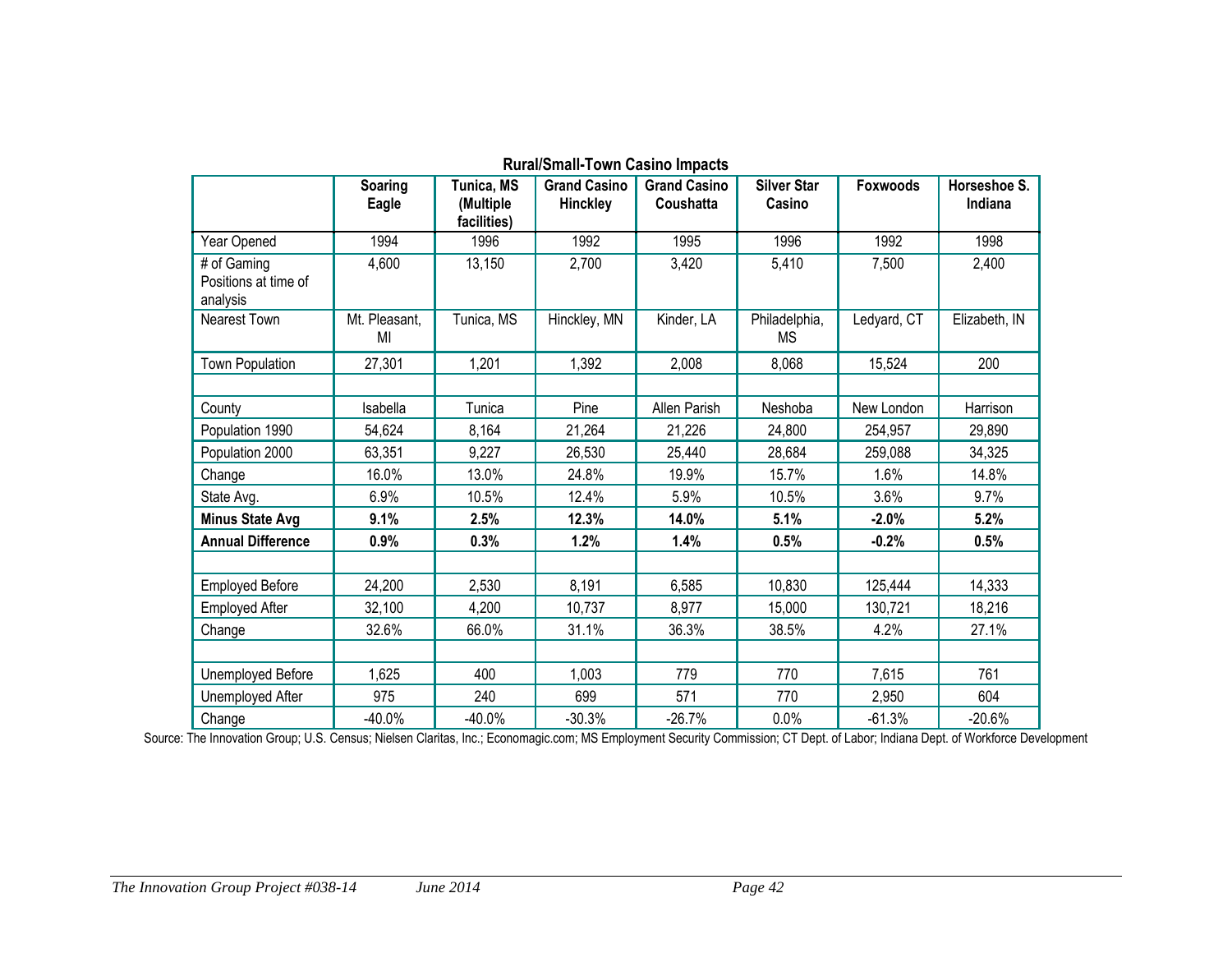**Rural/Small-Town Casino Impacts**

| | Soaring Eagle | Tunica, MS (Multiple facilities) | Grand Casino Hinckley | Grand Casino Coushatta | Silver Star Casino | Foxwoods | Horseshoe S. Indiana |
|---|---|---|---|---|---|---|---|
| Year Opened | 1994 | 1996 | 1992 | 1995 | 1996 | 1992 | 1998 |
| # of Gaming Positions at time of analysis | 4,600 | 13,150 | 2,700 | 3,420 | 5,410 | 7,500 | 2,400 |
| Nearest Town | Mt. Pleasant, MI | Tunica, MS | Hinckley, MN | Kinder, LA | Philadelphia, MS | Ledyard, CT | Elizabeth, IN |
| Town Population | 27,301 | 1,201 | 1,392 | 2,008 | 8,068 | 15,524 | 200 |
| | | | | | | | |
| County | Isabella | Tunica | Pine | Allen Parish | Neshoba | New London | Harrison |
| Population 1990 | 54,624 | 8,164 | 21,264 | 21,226 | 24,800 | 254,957 | 29,890 |
| Population 2000 | 63,351 | 9,227 | 26,530 | 25,440 | 28,684 | 259,088 | 34,325 |
| Change | 16.0% | 13.0% | 24.8% | 19.9% | 15.7% | 1.6% | 14.8% |
| State Avg. | 6.9% | 10.5% | 12.4% | 5.9% | 10.5% | 3.6% | 9.7% |
| **Minus State Avg** | **9.1%** | **2.5%** | **12.3%** | **14.0%** | **5.1%** | **-2.0%** | **5.2%** |
| **Annual Difference** | **0.9%** | **0.3%** | **1.2%** | **1.4%** | **0.5%** | **-0.2%** | **0.5%** |
| | | | | | | | |
| Employed Before | 24,200 | 2,530 | 8,191 | 6,585 | 10,830 | 125,444 | 14,333 |
| Employed After | 32,100 | 4,200 | 10,737 | 8,977 | 15,000 | 130,721 | 18,216 |
| Change | 32.6% | 66.0% | 31.1% | 36.3% | 38.5% | 4.2% | 27.1% |
| | | | | | | | |
| Unemployed Before | 1,625 | 400 | 1,003 | 779 | 770 | 7,615 | 761 |
| Unemployed After | 975 | 240 | 699 | 571 | 770 | 2,950 | 604 |
| Change | -40.0% | -40.0% | -30.3% | -26.7% | 0.0% | -61.3% | -20.6% |

Source: The Innovation Group; U.S. Census; Nielsen Claritas, Inc.; Economagic.com; MS Employment Security Commission; CT Dept. of Labor; Indiana Dept. of Workforce Development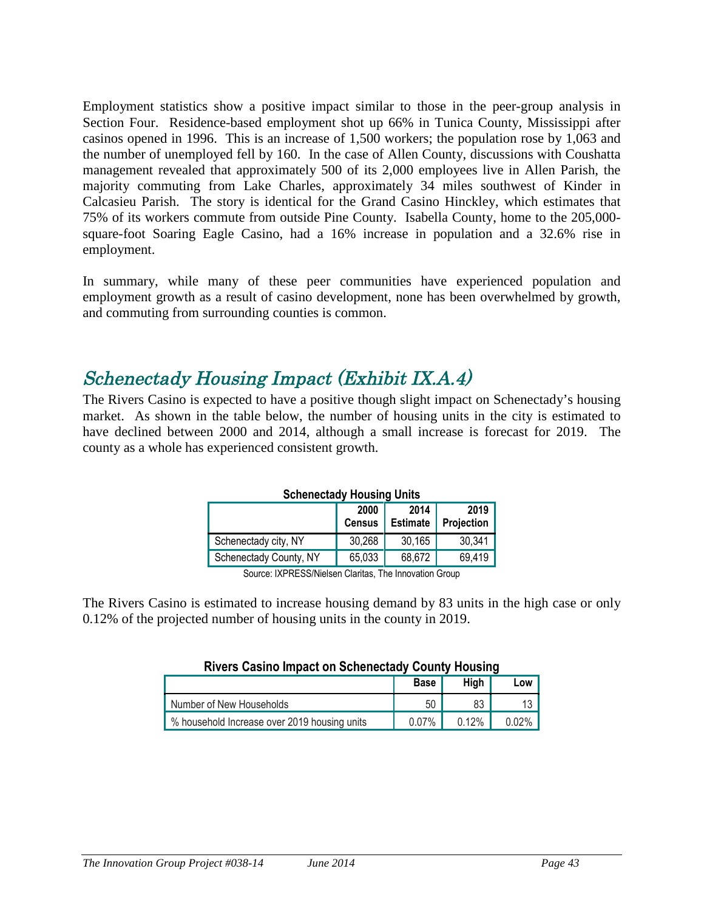Employment statistics show a positive impact similar to those in the peer-group analysis in Section Four. Residence-based employment shot up 66% in Tunica County, Mississippi after casinos opened in 1996. This is an increase of 1,500 workers; the population rose by 1,063 and the number of unemployed fell by 160. In the case of Allen County, discussions with Coushatta management revealed that approximately 500 of its 2,000 employees live in Allen Parish, the majority commuting from Lake Charles, approximately 34 miles southwest of Kinder in Calcasieu Parish. The story is identical for the Grand Casino Hinckley, which estimates that 75% of its workers commute from outside Pine County. Isabella County, home to the 205,000-square-foot Soaring Eagle Casino, had a 16% increase in population and a 32.6% rise in employment.

In summary, while many of these peer communities have experienced population and employment growth as a result of casino development, none has been overwhelmed by growth, and commuting from surrounding counties is common.

## *Schenectady Housing Impact (Exhibit IX.A.4)*

The Rivers Casino is expected to have a positive though slight impact on Schenectady's housing market. As shown in the table below, the number of housing units in the city is estimated to have declined between 2000 and 2014, although a small increase is forecast for 2019. The county as a whole has experienced consistent growth.

**Schenectady Housing Units**

| | 2000 Census | 2014 Estimate | 2019 Projection |
|---|---|---|---|
| Schenectady city, NY | 30,268 | 30,165 | 30,341 |
| Schenectady County, NY | 65,033 | 68,672 | 69,419 |

Source: IXPRESS/Nielsen Claritas, The Innovation Group

The Rivers Casino is estimated to increase housing demand by 83 units in the high case or only 0.12% of the projected number of housing units in the county in 2019.

**Rivers Casino Impact on Schenectady County Housing**

| | Base | High | Low |
|---|---|---|---|
| Number of New Households | 50 | 83 | 13 |
| % household Increase over 2019 housing units | 0.07% | 0.12% | 0.02% |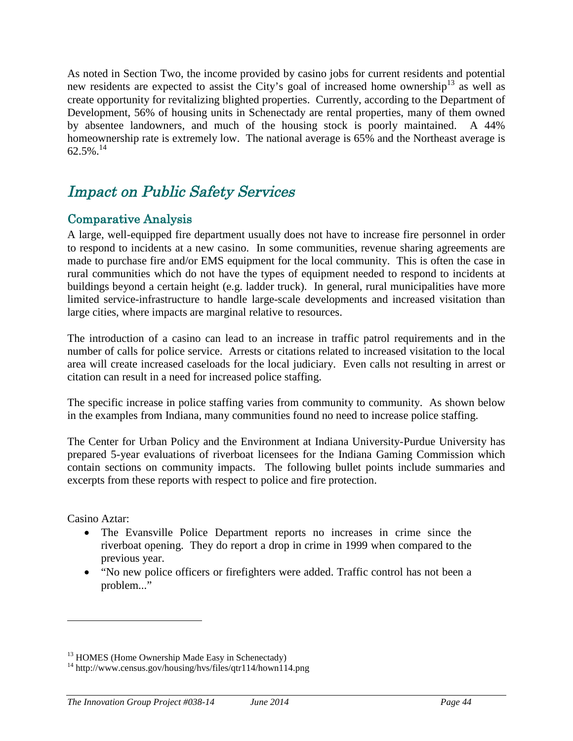As noted in Section Two, the income provided by casino jobs for current residents and potential new residents are expected to assist the City's goal of increased home ownership[13] as well as create opportunity for revitalizing blighted properties. Currently, according to the Department of Development, 56% of housing units in Schenectady are rental properties, many of them owned by absentee landowners, and much of the housing stock is poorly maintained. A 44% homeownership rate is extremely low. The national average is 65% and the Northeast average is 62.5%.[14]

## Impact on Public Safety Services

### Comparative Analysis

A large, well-equipped fire department usually does not have to increase fire personnel in order to respond to incidents at a new casino. In some communities, revenue sharing agreements are made to purchase fire and/or EMS equipment for the local community. This is often the case in rural communities which do not have the types of equipment needed to respond to incidents at buildings beyond a certain height (e.g. ladder truck). In general, rural municipalities have more limited service-infrastructure to handle large-scale developments and increased visitation than large cities, where impacts are marginal relative to resources.

The introduction of a casino can lead to an increase in traffic patrol requirements and in the number of calls for police service. Arrests or citations related to increased visitation to the local area will create increased caseloads for the local judiciary. Even calls not resulting in arrest or citation can result in a need for increased police staffing.

The specific increase in police staffing varies from community to community. As shown below in the examples from Indiana, many communities found no need to increase police staffing.

The Center for Urban Policy and the Environment at Indiana University-Purdue University has prepared 5-year evaluations of riverboat licensees for the Indiana Gaming Commission which contain sections on community impacts. The following bullet points include summaries and excerpts from these reports with respect to police and fire protection.

Casino Aztar:

- The Evansville Police Department reports no increases in crime since the riverboat opening. They do report a drop in crime in 1999 when compared to the previous year.
- "No new police officers or firefighters were added. Traffic control has not been a problem..."

[13] HOMES (Home Ownership Made Easy in Schenectady)

[14] http://www.census.gov/housing/hvs/files/qtr114/hown114.png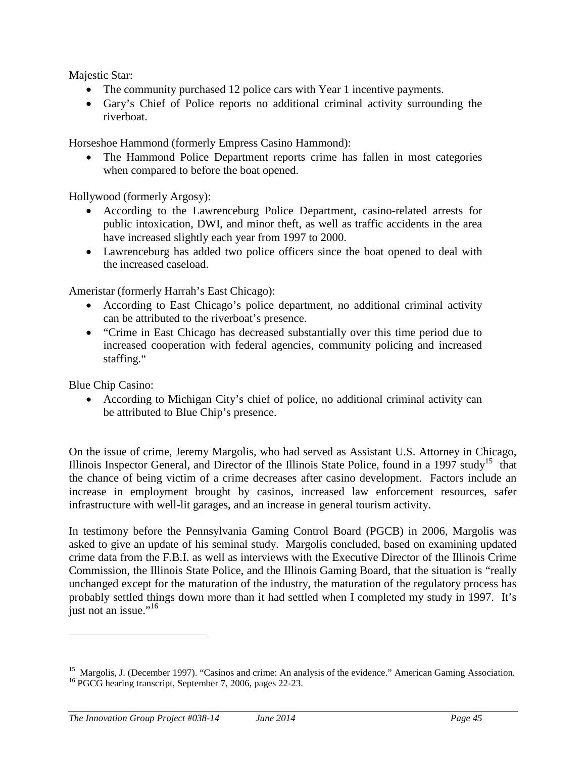Majestic Star:

- The community purchased 12 police cars with Year 1 incentive payments.
- Gary's Chief of Police reports no additional criminal activity surrounding the riverboat.

Horseshoe Hammond (formerly Empress Casino Hammond):

- The Hammond Police Department reports crime has fallen in most categories when compared to before the boat opened.

Hollywood (formerly Argosy):

- According to the Lawrenceburg Police Department, casino-related arrests for public intoxication, DWI, and minor theft, as well as traffic accidents in the area have increased slightly each year from 1997 to 2000.
- Lawrenceburg has added two police officers since the boat opened to deal with the increased caseload.

Ameristar (formerly Harrah's East Chicago):

- According to East Chicago's police department, no additional criminal activity can be attributed to the riverboat's presence.
- "Crime in East Chicago has decreased substantially over this time period due to increased cooperation with federal agencies, community policing and increased staffing."

Blue Chip Casino:

- According to Michigan City's chief of police, no additional criminal activity can be attributed to Blue Chip's presence.

On the issue of crime, Jeremy Margolis, who had served as Assistant U.S. Attorney in Chicago, Illinois Inspector General, and Director of the Illinois State Police, found in a 1997 study[15] that the chance of being victim of a crime decreases after casino development. Factors include an increase in employment brought by casinos, increased law enforcement resources, safer infrastructure with well-lit garages, and an increase in general tourism activity.

In testimony before the Pennsylvania Gaming Control Board (PGCB) in 2006, Margolis was asked to give an update of his seminal study. Margolis concluded, based on examining updated crime data from the F.B.I. as well as interviews with the Executive Director of the Illinois Crime Commission, the Illinois State Police, and the Illinois Gaming Board, that the situation is "really unchanged except for the maturation of the industry, the maturation of the regulatory process has probably settled things down more than it had settled when I completed my study in 1997. It's just not an issue."[16]

---

[15] Margolis, J. (December 1997). "Casinos and crime: An analysis of the evidence." American Gaming Association.

[16] PGCG hearing transcript, September 7, 2006, pages 22-23.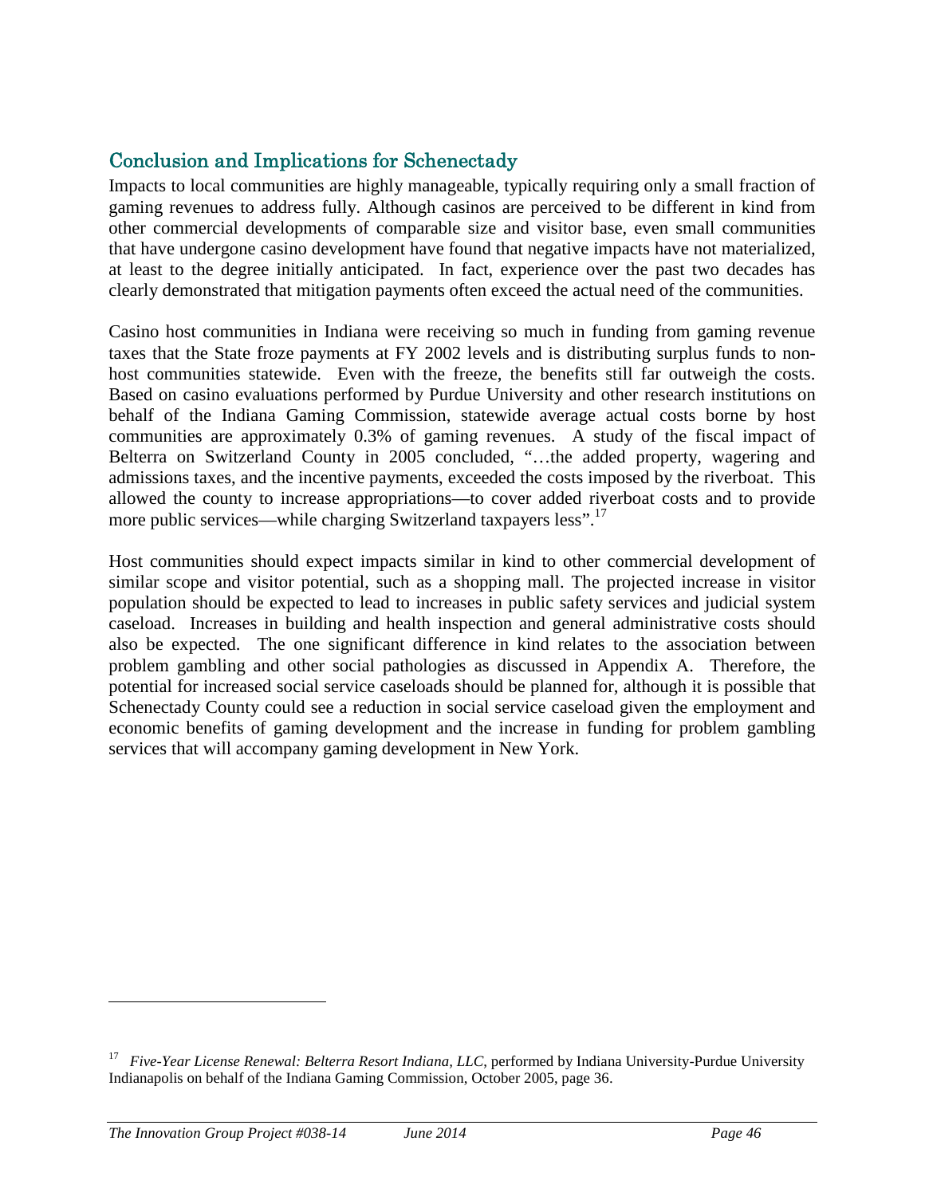## Conclusion and Implications for Schenectady

Impacts to local communities are highly manageable, typically requiring only a small fraction of gaming revenues to address fully. Although casinos are perceived to be different in kind from other commercial developments of comparable size and visitor base, even small communities that have undergone casino development have found that negative impacts have not materialized, at least to the degree initially anticipated. In fact, experience over the past two decades has clearly demonstrated that mitigation payments often exceed the actual need of the communities.

Casino host communities in Indiana were receiving so much in funding from gaming revenue taxes that the State froze payments at FY 2002 levels and is distributing surplus funds to non-host communities statewide. Even with the freeze, the benefits still far outweigh the costs. Based on casino evaluations performed by Purdue University and other research institutions on behalf of the Indiana Gaming Commission, statewide average actual costs borne by host communities are approximately 0.3% of gaming revenues. A study of the fiscal impact of Belterra on Switzerland County in 2005 concluded, "…the added property, wagering and admissions taxes, and the incentive payments, exceeded the costs imposed by the riverboat. This allowed the county to increase appropriations—to cover added riverboat costs and to provide more public services—while charging Switzerland taxpayers less".[17]

Host communities should expect impacts similar in kind to other commercial development of similar scope and visitor potential, such as a shopping mall. The projected increase in visitor population should be expected to lead to increases in public safety services and judicial system caseload. Increases in building and health inspection and general administrative costs should also be expected. The one significant difference in kind relates to the association between problem gambling and other social pathologies as discussed in Appendix A. Therefore, the potential for increased social service caseloads should be planned for, although it is possible that Schenectady County could see a reduction in social service caseload given the employment and economic benefits of gaming development and the increase in funding for problem gambling services that will accompany gaming development in New York.

---

[17] *Five-Year License Renewal: Belterra Resort Indiana, LLC*, performed by Indiana University-Purdue University Indianapolis on behalf of the Indiana Gaming Commission, October 2005, page 36.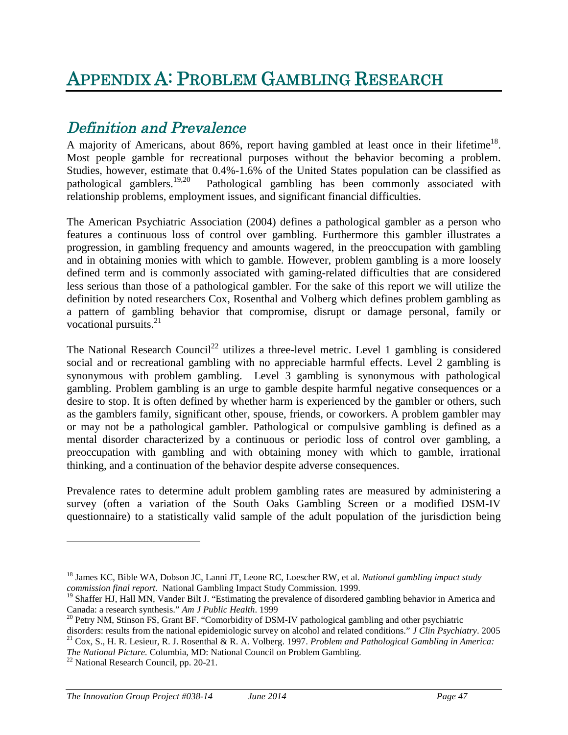# Appendix A: Problem Gambling Research

## *Definition and Prevalence*

A majority of Americans, about 86%, report having gambled at least once in their lifetime[18]. Most people gamble for recreational purposes without the behavior becoming a problem. Studies, however, estimate that 0.4%-1.6% of the United States population can be classified as pathological gamblers.[19,20] Pathological gambling has been commonly associated with relationship problems, employment issues, and significant financial difficulties.

The American Psychiatric Association (2004) defines a pathological gambler as a person who features a continuous loss of control over gambling. Furthermore this gambler illustrates a progression, in gambling frequency and amounts wagered, in the preoccupation with gambling and in obtaining monies with which to gamble. However, problem gambling is a more loosely defined term and is commonly associated with gaming-related difficulties that are considered less serious than those of a pathological gambler. For the sake of this report we will utilize the definition by noted researchers Cox, Rosenthal and Volberg which defines problem gambling as a pattern of gambling behavior that compromise, disrupt or damage personal, family or vocational pursuits.[21]

The National Research Council[22] utilizes a three-level metric. Level 1 gambling is considered social and or recreational gambling with no appreciable harmful effects. Level 2 gambling is synonymous with problem gambling. Level 3 gambling is synonymous with pathological gambling. Problem gambling is an urge to gamble despite harmful negative consequences or a desire to stop. It is often defined by whether harm is experienced by the gambler or others, such as the gamblers family, significant other, spouse, friends, or coworkers. A problem gambler may or may not be a pathological gambler. Pathological or compulsive gambling is defined as a mental disorder characterized by a continuous or periodic loss of control over gambling, a preoccupation with gambling and with obtaining money with which to gamble, irrational thinking, and a continuation of the behavior despite adverse consequences.

Prevalence rates to determine adult problem gambling rates are measured by administering a survey (often a variation of the South Oaks Gambling Screen or a modified DSM-IV questionnaire) to a statistically valid sample of the adult population of the jurisdiction being

---

[18] James KC, Bible WA, Dobson JC, Lanni JT, Leone RC, Loescher RW, et al. *National gambling impact study commission final report*. National Gambling Impact Study Commission. 1999.

[19] Shaffer HJ, Hall MN, Vander Bilt J. "Estimating the prevalence of disordered gambling behavior in America and Canada: a research synthesis." *Am J Public Health*. 1999

[20] Petry NM, Stinson FS, Grant BF. "Comorbidity of DSM-IV pathological gambling and other psychiatric disorders: results from the national epidemiologic survey on alcohol and related conditions." *J Clin Psychiatry*. 2005

[21] Cox, S., H. R. Lesieur, R. J. Rosenthal & R. A. Volberg. 1997. *Problem and Pathological Gambling in America: The National Picture.* Columbia, MD: National Council on Problem Gambling.

[22] National Research Council, pp. 20-21.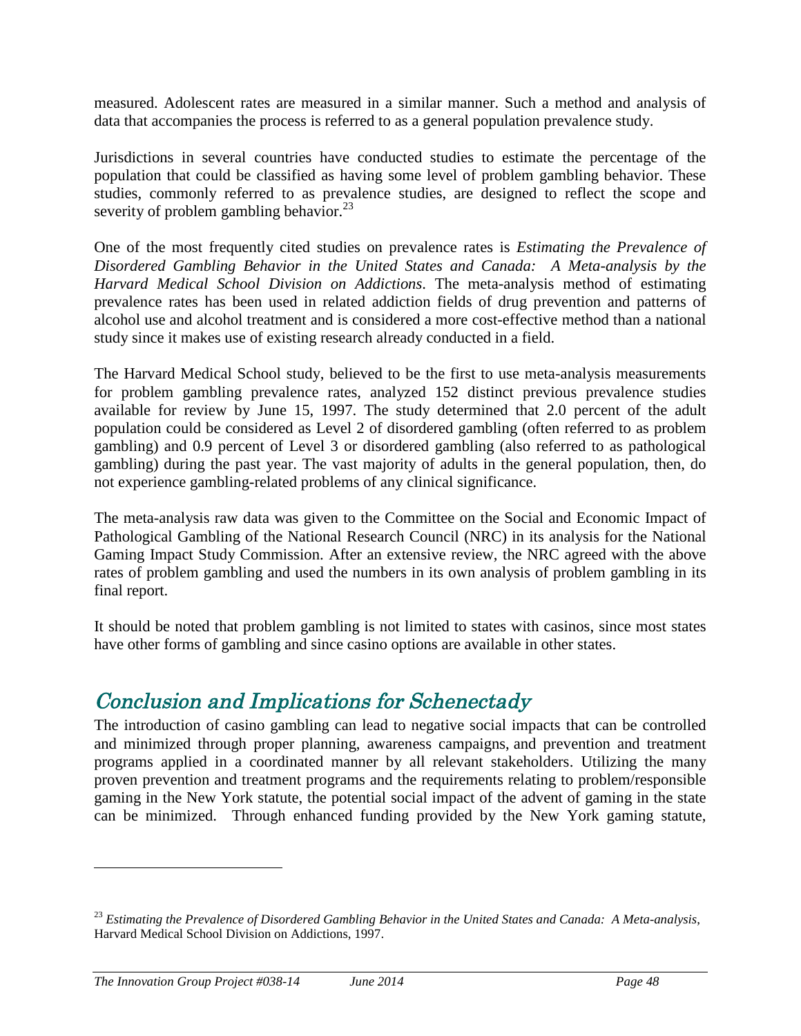measured. Adolescent rates are measured in a similar manner. Such a method and analysis of data that accompanies the process is referred to as a general population prevalence study.

Jurisdictions in several countries have conducted studies to estimate the percentage of the population that could be classified as having some level of problem gambling behavior. These studies, commonly referred to as prevalence studies, are designed to reflect the scope and severity of problem gambling behavior.[23]

One of the most frequently cited studies on prevalence rates is *Estimating the Prevalence of Disordered Gambling Behavior in the United States and Canada: A Meta-analysis by the Harvard Medical School Division on Addictions*. The meta-analysis method of estimating prevalence rates has been used in related addiction fields of drug prevention and patterns of alcohol use and alcohol treatment and is considered a more cost-effective method than a national study since it makes use of existing research already conducted in a field.

The Harvard Medical School study, believed to be the first to use meta-analysis measurements for problem gambling prevalence rates, analyzed 152 distinct previous prevalence studies available for review by June 15, 1997. The study determined that 2.0 percent of the adult population could be considered as Level 2 of disordered gambling (often referred to as problem gambling) and 0.9 percent of Level 3 or disordered gambling (also referred to as pathological gambling) during the past year. The vast majority of adults in the general population, then, do not experience gambling-related problems of any clinical significance.

The meta-analysis raw data was given to the Committee on the Social and Economic Impact of Pathological Gambling of the National Research Council (NRC) in its analysis for the National Gaming Impact Study Commission. After an extensive review, the NRC agreed with the above rates of problem gambling and used the numbers in its own analysis of problem gambling in its final report.

It should be noted that problem gambling is not limited to states with casinos, since most states have other forms of gambling and since casino options are available in other states.

## Conclusion and Implications for Schenectady

The introduction of casino gambling can lead to negative social impacts that can be controlled and minimized through proper planning, awareness campaigns, and prevention and treatment programs applied in a coordinated manner by all relevant stakeholders. Utilizing the many proven prevention and treatment programs and the requirements relating to problem/responsible gaming in the New York statute, the potential social impact of the advent of gaming in the state can be minimized. Through enhanced funding provided by the New York gaming statute,

---

[23] *Estimating the Prevalence of Disordered Gambling Behavior in the United States and Canada: A Meta-analysis*, Harvard Medical School Division on Addictions, 1997.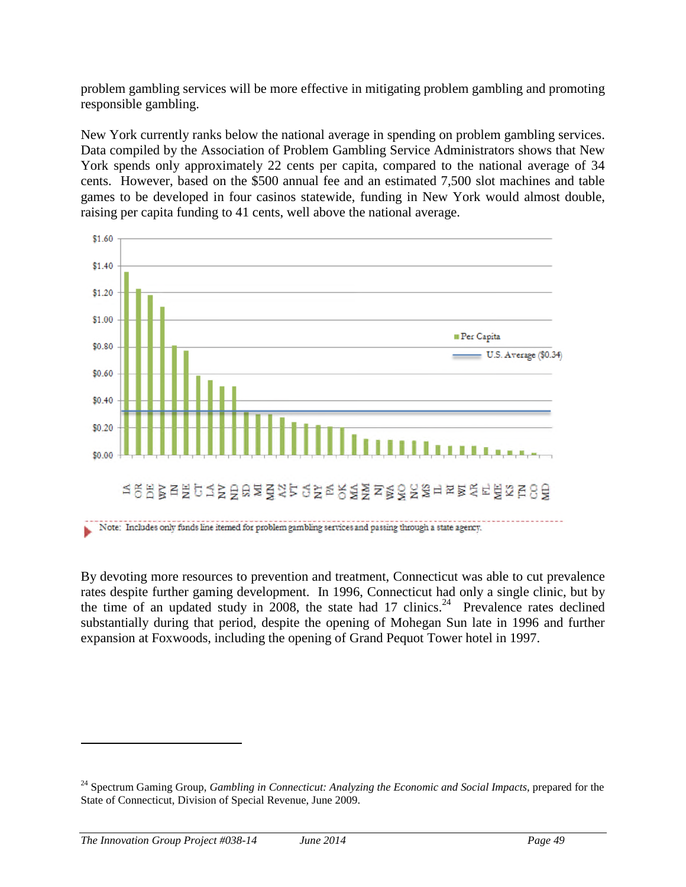problem gambling services will be more effective in mitigating problem gambling and promoting responsible gambling.

New York currently ranks below the national average in spending on problem gambling services. Data compiled by the Association of Problem Gambling Service Administrators shows that New York spends only approximately 22 cents per capita, compared to the national average of 34 cents. However, based on the $500 annual fee and an estimated 7,500 slot machines and table games to be developed in four casinos statewide, funding in New York would almost double, raising per capita funding to 41 cents, well above the national average.

Note: Includes only funds line itemed for problem gambling services and passing through a state agency.

By devoting more resources to prevention and treatment, Connecticut was able to cut prevalence rates despite further gaming development. In 1996, Connecticut had only a single clinic, but by the time of an updated study in 2008, the state had 17 clinics.[24] Prevalence rates declined substantially during that period, despite the opening of Mohegan Sun late in 1996 and further expansion at Foxwoods, including the opening of Grand Pequot Tower hotel in 1997.

[24] Spectrum Gaming Group, *Gambling in Connecticut: Analyzing the Economic and Social Impacts*, prepared for the State of Connecticut, Division of Special Revenue, June 2009.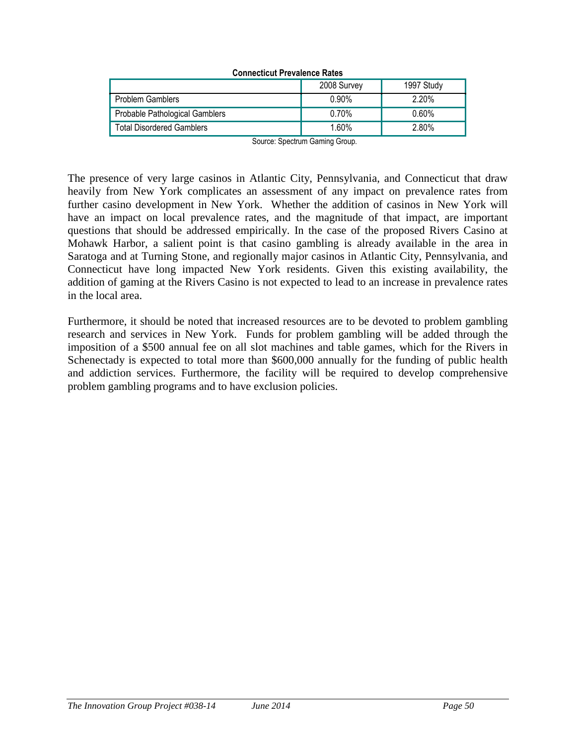**Connecticut Prevalence Rates**

| | 2008 Survey | 1997 Study |
|---|---|---|
| Problem Gamblers | 0.90% | 2.20% |
| Probable Pathological Gamblers | 0.70% | 0.60% |
| Total Disordered Gamblers | 1.60% | 2.80% |

Source: Spectrum Gaming Group.

The presence of very large casinos in Atlantic City, Pennsylvania, and Connecticut that draw heavily from New York complicates an assessment of any impact on prevalence rates from further casino development in New York. Whether the addition of casinos in New York will have an impact on local prevalence rates, and the magnitude of that impact, are important questions that should be addressed empirically. In the case of the proposed Rivers Casino at Mohawk Harbor, a salient point is that casino gambling is already available in the area in Saratoga and at Turning Stone, and regionally major casinos in Atlantic City, Pennsylvania, and Connecticut have long impacted New York residents. Given this existing availability, the addition of gaming at the Rivers Casino is not expected to lead to an increase in prevalence rates in the local area.

Furthermore, it should be noted that increased resources are to be devoted to problem gambling research and services in New York. Funds for problem gambling will be added through the imposition of a $500 annual fee on all slot machines and table games, which for the Rivers in Schenectady is expected to total more than $600,000 annually for the funding of public health and addiction services. Furthermore, the facility will be required to develop comprehensive problem gambling programs and to have exclusion policies.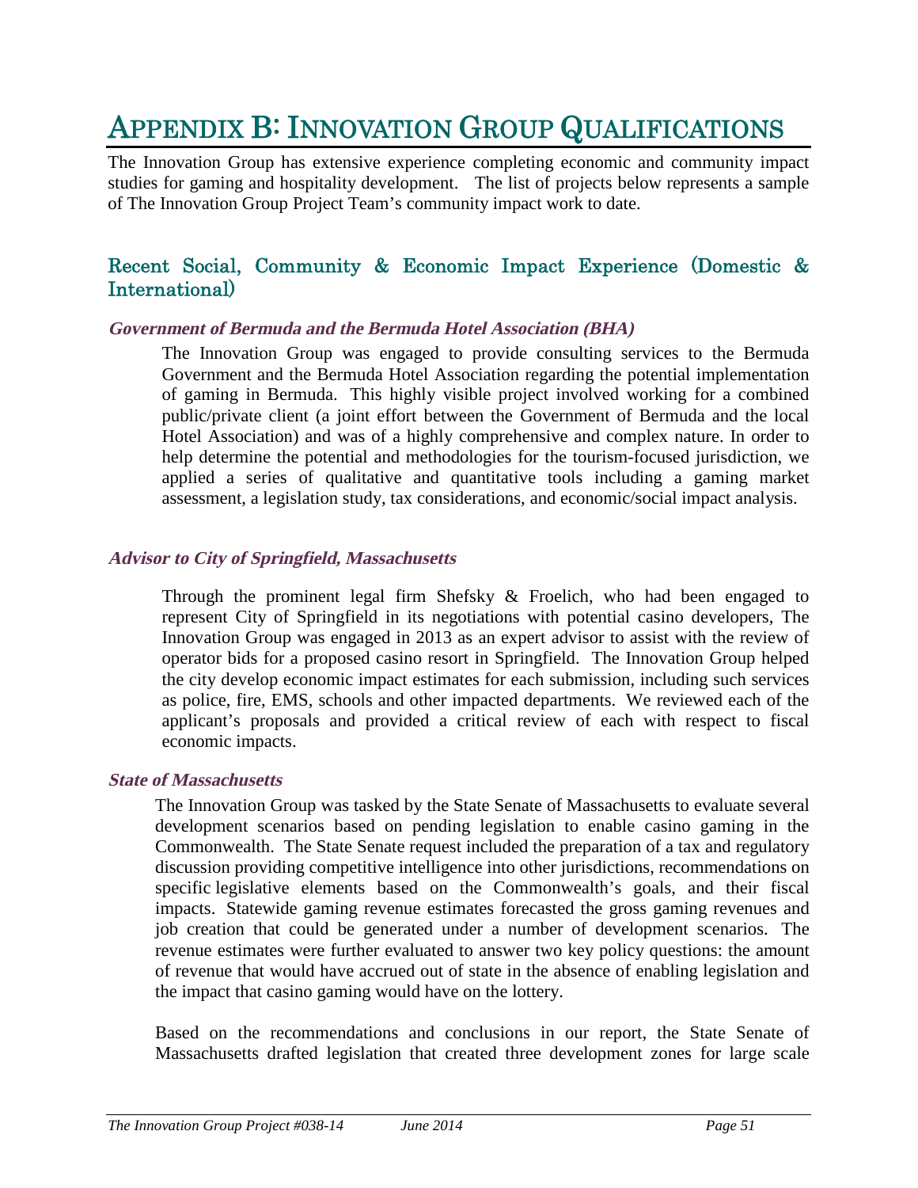# APPENDIX B: INNOVATION GROUP QUALIFICATIONS

The Innovation Group has extensive experience completing economic and community impact studies for gaming and hospitality development. The list of projects below represents a sample of The Innovation Group Project Team's community impact work to date.

## Recent Social, Community & Economic Impact Experience (Domestic & International)

### *Government of Bermuda and the Bermuda Hotel Association (BHA)*

The Innovation Group was engaged to provide consulting services to the Bermuda Government and the Bermuda Hotel Association regarding the potential implementation of gaming in Bermuda. This highly visible project involved working for a combined public/private client (a joint effort between the Government of Bermuda and the local Hotel Association) and was of a highly comprehensive and complex nature. In order to help determine the potential and methodologies for the tourism-focused jurisdiction, we applied a series of qualitative and quantitative tools including a gaming market assessment, a legislation study, tax considerations, and economic/social impact analysis.

### *Advisor to City of Springfield, Massachusetts*

Through the prominent legal firm Shefsky & Froelich, who had been engaged to represent City of Springfield in its negotiations with potential casino developers, The Innovation Group was engaged in 2013 as an expert advisor to assist with the review of operator bids for a proposed casino resort in Springfield. The Innovation Group helped the city develop economic impact estimates for each submission, including such services as police, fire, EMS, schools and other impacted departments. We reviewed each of the applicant's proposals and provided a critical review of each with respect to fiscal economic impacts.

### *State of Massachusetts*

The Innovation Group was tasked by the State Senate of Massachusetts to evaluate several development scenarios based on pending legislation to enable casino gaming in the Commonwealth. The State Senate request included the preparation of a tax and regulatory discussion providing competitive intelligence into other jurisdictions, recommendations on specific legislative elements based on the Commonwealth's goals, and their fiscal impacts. Statewide gaming revenue estimates forecasted the gross gaming revenues and job creation that could be generated under a number of development scenarios. The revenue estimates were further evaluated to answer two key policy questions: the amount of revenue that would have accrued out of state in the absence of enabling legislation and the impact that casino gaming would have on the lottery.

Based on the recommendations and conclusions in our report, the State Senate of Massachusetts drafted legislation that created three development zones for large scale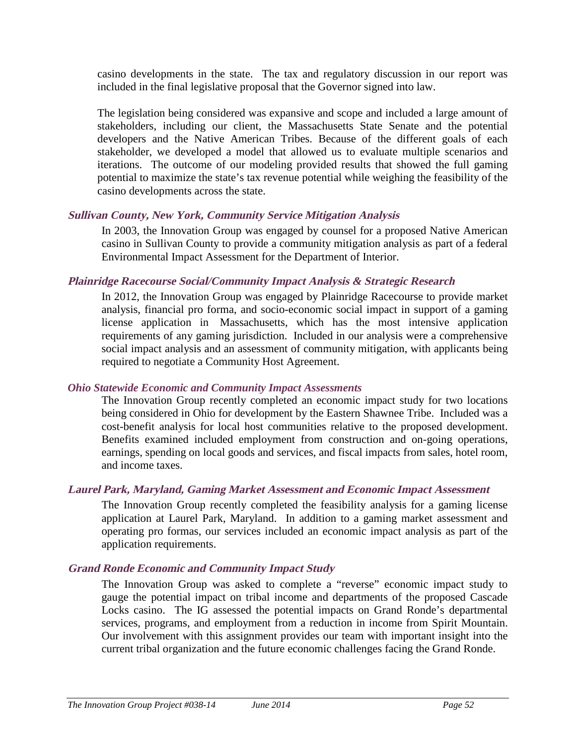casino developments in the state. The tax and regulatory discussion in our report was included in the final legislative proposal that the Governor signed into law.

The legislation being considered was expansive and scope and included a large amount of stakeholders, including our client, the Massachusetts State Senate and the potential developers and the Native American Tribes. Because of the different goals of each stakeholder, we developed a model that allowed us to evaluate multiple scenarios and iterations. The outcome of our modeling provided results that showed the full gaming potential to maximize the state's tax revenue potential while weighing the feasibility of the casino developments across the state.

### *Sullivan County, New York, Community Service Mitigation Analysis*

In 2003, the Innovation Group was engaged by counsel for a proposed Native American casino in Sullivan County to provide a community mitigation analysis as part of a federal Environmental Impact Assessment for the Department of Interior.

### *Plainridge Racecourse Social/Community Impact Analysis & Strategic Research*

In 2012, the Innovation Group was engaged by Plainridge Racecourse to provide market analysis, financial pro forma, and socio-economic social impact in support of a gaming license application in Massachusetts, which has the most intensive application requirements of any gaming jurisdiction. Included in our analysis were a comprehensive social impact analysis and an assessment of community mitigation, with applicants being required to negotiate a Community Host Agreement.

### *Ohio Statewide Economic and Community Impact Assessments*

The Innovation Group recently completed an economic impact study for two locations being considered in Ohio for development by the Eastern Shawnee Tribe. Included was a cost-benefit analysis for local host communities relative to the proposed development. Benefits examined included employment from construction and on-going operations, earnings, spending on local goods and services, and fiscal impacts from sales, hotel room, and income taxes.

### *Laurel Park, Maryland, Gaming Market Assessment and Economic Impact Assessment*

The Innovation Group recently completed the feasibility analysis for a gaming license application at Laurel Park, Maryland. In addition to a gaming market assessment and operating pro formas, our services included an economic impact analysis as part of the application requirements.

### *Grand Ronde Economic and Community Impact Study*

The Innovation Group was asked to complete a "reverse" economic impact study to gauge the potential impact on tribal income and departments of the proposed Cascade Locks casino. The IG assessed the potential impacts on Grand Ronde's departmental services, programs, and employment from a reduction in income from Spirit Mountain. Our involvement with this assignment provides our team with important insight into the current tribal organization and the future economic challenges facing the Grand Ronde.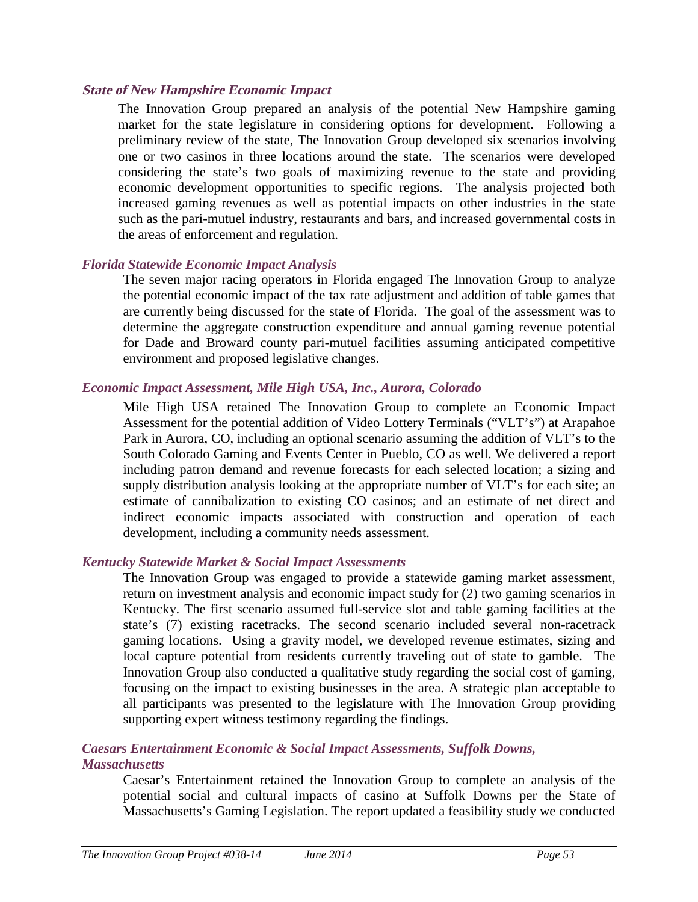### *State of New Hampshire Economic Impact*

The Innovation Group prepared an analysis of the potential New Hampshire gaming market for the state legislature in considering options for development. Following a preliminary review of the state, The Innovation Group developed six scenarios involving one or two casinos in three locations around the state. The scenarios were developed considering the state's two goals of maximizing revenue to the state and providing economic development opportunities to specific regions. The analysis projected both increased gaming revenues as well as potential impacts on other industries in the state such as the pari-mutuel industry, restaurants and bars, and increased governmental costs in the areas of enforcement and regulation.

### *Florida Statewide Economic Impact Analysis*

The seven major racing operators in Florida engaged The Innovation Group to analyze the potential economic impact of the tax rate adjustment and addition of table games that are currently being discussed for the state of Florida. The goal of the assessment was to determine the aggregate construction expenditure and annual gaming revenue potential for Dade and Broward county pari-mutuel facilities assuming anticipated competitive environment and proposed legislative changes.

### *Economic Impact Assessment, Mile High USA, Inc., Aurora, Colorado*

Mile High USA retained The Innovation Group to complete an Economic Impact Assessment for the potential addition of Video Lottery Terminals ("VLT's") at Arapahoe Park in Aurora, CO, including an optional scenario assuming the addition of VLT's to the South Colorado Gaming and Events Center in Pueblo, CO as well. We delivered a report including patron demand and revenue forecasts for each selected location; a sizing and supply distribution analysis looking at the appropriate number of VLT's for each site; an estimate of cannibalization to existing CO casinos; and an estimate of net direct and indirect economic impacts associated with construction and operation of each development, including a community needs assessment.

### *Kentucky Statewide Market & Social Impact Assessments*

The Innovation Group was engaged to provide a statewide gaming market assessment, return on investment analysis and economic impact study for (2) two gaming scenarios in Kentucky. The first scenario assumed full-service slot and table gaming facilities at the state's (7) existing racetracks. The second scenario included several non-racetrack gaming locations. Using a gravity model, we developed revenue estimates, sizing and local capture potential from residents currently traveling out of state to gamble. The Innovation Group also conducted a qualitative study regarding the social cost of gaming, focusing on the impact to existing businesses in the area. A strategic plan acceptable to all participants was presented to the legislature with The Innovation Group providing supporting expert witness testimony regarding the findings.

### *Caesars Entertainment Economic & Social Impact Assessments, Suffolk Downs, Massachusetts*

Caesar's Entertainment retained the Innovation Group to complete an analysis of the potential social and cultural impacts of casino at Suffolk Downs per the State of Massachusetts's Gaming Legislation. The report updated a feasibility study we conducted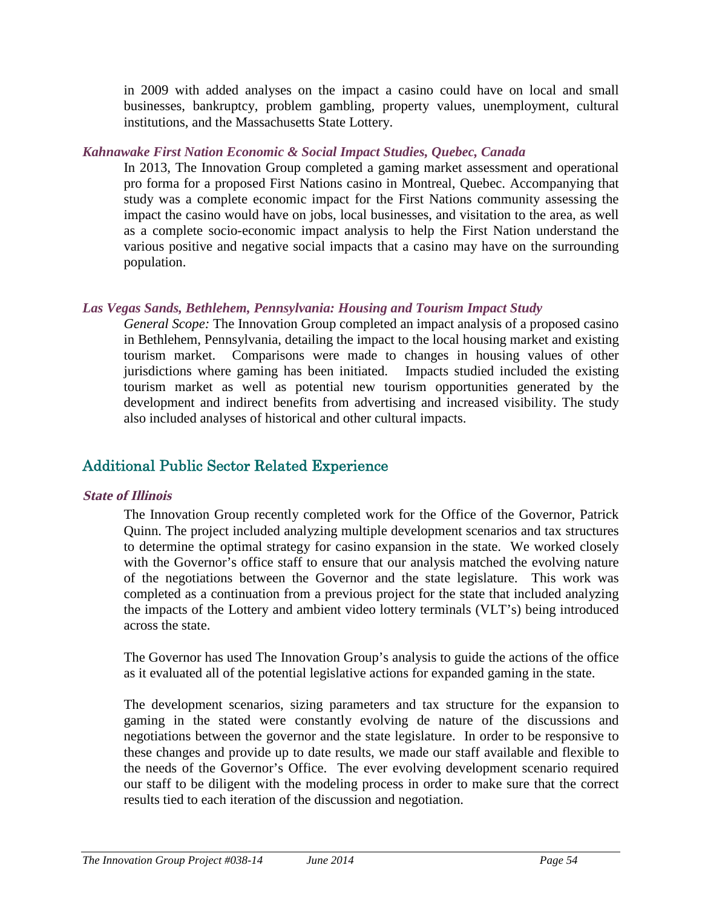in 2009 with added analyses on the impact a casino could have on local and small businesses, bankruptcy, problem gambling, property values, unemployment, cultural institutions, and the Massachusetts State Lottery.

### *Kahnawake First Nation Economic & Social Impact Studies, Quebec, Canada*

In 2013, The Innovation Group completed a gaming market assessment and operational pro forma for a proposed First Nations casino in Montreal, Quebec. Accompanying that study was a complete economic impact for the First Nations community assessing the impact the casino would have on jobs, local businesses, and visitation to the area, as well as a complete socio-economic impact analysis to help the First Nation understand the various positive and negative social impacts that a casino may have on the surrounding population.

### *Las Vegas Sands, Bethlehem, Pennsylvania: Housing and Tourism Impact Study*

*General Scope:* The Innovation Group completed an impact analysis of a proposed casino in Bethlehem, Pennsylvania, detailing the impact to the local housing market and existing tourism market. Comparisons were made to changes in housing values of other jurisdictions where gaming has been initiated. Impacts studied included the existing tourism market as well as potential new tourism opportunities generated by the development and indirect benefits from advertising and increased visibility. The study also included analyses of historical and other cultural impacts.

## Additional Public Sector Related Experience

### *State of Illinois*

The Innovation Group recently completed work for the Office of the Governor, Patrick Quinn. The project included analyzing multiple development scenarios and tax structures to determine the optimal strategy for casino expansion in the state. We worked closely with the Governor's office staff to ensure that our analysis matched the evolving nature of the negotiations between the Governor and the state legislature. This work was completed as a continuation from a previous project for the state that included analyzing the impacts of the Lottery and ambient video lottery terminals (VLT's) being introduced across the state.

The Governor has used The Innovation Group's analysis to guide the actions of the office as it evaluated all of the potential legislative actions for expanded gaming in the state.

The development scenarios, sizing parameters and tax structure for the expansion to gaming in the stated were constantly evolving de nature of the discussions and negotiations between the governor and the state legislature. In order to be responsive to these changes and provide up to date results, we made our staff available and flexible to the needs of the Governor's Office. The ever evolving development scenario required our staff to be diligent with the modeling process in order to make sure that the correct results tied to each iteration of the discussion and negotiation.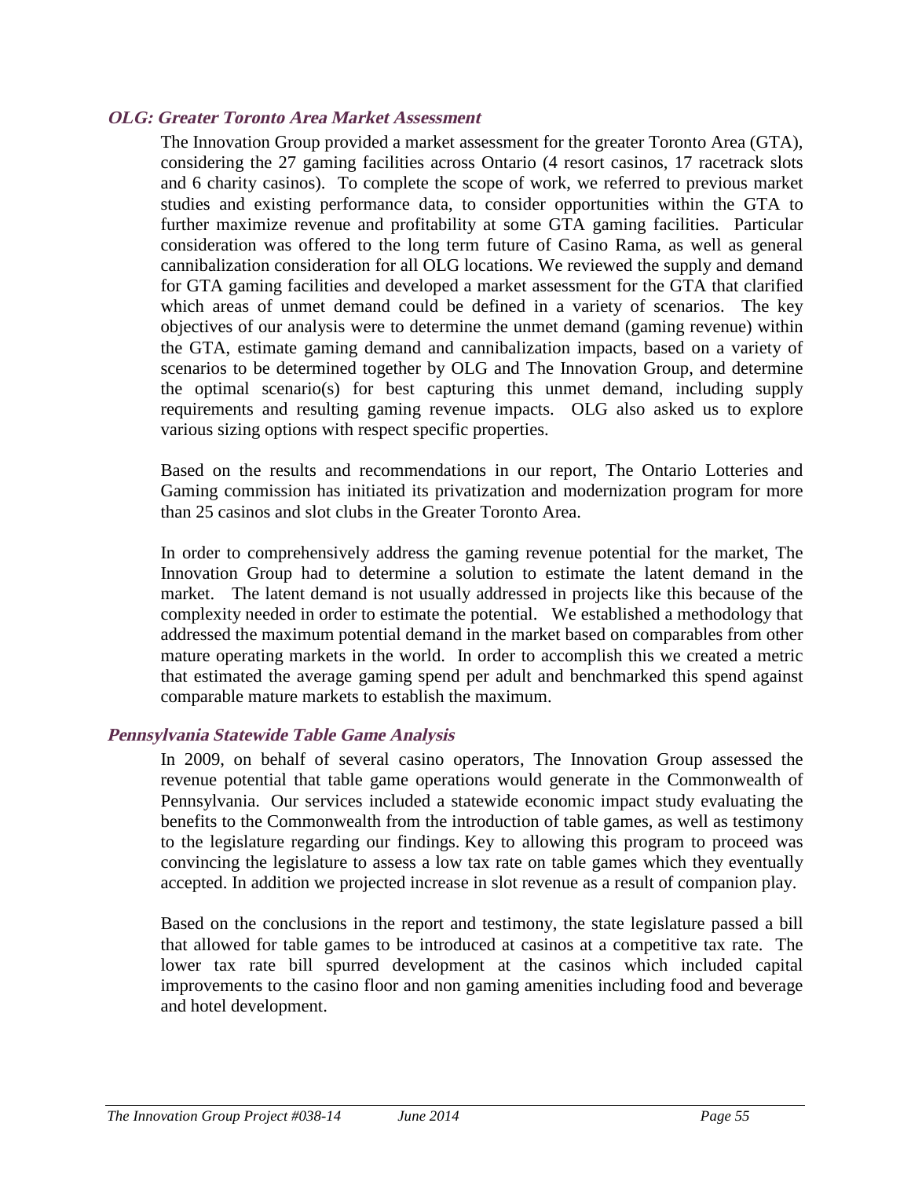### *OLG: Greater Toronto Area Market Assessment*

The Innovation Group provided a market assessment for the greater Toronto Area (GTA), considering the 27 gaming facilities across Ontario (4 resort casinos, 17 racetrack slots and 6 charity casinos). To complete the scope of work, we referred to previous market studies and existing performance data, to consider opportunities within the GTA to further maximize revenue and profitability at some GTA gaming facilities. Particular consideration was offered to the long term future of Casino Rama, as well as general cannibalization consideration for all OLG locations. We reviewed the supply and demand for GTA gaming facilities and developed a market assessment for the GTA that clarified which areas of unmet demand could be defined in a variety of scenarios. The key objectives of our analysis were to determine the unmet demand (gaming revenue) within the GTA, estimate gaming demand and cannibalization impacts, based on a variety of scenarios to be determined together by OLG and The Innovation Group, and determine the optimal scenario(s) for best capturing this unmet demand, including supply requirements and resulting gaming revenue impacts. OLG also asked us to explore various sizing options with respect specific properties.

Based on the results and recommendations in our report, The Ontario Lotteries and Gaming commission has initiated its privatization and modernization program for more than 25 casinos and slot clubs in the Greater Toronto Area.

In order to comprehensively address the gaming revenue potential for the market, The Innovation Group had to determine a solution to estimate the latent demand in the market. The latent demand is not usually addressed in projects like this because of the complexity needed in order to estimate the potential. We established a methodology that addressed the maximum potential demand in the market based on comparables from other mature operating markets in the world. In order to accomplish this we created a metric that estimated the average gaming spend per adult and benchmarked this spend against comparable mature markets to establish the maximum.

### *Pennsylvania Statewide Table Game Analysis*

In 2009, on behalf of several casino operators, The Innovation Group assessed the revenue potential that table game operations would generate in the Commonwealth of Pennsylvania. Our services included a statewide economic impact study evaluating the benefits to the Commonwealth from the introduction of table games, as well as testimony to the legislature regarding our findings. Key to allowing this program to proceed was convincing the legislature to assess a low tax rate on table games which they eventually accepted. In addition we projected increase in slot revenue as a result of companion play.

Based on the conclusions in the report and testimony, the state legislature passed a bill that allowed for table games to be introduced at casinos at a competitive tax rate. The lower tax rate bill spurred development at the casinos which included capital improvements to the casino floor and non gaming amenities including food and beverage and hotel development.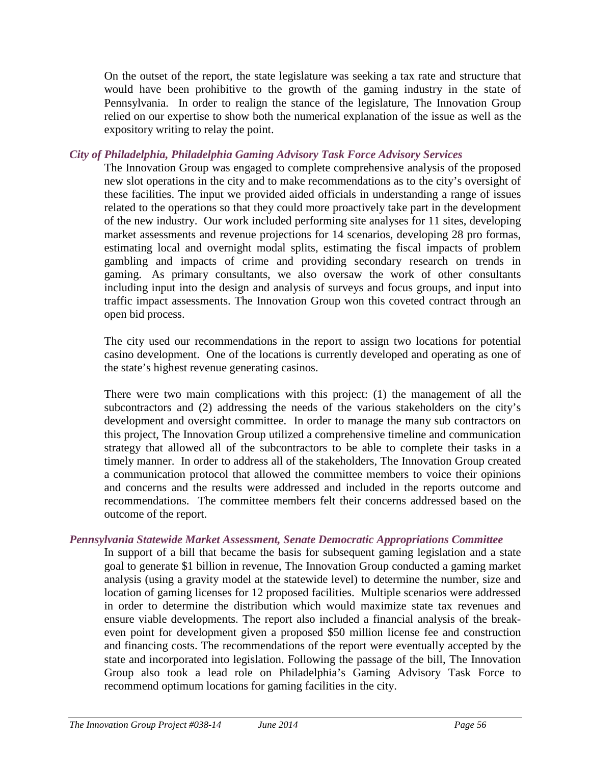On the outset of the report, the state legislature was seeking a tax rate and structure that would have been prohibitive to the growth of the gaming industry in the state of Pennsylvania. In order to realign the stance of the legislature, The Innovation Group relied on our expertise to show both the numerical explanation of the issue as well as the expository writing to relay the point.

***City of Philadelphia, Philadelphia Gaming Advisory Task Force Advisory Services***

The Innovation Group was engaged to complete comprehensive analysis of the proposed new slot operations in the city and to make recommendations as to the city's oversight of these facilities. The input we provided aided officials in understanding a range of issues related to the operations so that they could more proactively take part in the development of the new industry. Our work included performing site analyses for 11 sites, developing market assessments and revenue projections for 14 scenarios, developing 28 pro formas, estimating local and overnight modal splits, estimating the fiscal impacts of problem gambling and impacts of crime and providing secondary research on trends in gaming. As primary consultants, we also oversaw the work of other consultants including input into the design and analysis of surveys and focus groups, and input into traffic impact assessments. The Innovation Group won this coveted contract through an open bid process.

The city used our recommendations in the report to assign two locations for potential casino development. One of the locations is currently developed and operating as one of the state's highest revenue generating casinos.

There were two main complications with this project: (1) the management of all the subcontractors and (2) addressing the needs of the various stakeholders on the city's development and oversight committee. In order to manage the many sub contractors on this project, The Innovation Group utilized a comprehensive timeline and communication strategy that allowed all of the subcontractors to be able to complete their tasks in a timely manner. In order to address all of the stakeholders, The Innovation Group created a communication protocol that allowed the committee members to voice their opinions and concerns and the results were addressed and included in the reports outcome and recommendations. The committee members felt their concerns addressed based on the outcome of the report.

***Pennsylvania Statewide Market Assessment, Senate Democratic Appropriations Committee***

In support of a bill that became the basis for subsequent gaming legislation and a state goal to generate $1 billion in revenue, The Innovation Group conducted a gaming market analysis (using a gravity model at the statewide level) to determine the number, size and location of gaming licenses for 12 proposed facilities. Multiple scenarios were addressed in order to determine the distribution which would maximize state tax revenues and ensure viable developments. The report also included a financial analysis of the break-even point for development given a proposed $50 million license fee and construction and financing costs. The recommendations of the report were eventually accepted by the state and incorporated into legislation. Following the passage of the bill, The Innovation Group also took a lead role on Philadelphia's Gaming Advisory Task Force to recommend optimum locations for gaming facilities in the city.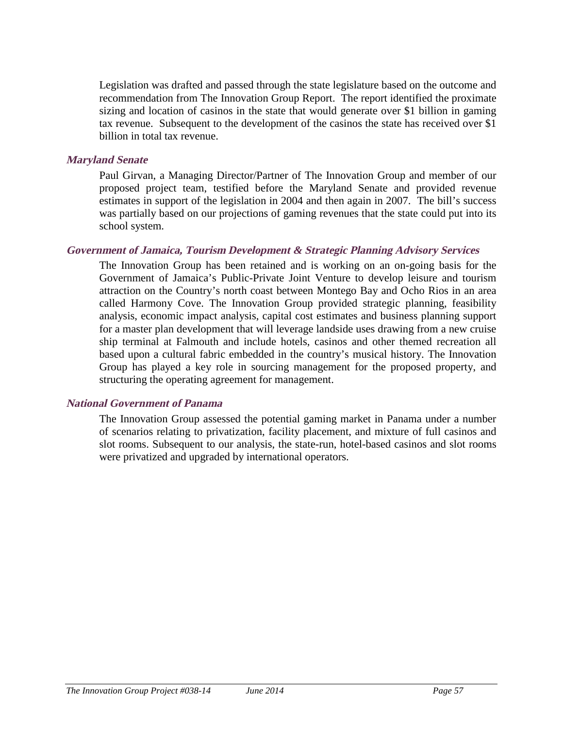Legislation was drafted and passed through the state legislature based on the outcome and recommendation from The Innovation Group Report. The report identified the proximate sizing and location of casinos in the state that would generate over $1 billion in gaming tax revenue. Subsequent to the development of the casinos the state has received over $1 billion in total tax revenue.

### *Maryland Senate*

Paul Girvan, a Managing Director/Partner of The Innovation Group and member of our proposed project team, testified before the Maryland Senate and provided revenue estimates in support of the legislation in 2004 and then again in 2007. The bill's success was partially based on our projections of gaming revenues that the state could put into its school system.

### *Government of Jamaica, Tourism Development & Strategic Planning Advisory Services*

The Innovation Group has been retained and is working on an on-going basis for the Government of Jamaica's Public-Private Joint Venture to develop leisure and tourism attraction on the Country's north coast between Montego Bay and Ocho Rios in an area called Harmony Cove. The Innovation Group provided strategic planning, feasibility analysis, economic impact analysis, capital cost estimates and business planning support for a master plan development that will leverage landside uses drawing from a new cruise ship terminal at Falmouth and include hotels, casinos and other themed recreation all based upon a cultural fabric embedded in the country's musical history. The Innovation Group has played a key role in sourcing management for the proposed property, and structuring the operating agreement for management.

### *National Government of Panama*

The Innovation Group assessed the potential gaming market in Panama under a number of scenarios relating to privatization, facility placement, and mixture of full casinos and slot rooms. Subsequent to our analysis, the state-run, hotel-based casinos and slot rooms were privatized and upgraded by international operators.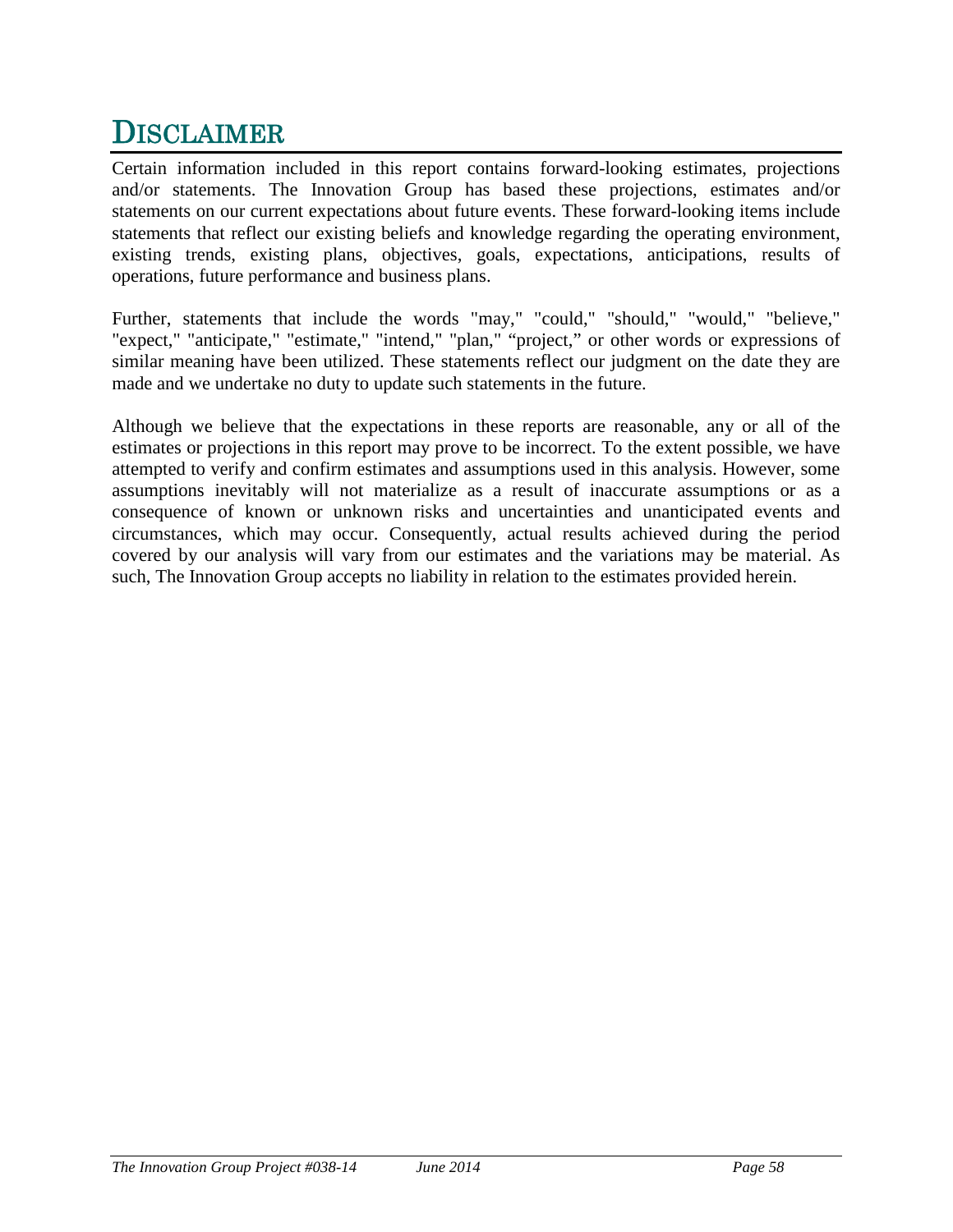# DISCLAIMER

Certain information included in this report contains forward-looking estimates, projections and/or statements. The Innovation Group has based these projections, estimates and/or statements on our current expectations about future events. These forward-looking items include statements that reflect our existing beliefs and knowledge regarding the operating environment, existing trends, existing plans, objectives, goals, expectations, anticipations, results of operations, future performance and business plans.

Further, statements that include the words "may," "could," "should," "would," "believe," "expect," "anticipate," "estimate," "intend," "plan," "project," or other words or expressions of similar meaning have been utilized. These statements reflect our judgment on the date they are made and we undertake no duty to update such statements in the future.

Although we believe that the expectations in these reports are reasonable, any or all of the estimates or projections in this report may prove to be incorrect. To the extent possible, we have attempted to verify and confirm estimates and assumptions used in this analysis. However, some assumptions inevitably will not materialize as a result of inaccurate assumptions or as a consequence of known or unknown risks and uncertainties and unanticipated events and circumstances, which may occur. Consequently, actual results achieved during the period covered by our analysis will vary from our estimates and the variations may be material. As such, The Innovation Group accepts no liability in relation to the estimates provided herein.